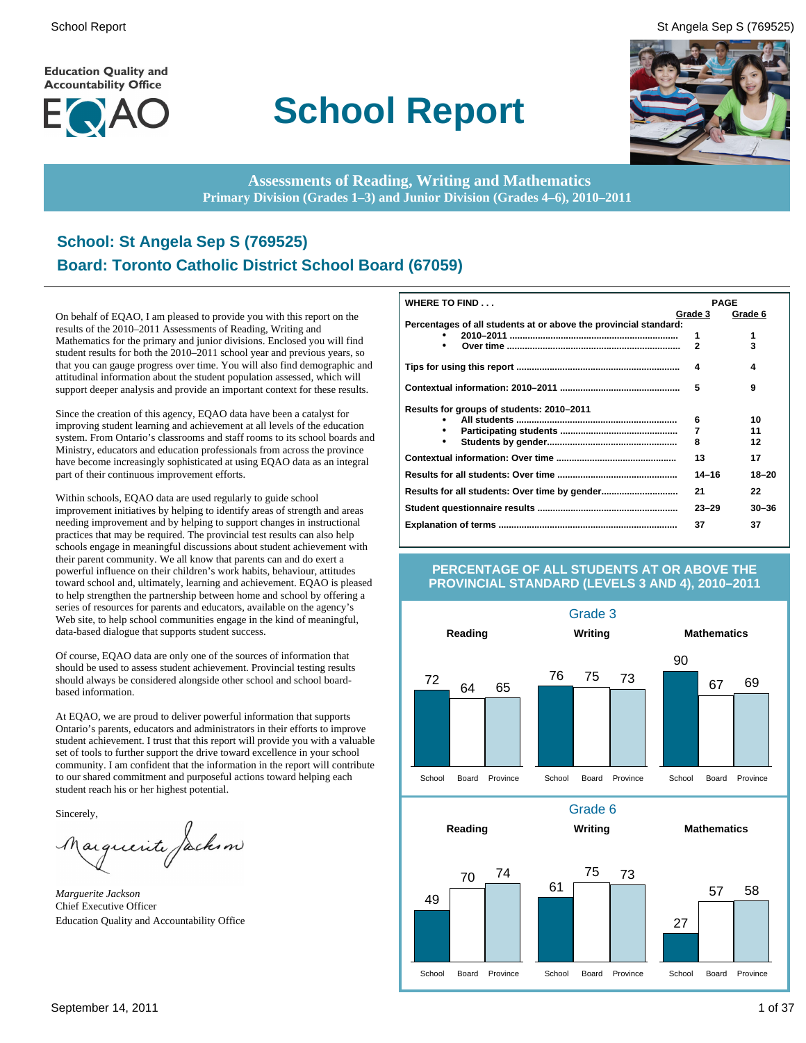Education Quality and Accountability Office

EQAO

# School Report

**Assessments of Reading, Writing and Mathematics**
**Primary Division (Grades 1–3) and Junior Division (Grades 4–6), 2010–2011**

## School: St Angela Sep S (769525)
## Board: Toronto Catholic District School Board (67059)

On behalf of EQAO, I am pleased to provide you with this report on the results of the 2010–2011 Assessments of Reading, Writing and Mathematics for the primary and junior divisions. Enclosed you will find student results for both the 2010–2011 school year and previous years, so that you can gauge progress over time. You will also find demographic and attitudinal information about the student population assessed, which will support deeper analysis and provide an important context for these results.

Since the creation of this agency, EQAO data have been a catalyst for improving student learning and achievement at all levels of the education system. From Ontario's classrooms and staff rooms to its school boards and Ministry, educators and education professionals from across the province have become increasingly sophisticated at using EQAO data as an integral part of their continuous improvement efforts.

Within schools, EQAO data are used regularly to guide school improvement initiatives by helping to identify areas of strength and areas needing improvement and by helping to support changes in instructional practices that may be required. The provincial test results can also help schools engage in meaningful discussions about student achievement with their parent community. We all know that parents can and do exert a powerful influence on their children's work habits, behaviour, attitudes toward school and, ultimately, learning and achievement. EQAO is pleased to help strengthen the partnership between home and school by offering a series of resources for parents and educators, available on the agency's Web site, to help school communities engage in the kind of meaningful, data-based dialogue that supports student success.

Of course, EQAO data are only one of the sources of information that should be used to assess student achievement. Provincial testing results should always be considered alongside other school and school board-based information.

At EQAO, we are proud to deliver powerful information that supports Ontario's parents, educators and administrators in their efforts to improve student achievement. I trust that this report will provide you with a valuable set of tools to further support the drive toward excellence in your school community. I am confident that the information in the report will contribute to our shared commitment and purposeful actions toward helping each student reach his or her highest potential.

Sincerely,

*Marguerite Jackson*
Chief Executive Officer
Education Quality and Accountability Office

| WHERE TO FIND . . . | PAGE Grade 3 | PAGE Grade 6 |
|---|---|---|
| **Percentages of all students at or above the provincial standard:** | | |
| • 2010–2011 | 1 | 1 |
| • Over time | 2 | 3 |
| **Tips for using this report** | 4 | 4 |
| **Contextual information: 2010–2011** | 5 | 9 |
| **Results for groups of students: 2010–2011** | | |
| • All students | 6 | 10 |
| • Participating students | 7 | 11 |
| • Students by gender | 8 | 12 |
| **Contextual information: Over time** | 13 | 17 |
| **Results for all students: Over time** | 14–16 | 18–20 |
| **Results for all students: Over time by gender** | 21 | 22 |
| **Student questionnaire results** | 23–29 | 30–36 |
| **Explanation of terms** | 37 | 37 |

### PERCENTAGE OF ALL STUDENTS AT OR ABOVE THE PROVINCIAL STANDARD (LEVELS 3 AND 4), 2010–2011

**Grade 3**

| | School | Board | Province |
|---|---|---|---|
| Reading | 72 | 64 | 65 |
| Writing | 76 | 75 | 73 |
| Mathematics | 90 | 67 | 69 |

**Grade 6**

| | School | Board | Province |
|---|---|---|---|
| Reading | 49 | 70 | 74 |
| Writing | 61 | 75 | 73 |
| Mathematics | 27 | 57 | 58 |

September 14, 2011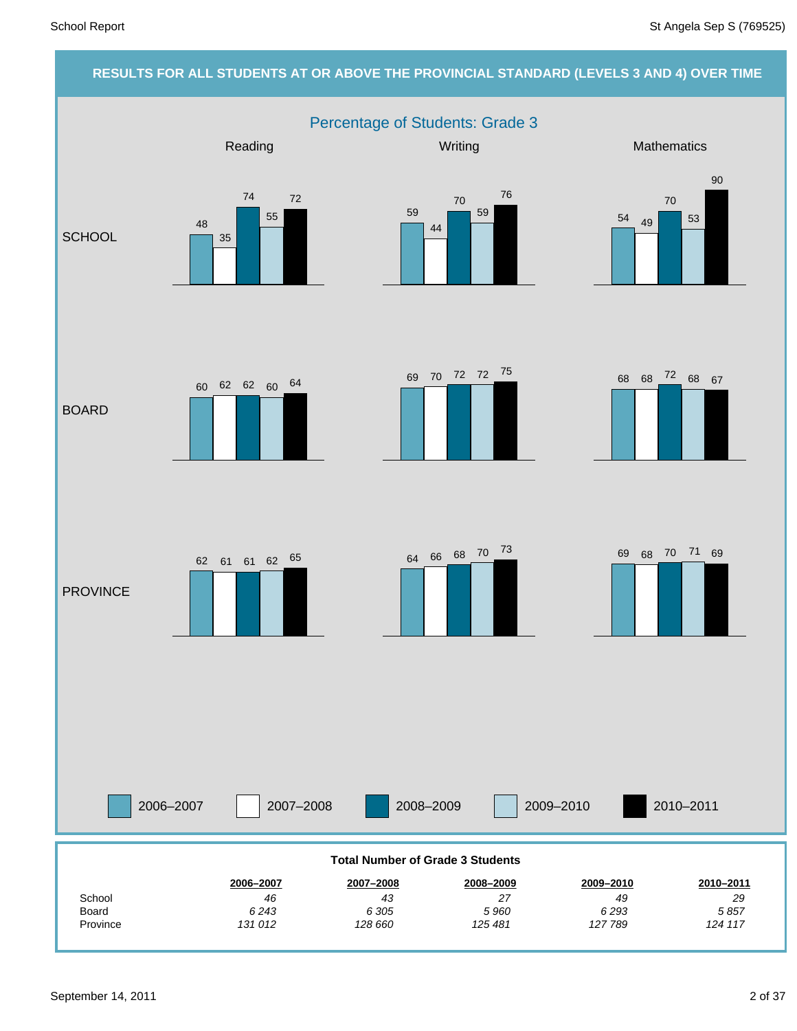## RESULTS FOR ALL STUDENTS AT OR ABOVE THE PROVINCIAL STANDARD (LEVELS 3 AND 4) OVER TIME

### Percentage of Students: Grade 3

| | Subject | 2006–2007 | 2007–2008 | 2008–2009 | 2009–2010 | 2010–2011 |
|---|---|---|---|---|---|---|
| SCHOOL | Reading | 48 | 35 | 74 | 55 | 72 |
| SCHOOL | Writing | 59 | 44 | 70 | 59 | 76 |
| SCHOOL | Mathematics | 54 | 49 | 70 | 53 | 90 |
| BOARD | Reading | 60 | 62 | 62 | 60 | 64 |
| BOARD | Writing | 69 | 70 | 72 | 72 | 75 |
| BOARD | Mathematics | 68 | 68 | 72 | 68 | 67 |
| PROVINCE | Reading | 62 | 61 | 61 | 62 | 65 |
| PROVINCE | Writing | 64 | 66 | 68 | 70 | 73 |
| PROVINCE | Mathematics | 69 | 68 | 70 | 71 | 69 |

**Total Number of Grade 3 Students**

| | 2006–2007 | 2007–2008 | 2008–2009 | 2009–2010 | 2010–2011 |
|---|---|---|---|---|---|
| School | *46* | *43* | *27* | *49* | *29* |
| Board | *6 243* | *6 305* | *5 960* | *6 293* | *5 857* |
| Province | *131 012* | *128 660* | *125 481* | *127 789* | *124 117* |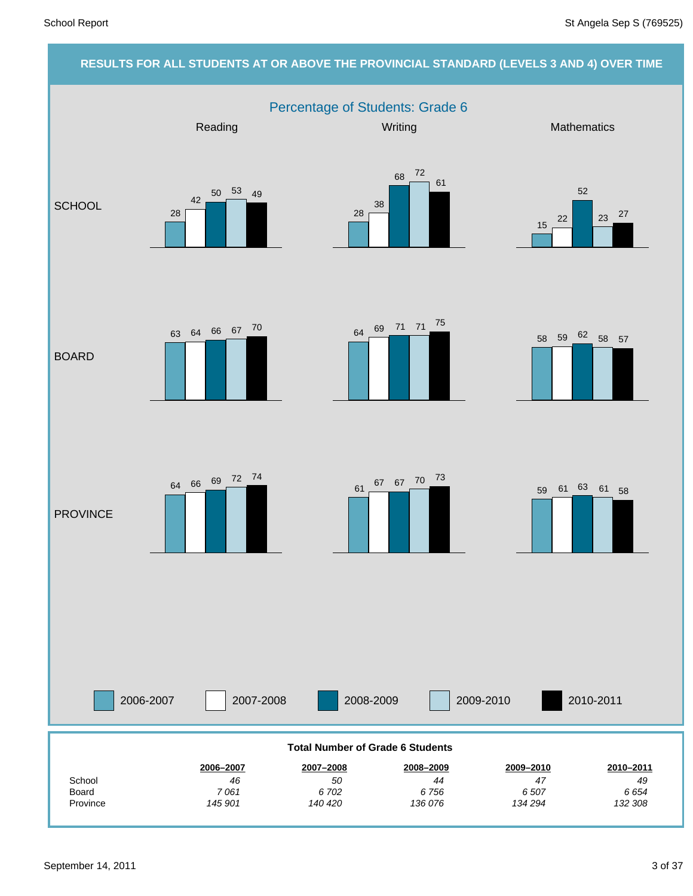## RESULTS FOR ALL STUDENTS AT OR ABOVE THE PROVINCIAL STANDARD (LEVELS 3 AND 4) OVER TIME

### Percentage of Students: Grade 6

| | | 2006-2007 | 2007-2008 | 2008-2009 | 2009-2010 | 2010-2011 |
|---|---|---|---|---|---|---|
| SCHOOL | Reading | 28 | 42 | 50 | 53 | 49 |
| SCHOOL | Writing | 28 | 38 | 68 | 72 | 61 |
| SCHOOL | Mathematics | 15 | 22 | 52 | 23 | 27 |
| BOARD | Reading | 63 | 64 | 66 | 67 | 70 |
| BOARD | Writing | 64 | 69 | 71 | 71 | 75 |
| BOARD | Mathematics | 58 | 59 | 62 | 58 | 57 |
| PROVINCE | Reading | 64 | 66 | 69 | 72 | 74 |
| PROVINCE | Writing | 61 | 67 | 67 | 70 | 73 |
| PROVINCE | Mathematics | 59 | 61 | 63 | 61 | 58 |

**Total Number of Grade 6 Students**

| | 2006–2007 | 2007–2008 | 2008–2009 | 2009–2010 | 2010–2011 |
|---|---|---|---|---|---|
| School | *46* | *50* | *44* | *47* | *49* |
| Board | *7 061* | *6 702* | *6 756* | *6 507* | *6 654* |
| Province | *145 901* | *140 420* | *136 076* | *134 294* | *132 308* |

September 14, 2011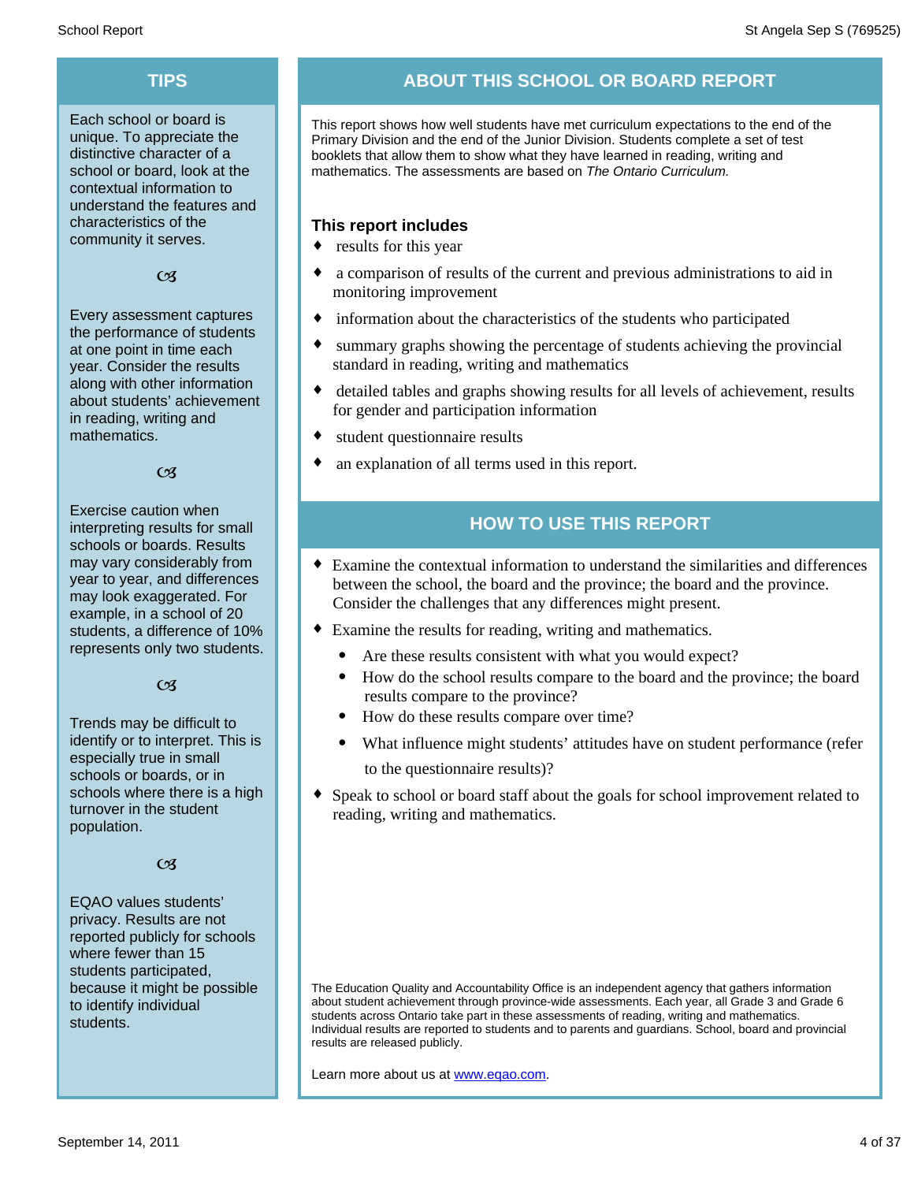## TIPS

Each school or board is unique. To appreciate the distinctive character of a school or board, look at the contextual information to understand the features and characteristics of the community it serves.

ꕥ

Every assessment captures the performance of students at one point in time each year. Consider the results along with other information about students' achievement in reading, writing and mathematics.

ꕥ

Exercise caution when interpreting results for small schools or boards. Results may vary considerably from year to year, and differences may look exaggerated. For example, in a school of 20 students, a difference of 10% represents only two students.

ꕥ

Trends may be difficult to identify or to interpret. This is especially true in small schools or boards, or in schools where there is a high turnover in the student population.

ꕥ

EQAO values students' privacy. Results are not reported publicly for schools where fewer than 15 students participated, because it might be possible to identify individual students.

## ABOUT THIS SCHOOL OR BOARD REPORT

This report shows how well students have met curriculum expectations to the end of the Primary Division and the end of the Junior Division. Students complete a set of test booklets that allow them to show what they have learned in reading, writing and mathematics. The assessments are based on *The Ontario Curriculum.*

### This report includes

- results for this year
- a comparison of results of the current and previous administrations to aid in monitoring improvement
- information about the characteristics of the students who participated
- summary graphs showing the percentage of students achieving the provincial standard in reading, writing and mathematics
- detailed tables and graphs showing results for all levels of achievement, results for gender and participation information
- student questionnaire results
- an explanation of all terms used in this report.

## HOW TO USE THIS REPORT

- Examine the contextual information to understand the similarities and differences between the school, the board and the province; the board and the province. Consider the challenges that any differences might present.
- Examine the results for reading, writing and mathematics.
  - Are these results consistent with what you would expect?
  - How do the school results compare to the board and the province; the board results compare to the province?
  - How do these results compare over time?
  - What influence might students' attitudes have on student performance (refer to the questionnaire results)?
- Speak to school or board staff about the goals for school improvement related to reading, writing and mathematics.

The Education Quality and Accountability Office is an independent agency that gathers information about student achievement through province-wide assessments. Each year, all Grade 3 and Grade 6 students across Ontario take part in these assessments of reading, writing and mathematics. Individual results are reported to students and to parents and guardians. School, board and provincial results are released publicly.

Learn more about us at [www.eqao.com](http://www.eqao.com).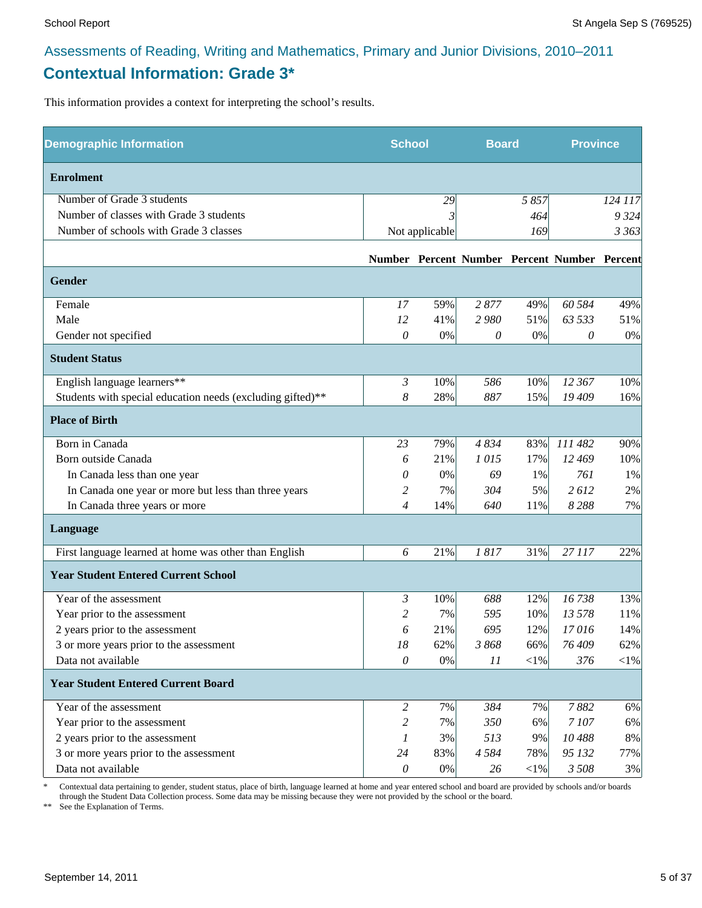## Assessments of Reading, Writing and Mathematics, Primary and Junior Divisions, 2010–2011

# Contextual Information: Grade 3*

This information provides a context for interpreting the school's results.

| Demographic Information | School | | Board | | Province | |
|---|---|---|---|---|---|---|
| **Enrolment** | | | | | | |
| Number of Grade 3 students | | 29 | | 5 857 | | 124 117 |
| Number of classes with Grade 3 students | | 3 | | 464 | | 9 324 |
| Number of schools with Grade 3 classes | | Not applicable | | 169 | | 3 363 |
| | **Number** | **Percent** | **Number** | **Percent** | **Number** | **Percent** |
| **Gender** | | | | | | |
| Female | 17 | 59% | 2 877 | 49% | 60 584 | 49% |
| Male | 12 | 41% | 2 980 | 51% | 63 533 | 51% |
| Gender not specified | 0 | 0% | 0 | 0% | 0 | 0% |
| **Student Status** | | | | | | |
| English language learners** | 3 | 10% | 586 | 10% | 12 367 | 10% |
| Students with special education needs (excluding gifted)** | 8 | 28% | 887 | 15% | 19 409 | 16% |
| **Place of Birth** | | | | | | |
| Born in Canada | 23 | 79% | 4 834 | 83% | 111 482 | 90% |
| Born outside Canada | 6 | 21% | 1 015 | 17% | 12 469 | 10% |
| In Canada less than one year | 0 | 0% | 69 | 1% | 761 | 1% |
| In Canada one year or more but less than three years | 2 | 7% | 304 | 5% | 2 612 | 2% |
| In Canada three years or more | 4 | 14% | 640 | 11% | 8 288 | 7% |
| **Language** | | | | | | |
| First language learned at home was other than English | 6 | 21% | 1 817 | 31% | 27 117 | 22% |
| **Year Student Entered Current School** | | | | | | |
| Year of the assessment | 3 | 10% | 688 | 12% | 16 738 | 13% |
| Year prior to the assessment | 2 | 7% | 595 | 10% | 13 578 | 11% |
| 2 years prior to the assessment | 6 | 21% | 695 | 12% | 17 016 | 14% |
| 3 or more years prior to the assessment | 18 | 62% | 3 868 | 66% | 76 409 | 62% |
| Data not available | 0 | 0% | 11 | <1% | 376 | <1% |
| **Year Student Entered Current Board** | | | | | | |
| Year of the assessment | 2 | 7% | 384 | 7% | 7 882 | 6% |
| Year prior to the assessment | 2 | 7% | 350 | 6% | 7 107 | 6% |
| 2 years prior to the assessment | 1 | 3% | 513 | 9% | 10 488 | 8% |
| 3 or more years prior to the assessment | 24 | 83% | 4 584 | 78% | 95 132 | 77% |
| Data not available | 0 | 0% | 26 | <1% | 3 508 | 3% |

\* Contextual data pertaining to gender, student status, place of birth, language learned at home and year entered school and board are provided by schools and/or boards through the Student Data Collection process. Some data may be missing because they were not provided by the school or the board.

** See the Explanation of Terms.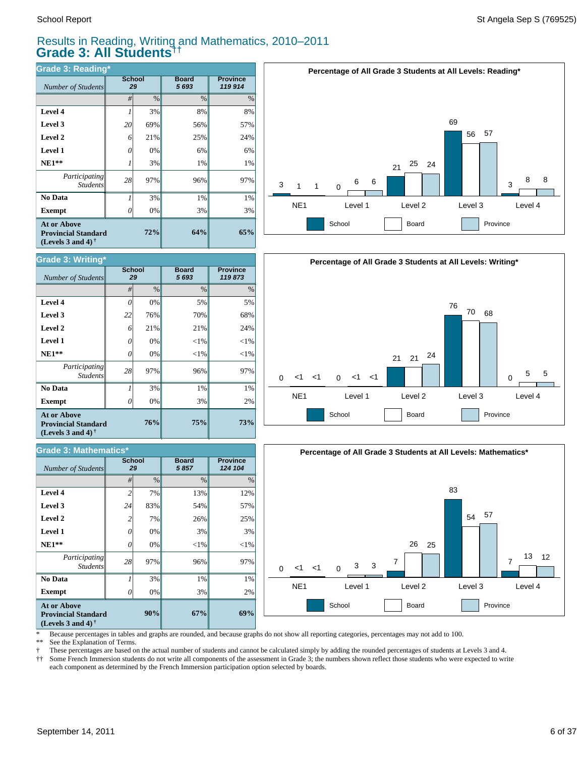# Results in Reading, Writing and Mathematics, 2010–2011
## Grade 3: All Students††

### Grade 3: Reading*

| *Number of Students* | School 29 | | Board 5 693 | Province 119 914 |
|---|---|---|---|---|
| | # | % | % | % |
| **Level 4** | 1 | 3% | 8% | 8% |
| **Level 3** | 20 | 69% | 56% | 57% |
| **Level 2** | 6 | 21% | 25% | 24% |
| **Level 1** | 0 | 0% | 6% | 6% |
| **NE1**** | 1 | 3% | 1% | 1% |
| *Participating Students* | 28 | 97% | 96% | 97% |
| **No Data** | 1 | 3% | 1% | 1% |
| **Exempt** | 0 | 0% | 3% | 3% |
| **At or Above Provincial Standard (Levels 3 and 4)** † | | **72%** | **64%** | **65%** |

**Percentage of All Grade 3 Students at All Levels: Reading***

| | NE1 | Level 1 | Level 2 | Level 3 | Level 4 |
|---|---|---|---|---|---|
| School | 3 | 0 | 21 | 69 | 3 |
| Board | 1 | 6 | 25 | 56 | 8 |
| Province | 1 | 6 | 24 | 57 | 8 |

### Grade 3: Writing*

| *Number of Students* | School 29 | | Board 5 693 | Province 119 873 |
|---|---|---|---|---|
| | # | % | % | % |
| **Level 4** | 0 | 0% | 5% | 5% |
| **Level 3** | 22 | 76% | 70% | 68% |
| **Level 2** | 6 | 21% | 21% | 24% |
| **Level 1** | 0 | 0% | <1% | <1% |
| **NE1**** | 0 | 0% | <1% | <1% |
| *Participating Students* | 28 | 97% | 96% | 97% |
| **No Data** | 1 | 3% | 1% | 1% |
| **Exempt** | 0 | 0% | 3% | 2% |
| **At or Above Provincial Standard (Levels 3 and 4)** † | | **76%** | **75%** | **73%** |

**Percentage of All Grade 3 Students at All Levels: Writing***

| | NE1 | Level 1 | Level 2 | Level 3 | Level 4 |
|---|---|---|---|---|---|
| School | 0 | 0 | 21 | 76 | 0 |
| Board | <1 | <1 | 21 | 70 | 5 |
| Province | <1 | <1 | 24 | 68 | 5 |

### Grade 3: Mathematics*

| *Number of Students* | School 29 | | Board 5 857 | Province 124 104 |
|---|---|---|---|---|
| | # | % | % | % |
| **Level 4** | 2 | 7% | 13% | 12% |
| **Level 3** | 24 | 83% | 54% | 57% |
| **Level 2** | 2 | 7% | 26% | 25% |
| **Level 1** | 0 | 0% | 3% | 3% |
| **NE1**** | 0 | 0% | <1% | <1% |
| *Participating Students* | 28 | 97% | 96% | 97% |
| **No Data** | 1 | 3% | 1% | 1% |
| **Exempt** | 0 | 0% | 3% | 2% |
| **At or Above Provincial Standard (Levels 3 and 4)** † | | **90%** | **67%** | **69%** |

**Percentage of All Grade 3 Students at All Levels: Mathematics***

| | NE1 | Level 1 | Level 2 | Level 3 | Level 4 |
|---|---|---|---|---|---|
| School | 0 | 0 | 7 | 83 | 7 |
| Board | <1 | 3 | 26 | 54 | 13 |
| Province | <1 | 3 | 25 | 57 | 12 |

\* Because percentages in tables and graphs are rounded, and because graphs do not show all reporting categories, percentages may not add to 100.

** See the Explanation of Terms.

† These percentages are based on the actual number of students and cannot be calculated simply by adding the rounded percentages of students at Levels 3 and 4.

†† Some French Immersion students do not write all components of the assessment in Grade 3; the numbers shown reflect those students who were expected to write each component as determined by the French Immersion participation option selected by boards.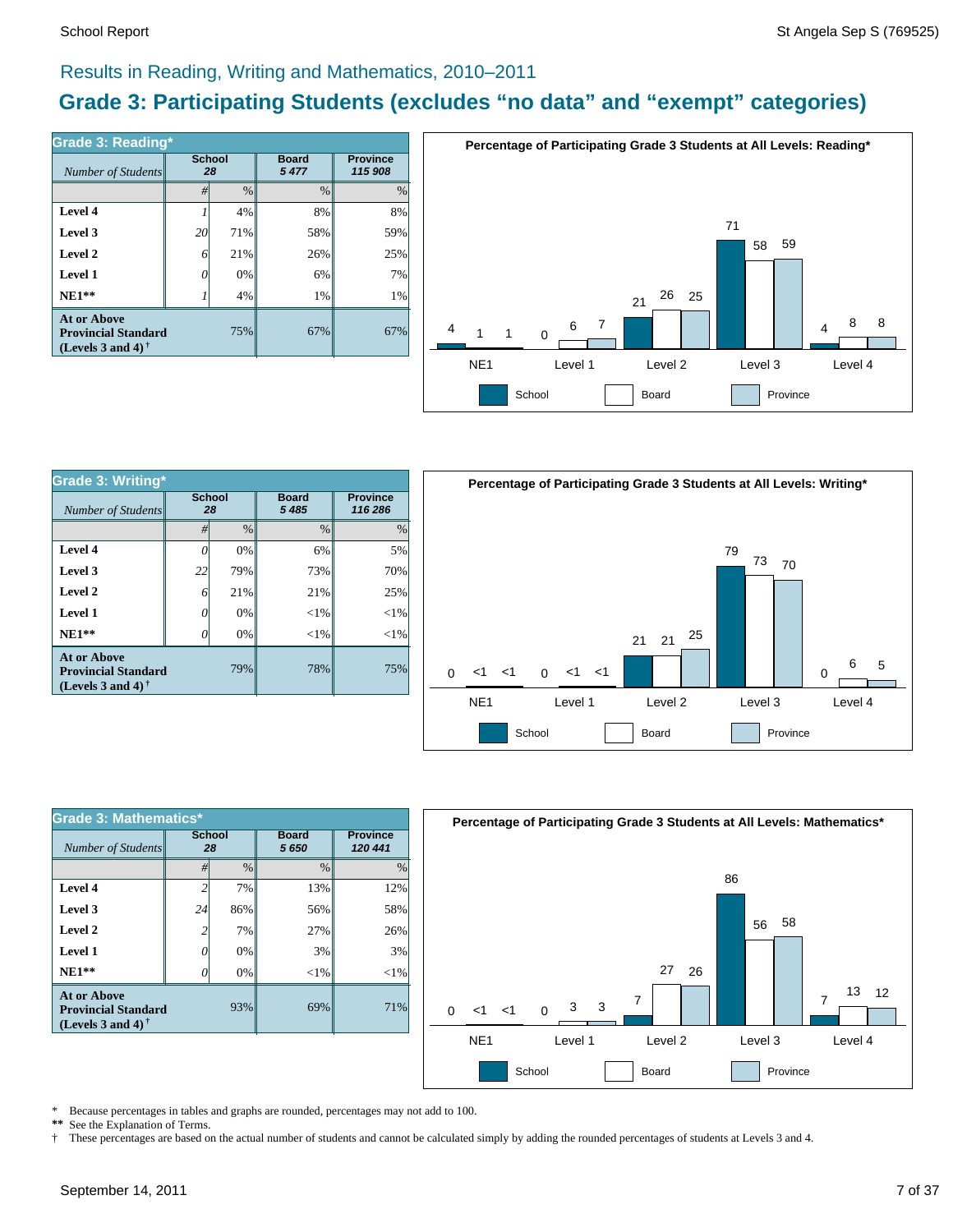## Results in Reading, Writing and Mathematics, 2010–2011

# Grade 3: Participating Students (excludes "no data" and "exempt" categories)

### Grade 3: Reading*

| *Number of Students* | School 28 | | Board 5 477 | Province 115 908 |
|---|---|---|---|---|
| | # | % | % | % |
| **Level 4** | 1 | 4% | 8% | 8% |
| **Level 3** | 20 | 71% | 58% | 59% |
| **Level 2** | 6 | 21% | 26% | 25% |
| **Level 1** | 0 | 0% | 6% | 7% |
| **NE1**** | 1 | 4% | 1% | 1% |
| **At or Above Provincial Standard (Levels 3 and 4)** † | | 75% | 67% | 67% |

**Percentage of Participating Grade 3 Students at All Levels: Reading***

| | School | Board | Province |
|---|---|---|---|
| NE1 | 4 | 1 | 1 |
| Level 1 | 0 | 6 | 7 |
| Level 2 | 21 | 26 | 25 |
| Level 3 | 71 | 58 | 59 |
| Level 4 | 4 | 8 | 8 |

### Grade 3: Writing*

| *Number of Students* | School 28 | | Board 5 485 | Province 116 286 |
|---|---|---|---|---|
| | # | % | % | % |
| **Level 4** | 0 | 0% | 6% | 5% |
| **Level 3** | 22 | 79% | 73% | 70% |
| **Level 2** | 6 | 21% | 21% | 25% |
| **Level 1** | 0 | 0% | <1% | <1% |
| **NE1**** | 0 | 0% | <1% | <1% |
| **At or Above Provincial Standard (Levels 3 and 4)** † | | 79% | 78% | 75% |

**Percentage of Participating Grade 3 Students at All Levels: Writing***

| | School | Board | Province |
|---|---|---|---|
| NE1 | 0 | <1 | <1 |
| Level 1 | 0 | <1 | <1 |
| Level 2 | 21 | 21 | 25 |
| Level 3 | 79 | 73 | 70 |
| Level 4 | 0 | 6 | 5 |

### Grade 3: Mathematics*

| *Number of Students* | School 28 | | Board 5 650 | Province 120 441 |
|---|---|---|---|---|
| | # | % | % | % |
| **Level 4** | 2 | 7% | 13% | 12% |
| **Level 3** | 24 | 86% | 56% | 58% |
| **Level 2** | 2 | 7% | 27% | 26% |
| **Level 1** | 0 | 0% | 3% | 3% |
| **NE1**** | 0 | 0% | <1% | <1% |
| **At or Above Provincial Standard (Levels 3 and 4)** † | | 93% | 69% | 71% |

**Percentage of Participating Grade 3 Students at All Levels: Mathematics***

| | School | Board | Province |
|---|---|---|---|
| NE1 | 0 | <1 | <1 |
| Level 1 | 0 | 3 | 3 |
| Level 2 | 7 | 27 | 26 |
| Level 3 | 86 | 56 | 58 |
| Level 4 | 7 | 13 | 12 |

\* Because percentages in tables and graphs are rounded, percentages may not add to 100.
** See the Explanation of Terms.
† These percentages are based on the actual number of students and cannot be calculated simply by adding the rounded percentages of students at Levels 3 and 4.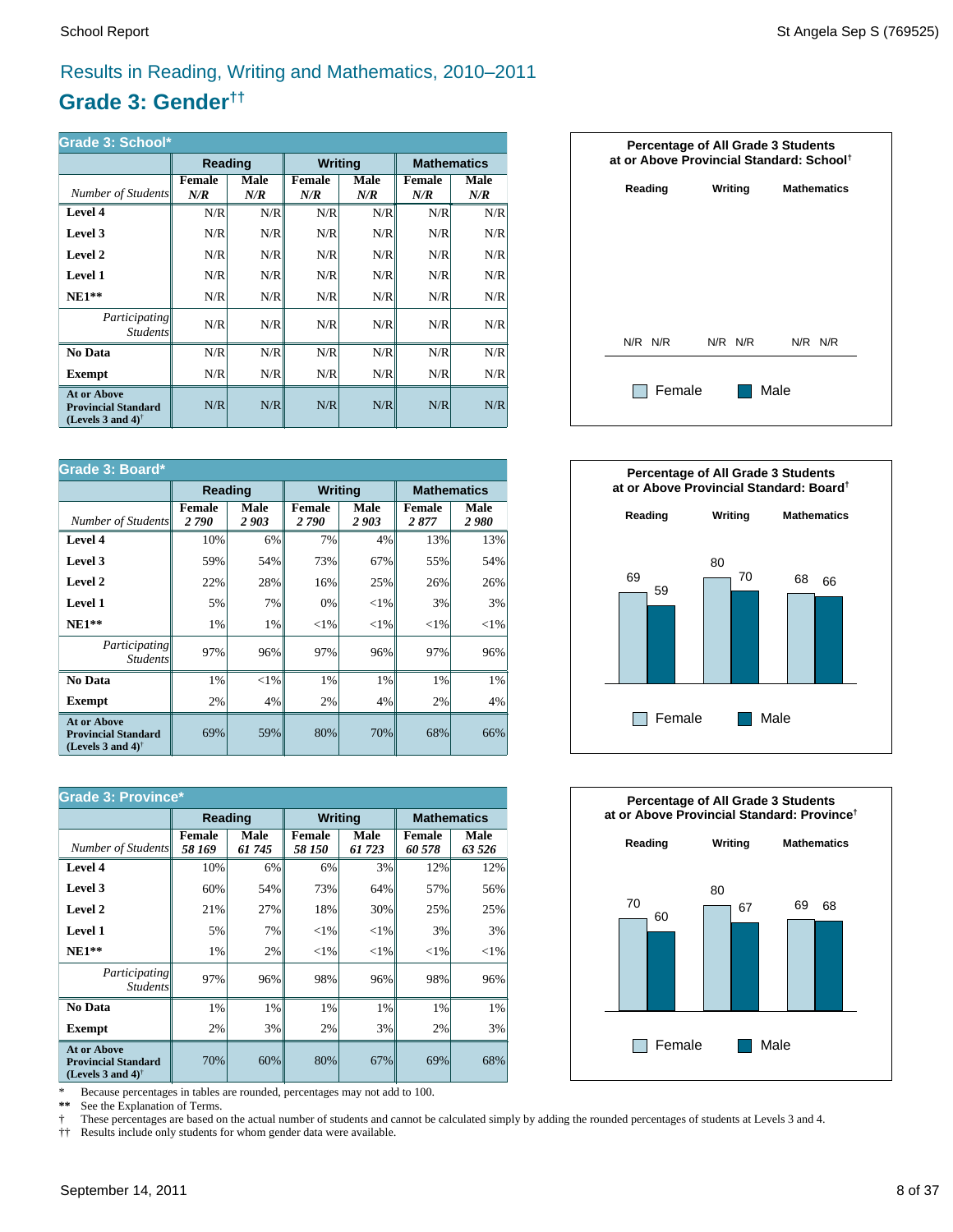## Results in Reading, Writing and Mathematics, 2010–2011

# Grade 3: Gender††

| Grade 3: School* | Reading | | Writing | | Mathematics | |
|---|---|---|---|---|---|---|
| *Number of Students* | Female *N/R* | Male *N/R* | Female *N/R* | Male *N/R* | Female *N/R* | Male *N/R* |
| **Level 4** | N/R | N/R | N/R | N/R | N/R | N/R |
| **Level 3** | N/R | N/R | N/R | N/R | N/R | N/R |
| **Level 2** | N/R | N/R | N/R | N/R | N/R | N/R |
| **Level 1** | N/R | N/R | N/R | N/R | N/R | N/R |
| **NE1**** | N/R | N/R | N/R | N/R | N/R | N/R |
| *Participating Students* | N/R | N/R | N/R | N/R | N/R | N/R |
| **No Data** | N/R | N/R | N/R | N/R | N/R | N/R |
| **Exempt** | N/R | N/R | N/R | N/R | N/R | N/R |
| **At or Above Provincial Standard (Levels 3 and 4)†** | N/R | N/R | N/R | N/R | N/R | N/R |

**Percentage of All Grade 3 Students at or Above Provincial Standard: School†**

| | Reading | | Writing | | Mathematics | |
|---|---|---|---|---|---|---|
| | Female | Male | Female | Male | Female | Male |
| | N/R | N/R | N/R | N/R | N/R | N/R |

| Grade 3: Board* | Reading | | Writing | | Mathematics | |
|---|---|---|---|---|---|---|
| *Number of Students* | Female *2 790* | Male *2 903* | Female *2 790* | Male *2 903* | Female *2 877* | Male *2 980* |
| **Level 4** | 10% | 6% | 7% | 4% | 13% | 13% |
| **Level 3** | 59% | 54% | 73% | 67% | 55% | 54% |
| **Level 2** | 22% | 28% | 16% | 25% | 26% | 26% |
| **Level 1** | 5% | 7% | 0% | <1% | 3% | 3% |
| **NE1**** | 1% | 1% | <1% | <1% | <1% | <1% |
| *Participating Students* | 97% | 96% | 97% | 96% | 97% | 96% |
| **No Data** | 1% | <1% | 1% | 1% | 1% | 1% |
| **Exempt** | 2% | 4% | 2% | 4% | 2% | 4% |
| **At or Above Provincial Standard (Levels 3 and 4)†** | 69% | 59% | 80% | 70% | 68% | 66% |

**Percentage of All Grade 3 Students at or Above Provincial Standard: Board†**

| | Reading | | Writing | | Mathematics | |
|---|---|---|---|---|---|---|
| | Female | Male | Female | Male | Female | Male |
| | 69 | 59 | 80 | 70 | 68 | 66 |

| Grade 3: Province* | Reading | | Writing | | Mathematics | |
|---|---|---|---|---|---|---|
| *Number of Students* | Female *58 169* | Male *61 745* | Female *58 150* | Male *61 723* | Female *60 578* | Male *63 526* |
| **Level 4** | 10% | 6% | 6% | 3% | 12% | 12% |
| **Level 3** | 60% | 54% | 73% | 64% | 57% | 56% |
| **Level 2** | 21% | 27% | 18% | 30% | 25% | 25% |
| **Level 1** | 5% | 7% | <1% | <1% | 3% | 3% |
| **NE1**** | 1% | 2% | <1% | <1% | <1% | <1% |
| *Participating Students* | 97% | 96% | 98% | 96% | 98% | 96% |
| **No Data** | 1% | 1% | 1% | 1% | 1% | 1% |
| **Exempt** | 2% | 3% | 2% | 3% | 2% | 3% |
| **At or Above Provincial Standard (Levels 3 and 4)†** | 70% | 60% | 80% | 67% | 69% | 68% |

**Percentage of All Grade 3 Students at or Above Provincial Standard: Province†**

| | Reading | | Writing | | Mathematics | |
|---|---|---|---|---|---|---|
| | Female | Male | Female | Male | Female | Male |
| | 70 | 60 | 80 | 67 | 69 | 68 |

\* Because percentages in tables are rounded, percentages may not add to 100.
** See the Explanation of Terms.
† These percentages are based on the actual number of students and cannot be calculated simply by adding the rounded percentages of students at Levels 3 and 4.
†† Results include only students for whom gender data were available.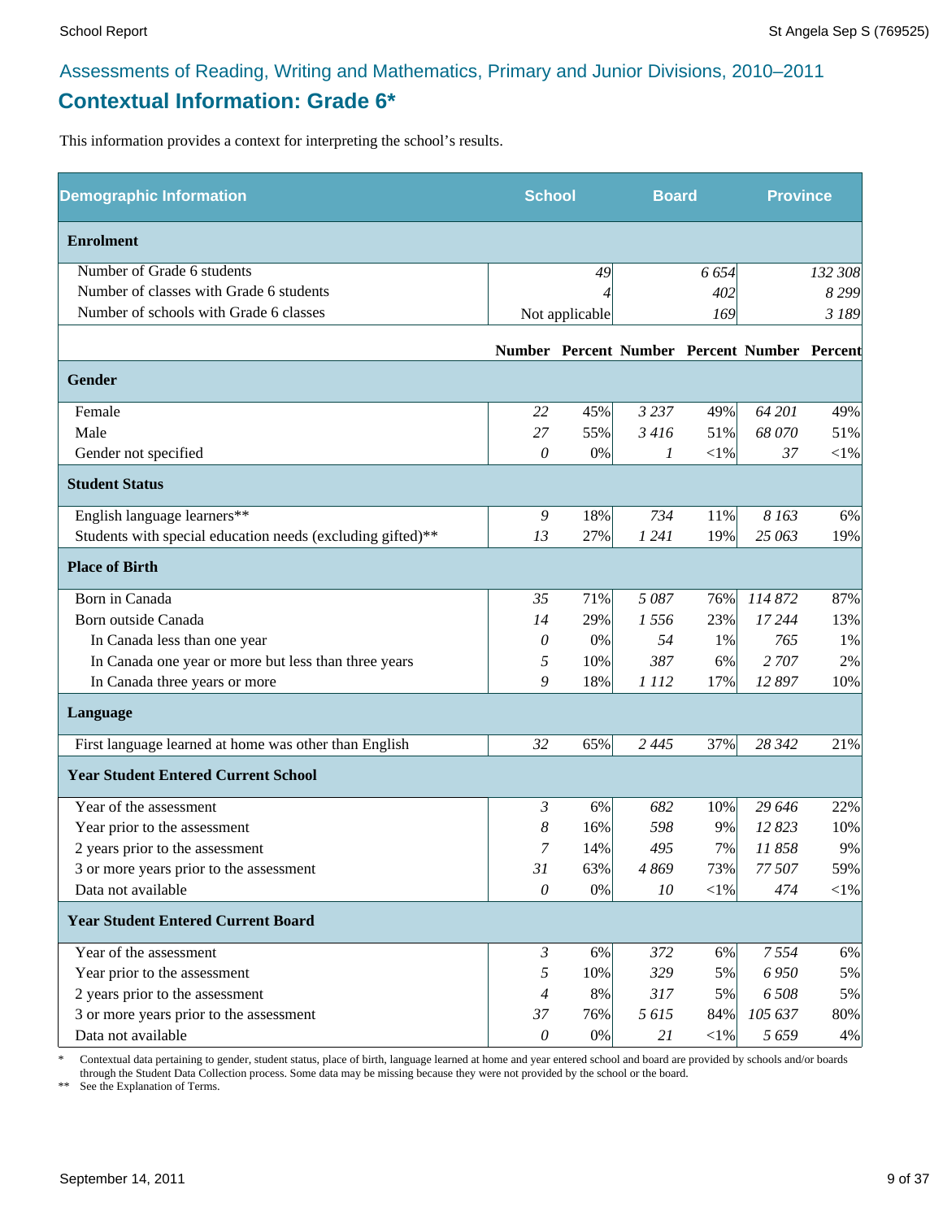Assessments of Reading, Writing and Mathematics, Primary and Junior Divisions, 2010–2011

## Contextual Information: Grade 6*

This information provides a context for interpreting the school's results.

| Demographic Information | School | | Board | | Province | |
|---|---|---|---|---|---|---|
| **Enrolment** | | | | | | |
| Number of Grade 6 students | | 49 | | 6 654 | | 132 308 |
| Number of classes with Grade 6 students | | 4 | | 402 | | 8 299 |
| Number of schools with Grade 6 classes | | Not applicable | | 169 | | 3 189 |
| | **Number** | **Percent** | **Number** | **Percent** | **Number** | **Percent** |
| **Gender** | | | | | | |
| Female | 22 | 45% | 3 237 | 49% | 64 201 | 49% |
| Male | 27 | 55% | 3 416 | 51% | 68 070 | 51% |
| Gender not specified | 0 | 0% | 1 | <1% | 37 | <1% |
| **Student Status** | | | | | | |
| English language learners** | 9 | 18% | 734 | 11% | 8 163 | 6% |
| Students with special education needs (excluding gifted)** | 13 | 27% | 1 241 | 19% | 25 063 | 19% |
| **Place of Birth** | | | | | | |
| Born in Canada | 35 | 71% | 5 087 | 76% | 114 872 | 87% |
| Born outside Canada | 14 | 29% | 1 556 | 23% | 17 244 | 13% |
| In Canada less than one year | 0 | 0% | 54 | 1% | 765 | 1% |
| In Canada one year or more but less than three years | 5 | 10% | 387 | 6% | 2 707 | 2% |
| In Canada three years or more | 9 | 18% | 1 112 | 17% | 12 897 | 10% |
| **Language** | | | | | | |
| First language learned at home was other than English | 32 | 65% | 2 445 | 37% | 28 342 | 21% |
| **Year Student Entered Current School** | | | | | | |
| Year of the assessment | 3 | 6% | 682 | 10% | 29 646 | 22% |
| Year prior to the assessment | 8 | 16% | 598 | 9% | 12 823 | 10% |
| 2 years prior to the assessment | 7 | 14% | 495 | 7% | 11 858 | 9% |
| 3 or more years prior to the assessment | 31 | 63% | 4 869 | 73% | 77 507 | 59% |
| Data not available | 0 | 0% | 10 | <1% | 474 | <1% |
| **Year Student Entered Current Board** | | | | | | |
| Year of the assessment | 3 | 6% | 372 | 6% | 7 554 | 6% |
| Year prior to the assessment | 5 | 10% | 329 | 5% | 6 950 | 5% |
| 2 years prior to the assessment | 4 | 8% | 317 | 5% | 6 508 | 5% |
| 3 or more years prior to the assessment | 37 | 76% | 5 615 | 84% | 105 637 | 80% |
| Data not available | 0 | 0% | 21 | <1% | 5 659 | 4% |

\* Contextual data pertaining to gender, student status, place of birth, language learned at home and year entered school and board are provided by schools and/or boards through the Student Data Collection process. Some data may be missing because they were not provided by the school or the board.

** See the Explanation of Terms.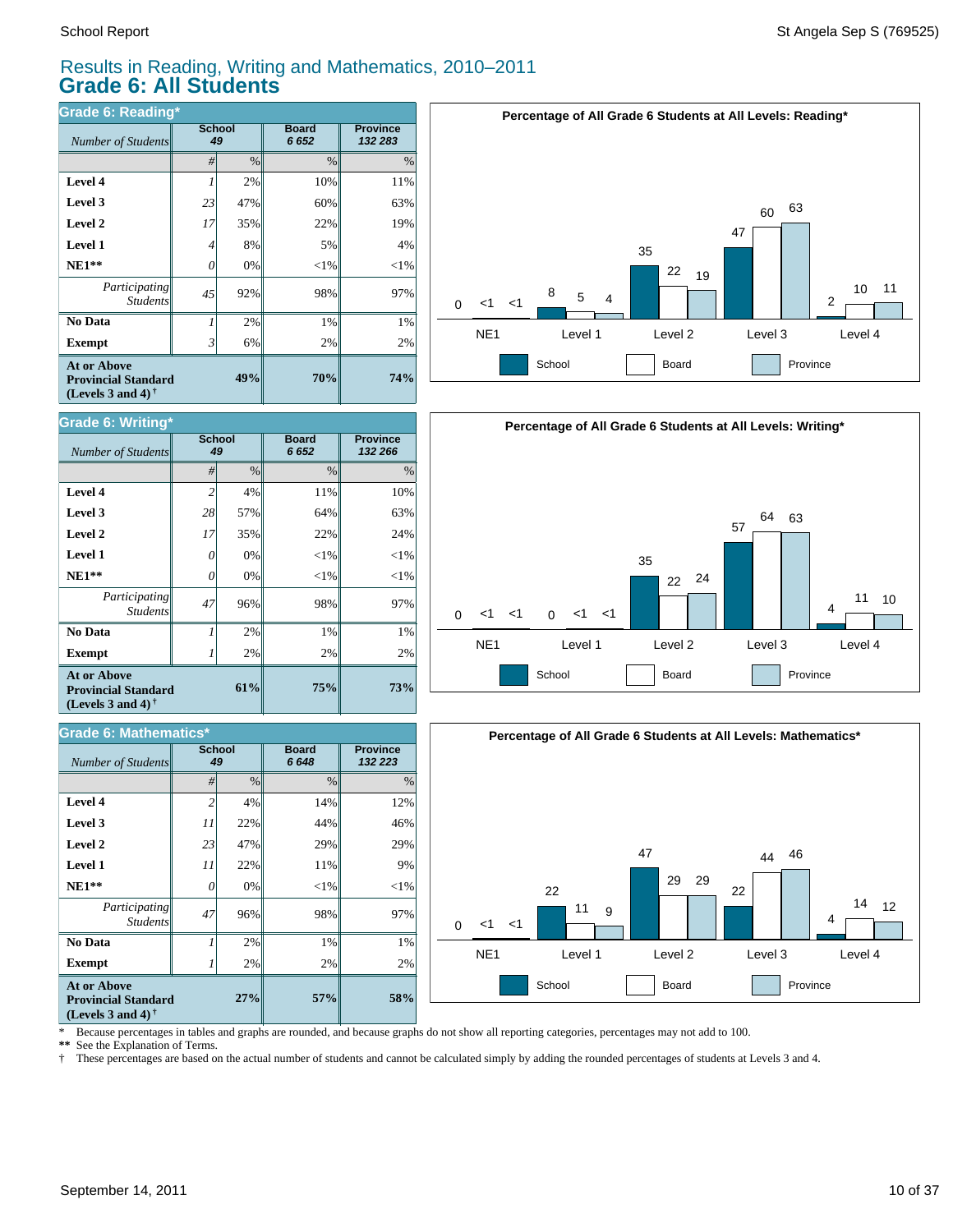# Results in Reading, Writing and Mathematics, 2010–2011
## Grade 6: All Students

### Grade 6: Reading*

| *Number of Students* | School 49 | | Board 6 652 | Province 132 283 |
|---|---|---|---|---|
| | # | % | % | % |
| **Level 4** | 1 | 2% | 10% | 11% |
| **Level 3** | 23 | 47% | 60% | 63% |
| **Level 2** | 17 | 35% | 22% | 19% |
| **Level 1** | 4 | 8% | 5% | 4% |
| **NE1**** | 0 | 0% | <1% | <1% |
| *Participating Students* | 45 | 92% | 98% | 97% |
| **No Data** | 1 | 2% | 1% | 1% |
| **Exempt** | 3 | 6% | 2% | 2% |
| **At or Above Provincial Standard (Levels 3 and 4)** † | | **49%** | **70%** | **74%** |

**Percentage of All Grade 6 Students at All Levels: Reading***

| | NE1 | Level 1 | Level 2 | Level 3 | Level 4 |
|---|---|---|---|---|---|
| School | 0 | 8 | 35 | 47 | 2 |
| Board | <1 | 5 | 22 | 60 | 10 |
| Province | <1 | 4 | 19 | 63 | 11 |

### Grade 6: Writing*

| *Number of Students* | School 49 | | Board 6 652 | Province 132 266 |
|---|---|---|---|---|
| | # | % | % | % |
| **Level 4** | 2 | 4% | 11% | 10% |
| **Level 3** | 28 | 57% | 64% | 63% |
| **Level 2** | 17 | 35% | 22% | 24% |
| **Level 1** | 0 | 0% | <1% | <1% |
| **NE1**** | 0 | 0% | <1% | <1% |
| *Participating Students* | 47 | 96% | 98% | 97% |
| **No Data** | 1 | 2% | 1% | 1% |
| **Exempt** | 1 | 2% | 2% | 2% |
| **At or Above Provincial Standard (Levels 3 and 4)** † | | **61%** | **75%** | **73%** |

**Percentage of All Grade 6 Students at All Levels: Writing***

| | NE1 | Level 1 | Level 2 | Level 3 | Level 4 |
|---|---|---|---|---|---|
| School | 0 | 0 | 35 | 57 | 4 |
| Board | <1 | <1 | 22 | 64 | 11 |
| Province | <1 | <1 | 24 | 63 | 10 |

### Grade 6: Mathematics*

| *Number of Students* | School 49 | | Board 6 648 | Province 132 223 |
|---|---|---|---|---|
| | # | % | % | % |
| **Level 4** | 2 | 4% | 14% | 12% |
| **Level 3** | 11 | 22% | 44% | 46% |
| **Level 2** | 23 | 47% | 29% | 29% |
| **Level 1** | 11 | 22% | 11% | 9% |
| **NE1**** | 0 | 0% | <1% | <1% |
| *Participating Students* | 47 | 96% | 98% | 97% |
| **No Data** | 1 | 2% | 1% | 1% |
| **Exempt** | 1 | 2% | 2% | 2% |
| **At or Above Provincial Standard (Levels 3 and 4)** † | | **27%** | **57%** | **58%** |

**Percentage of All Grade 6 Students at All Levels: Mathematics***

| | NE1 | Level 1 | Level 2 | Level 3 | Level 4 |
|---|---|---|---|---|---|
| School | 0 | 22 | 47 | 22 | 4 |
| Board | <1 | 11 | 29 | 44 | 14 |
| Province | <1 | 9 | 29 | 46 | 12 |

\* Because percentages in tables and graphs are rounded, and because graphs do not show all reporting categories, percentages may not add to 100.

** See the Explanation of Terms.

† These percentages are based on the actual number of students and cannot be calculated simply by adding the rounded percentages of students at Levels 3 and 4.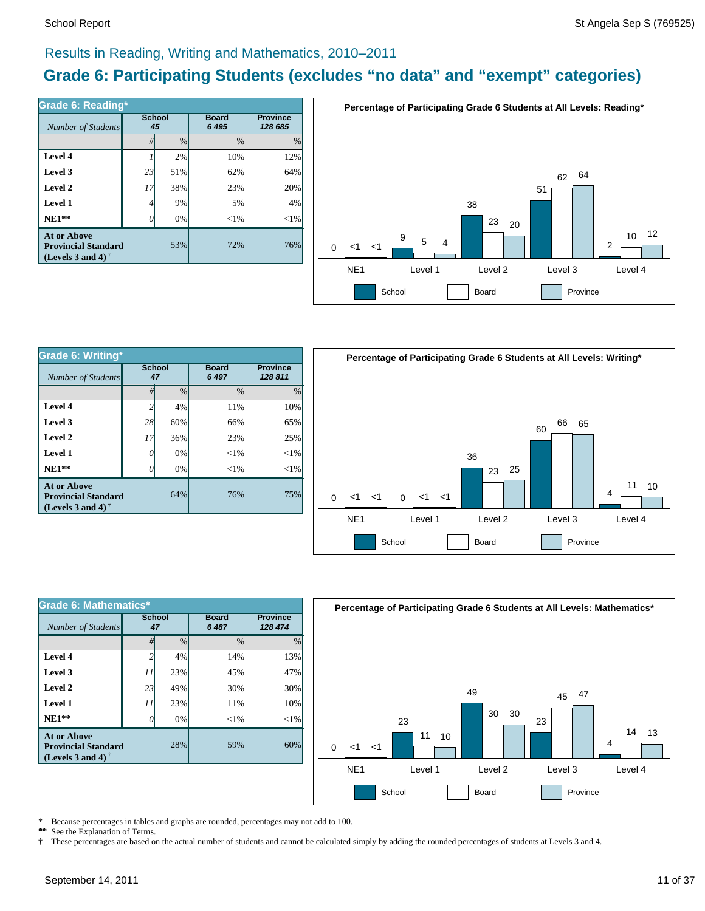## Results in Reading, Writing and Mathematics, 2010–2011

# Grade 6: Participating Students (excludes "no data" and "exempt" categories)

### Grade 6: Reading*

| *Number of Students* | School 45 | | Board 6 495 | Province 128 685 |
|---|---|---|---|---|
| | # | % | % | % |
| **Level 4** | 1 | 2% | 10% | 12% |
| **Level 3** | 23 | 51% | 62% | 64% |
| **Level 2** | 17 | 38% | 23% | 20% |
| **Level 1** | 4 | 9% | 5% | 4% |
| **NE1\*\*** | 0 | 0% | <1% | <1% |
| **At or Above Provincial Standard (Levels 3 and 4)†** | | 53% | 72% | 76% |

**Percentage of Participating Grade 6 Students at All Levels: Reading***

| | School | Board | Province |
|---|---|---|---|
| NE1 | 0 | <1 | <1 |
| Level 1 | 9 | 5 | 4 |
| Level 2 | 38 | 23 | 20 |
| Level 3 | 51 | 62 | 64 |
| Level 4 | 2 | 10 | 12 |

### Grade 6: Writing*

| *Number of Students* | School 47 | | Board 6 497 | Province 128 811 |
|---|---|---|---|---|
| | # | % | % | % |
| **Level 4** | 2 | 4% | 11% | 10% |
| **Level 3** | 28 | 60% | 66% | 65% |
| **Level 2** | 17 | 36% | 23% | 25% |
| **Level 1** | 0 | 0% | <1% | <1% |
| **NE1\*\*** | 0 | 0% | <1% | <1% |
| **At or Above Provincial Standard (Levels 3 and 4)†** | | 64% | 76% | 75% |

**Percentage of Participating Grade 6 Students at All Levels: Writing***

| | School | Board | Province |
|---|---|---|---|
| NE1 | 0 | <1 | <1 |
| Level 1 | 0 | <1 | <1 |
| Level 2 | 36 | 23 | 25 |
| Level 3 | 60 | 66 | 65 |
| Level 4 | 4 | 11 | 10 |

### Grade 6: Mathematics*

| *Number of Students* | School 47 | | Board 6 487 | Province 128 474 |
|---|---|---|---|---|
| | # | % | % | % |
| **Level 4** | 2 | 4% | 14% | 13% |
| **Level 3** | 11 | 23% | 45% | 47% |
| **Level 2** | 23 | 49% | 30% | 30% |
| **Level 1** | 11 | 23% | 11% | 10% |
| **NE1\*\*** | 0 | 0% | <1% | <1% |
| **At or Above Provincial Standard (Levels 3 and 4)†** | | 28% | 59% | 60% |

**Percentage of Participating Grade 6 Students at All Levels: Mathematics***

| | School | Board | Province |
|---|---|---|---|
| NE1 | 0 | <1 | <1 |
| Level 1 | 23 | 11 | 10 |
| Level 2 | 49 | 30 | 30 |
| Level 3 | 23 | 45 | 47 |
| Level 4 | 4 | 14 | 13 |

\* Because percentages in tables and graphs are rounded, percentages may not add to 100.
\*\* See the Explanation of Terms.
† These percentages are based on the actual number of students and cannot be calculated simply by adding the rounded percentages of students at Levels 3 and 4.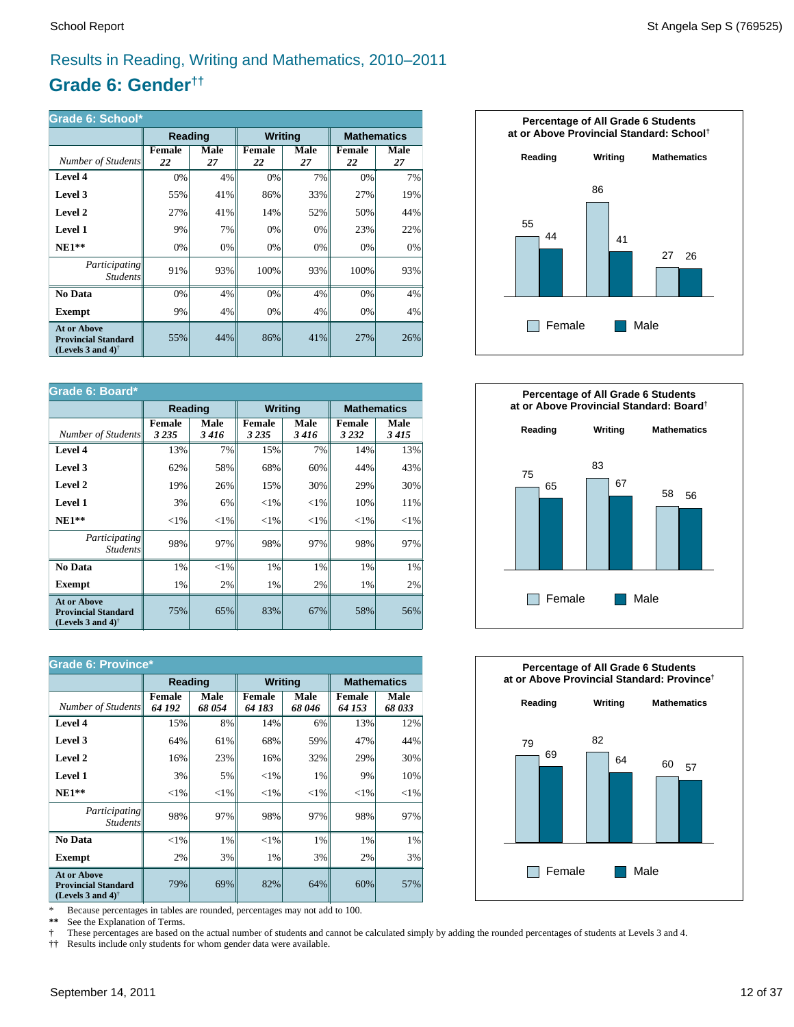# Results in Reading, Writing and Mathematics, 2010–2011

## Grade 6: Gender[††]

### Grade 6: School*

| | Reading | | Writing | | Mathematics | |
|---|---|---|---|---|---|---|
| *Number of Students* | Female *22* | Male *27* | Female *22* | Male *27* | Female *22* | Male *27* |
| **Level 4** | 0% | 4% | 0% | 7% | 0% | 7% |
| **Level 3** | 55% | 41% | 86% | 33% | 27% | 19% |
| **Level 2** | 27% | 41% | 14% | 52% | 50% | 44% |
| **Level 1** | 9% | 7% | 0% | 0% | 23% | 22% |
| **NE1**** | 0% | 0% | 0% | 0% | 0% | 0% |
| *Participating Students* | 91% | 93% | 100% | 93% | 100% | 93% |
| **No Data** | 0% | 4% | 0% | 4% | 0% | 4% |
| **Exempt** | 9% | 4% | 0% | 4% | 0% | 4% |
| **At or Above Provincial Standard (Levels 3 and 4)**[†] | 55% | 44% | 86% | 41% | 27% | 26% |

**Percentage of All Grade 6 Students at or Above Provincial Standard: School**[†]

| | Reading | Writing | Mathematics |
|---|---|---|---|
| Female | 55 | 86 | 27 |
| Male | 44 | 41 | 26 |

### Grade 6: Board*

| | Reading | | Writing | | Mathematics | |
|---|---|---|---|---|---|---|
| *Number of Students* | Female *3 235* | Male *3 416* | Female *3 235* | Male *3 416* | Female *3 232* | Male *3 415* |
| **Level 4** | 13% | 7% | 15% | 7% | 14% | 13% |
| **Level 3** | 62% | 58% | 68% | 60% | 44% | 43% |
| **Level 2** | 19% | 26% | 15% | 30% | 29% | 30% |
| **Level 1** | 3% | 6% | <1% | <1% | 10% | 11% |
| **NE1**** | <1% | <1% | <1% | <1% | <1% | <1% |
| *Participating Students* | 98% | 97% | 98% | 97% | 98% | 97% |
| **No Data** | 1% | <1% | 1% | 1% | 1% | 1% |
| **Exempt** | 1% | 2% | 1% | 2% | 1% | 2% |
| **At or Above Provincial Standard (Levels 3 and 4)**[†] | 75% | 65% | 83% | 67% | 58% | 56% |

**Percentage of All Grade 6 Students at or Above Provincial Standard: Board**[†]

| | Reading | Writing | Mathematics |
|---|---|---|---|
| Female | 75 | 83 | 58 |
| Male | 65 | 67 | 56 |

### Grade 6: Province*

| | Reading | | Writing | | Mathematics | |
|---|---|---|---|---|---|---|
| *Number of Students* | Female *64 192* | Male *68 054* | Female *64 183* | Male *68 046* | Female *64 153* | Male *68 033* |
| **Level 4** | 15% | 8% | 14% | 6% | 13% | 12% |
| **Level 3** | 64% | 61% | 68% | 59% | 47% | 44% |
| **Level 2** | 16% | 23% | 16% | 32% | 29% | 30% |
| **Level 1** | 3% | 5% | <1% | 1% | 9% | 10% |
| **NE1**** | <1% | <1% | <1% | <1% | <1% | <1% |
| *Participating Students* | 98% | 97% | 98% | 97% | 98% | 97% |
| **No Data** | <1% | 1% | <1% | 1% | 1% | 1% |
| **Exempt** | 2% | 3% | 1% | 3% | 2% | 3% |
| **At or Above Provincial Standard (Levels 3 and 4)**[†] | 79% | 69% | 82% | 64% | 60% | 57% |

**Percentage of All Grade 6 Students at or Above Provincial Standard: Province**[†]

| | Reading | Writing | Mathematics |
|---|---|---|---|
| Female | 79 | 82 | 60 |
| Male | 69 | 64 | 57 |

\* Because percentages in tables are rounded, percentages may not add to 100.
** See the Explanation of Terms.
† These percentages are based on the actual number of students and cannot be calculated simply by adding the rounded percentages of students at Levels 3 and 4.
†† Results include only students for whom gender data were available.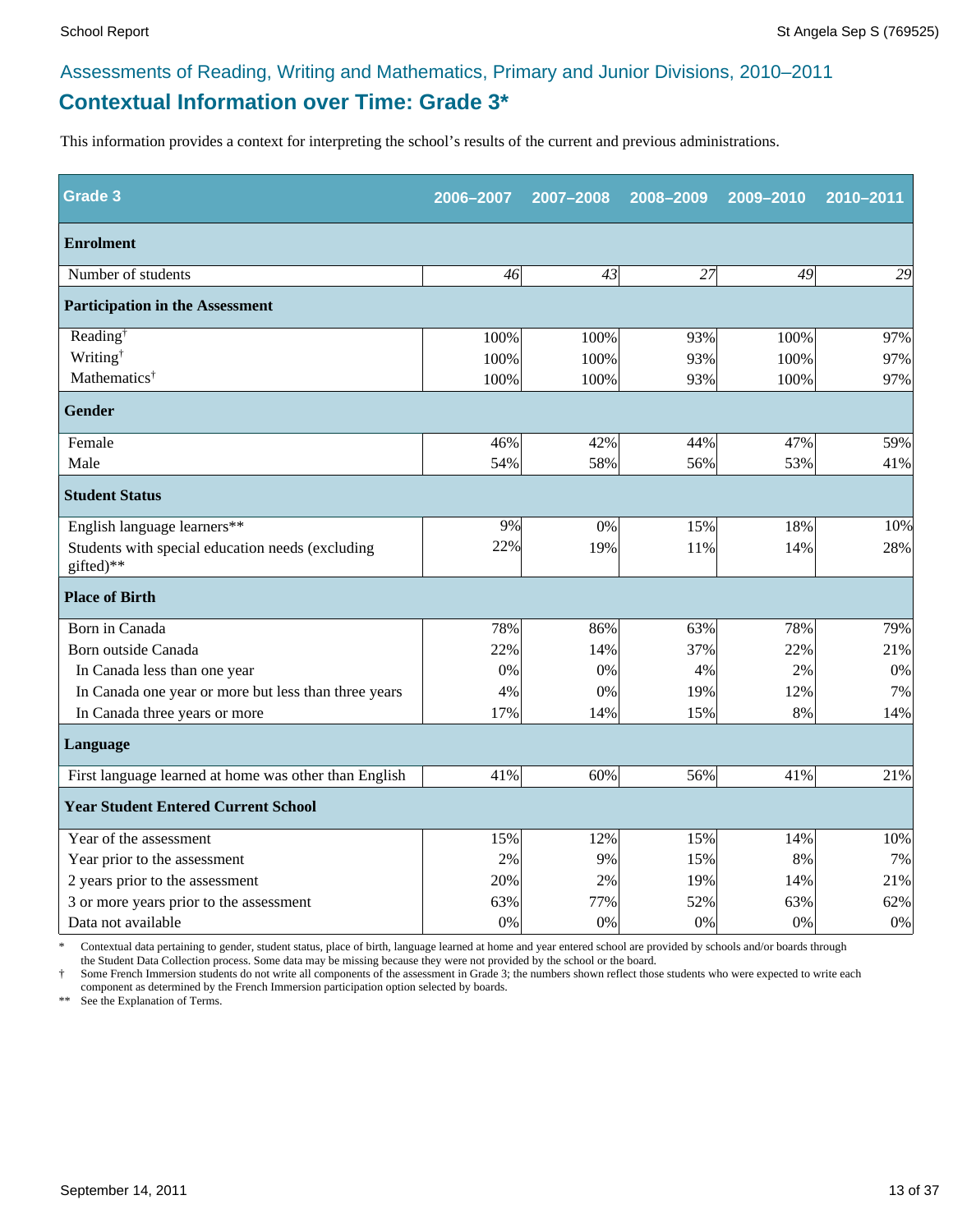## Assessments of Reading, Writing and Mathematics, Primary and Junior Divisions, 2010–2011

# Contextual Information over Time: Grade 3*

This information provides a context for interpreting the school's results of the current and previous administrations.

| Grade 3 | 2006–2007 | 2007–2008 | 2008–2009 | 2009–2010 | 2010–2011 |
|---|---|---|---|---|---|
| **Enrolment** | | | | | |
| Number of students | *46* | *43* | *27* | *49* | *29* |
| **Participation in the Assessment** | | | | | |
| Reading† | 100% | 100% | 93% | 100% | 97% |
| Writing† | 100% | 100% | 93% | 100% | 97% |
| Mathematics† | 100% | 100% | 93% | 100% | 97% |
| **Gender** | | | | | |
| Female | 46% | 42% | 44% | 47% | 59% |
| Male | 54% | 58% | 56% | 53% | 41% |
| **Student Status** | | | | | |
| English language learners** | 9% | 0% | 15% | 18% | 10% |
| Students with special education needs (excluding gifted)** | 22% | 19% | 11% | 14% | 28% |
| **Place of Birth** | | | | | |
| Born in Canada | 78% | 86% | 63% | 78% | 79% |
| Born outside Canada | 22% | 14% | 37% | 22% | 21% |
| In Canada less than one year | 0% | 0% | 4% | 2% | 0% |
| In Canada one year or more but less than three years | 4% | 0% | 19% | 12% | 7% |
| In Canada three years or more | 17% | 14% | 15% | 8% | 14% |
| **Language** | | | | | |
| First language learned at home was other than English | 41% | 60% | 56% | 41% | 21% |
| **Year Student Entered Current School** | | | | | |
| Year of the assessment | 15% | 12% | 15% | 14% | 10% |
| Year prior to the assessment | 2% | 9% | 15% | 8% | 7% |
| 2 years prior to the assessment | 20% | 2% | 19% | 14% | 21% |
| 3 or more years prior to the assessment | 63% | 77% | 52% | 63% | 62% |
| Data not available | 0% | 0% | 0% | 0% | 0% |

\* Contextual data pertaining to gender, student status, place of birth, language learned at home and year entered school are provided by schools and/or boards through the Student Data Collection process. Some data may be missing because they were not provided by the school or the board.

† Some French Immersion students do not write all components of the assessment in Grade 3; the numbers shown reflect those students who were expected to write each component as determined by the French Immersion participation option selected by boards.

\*\* See the Explanation of Terms.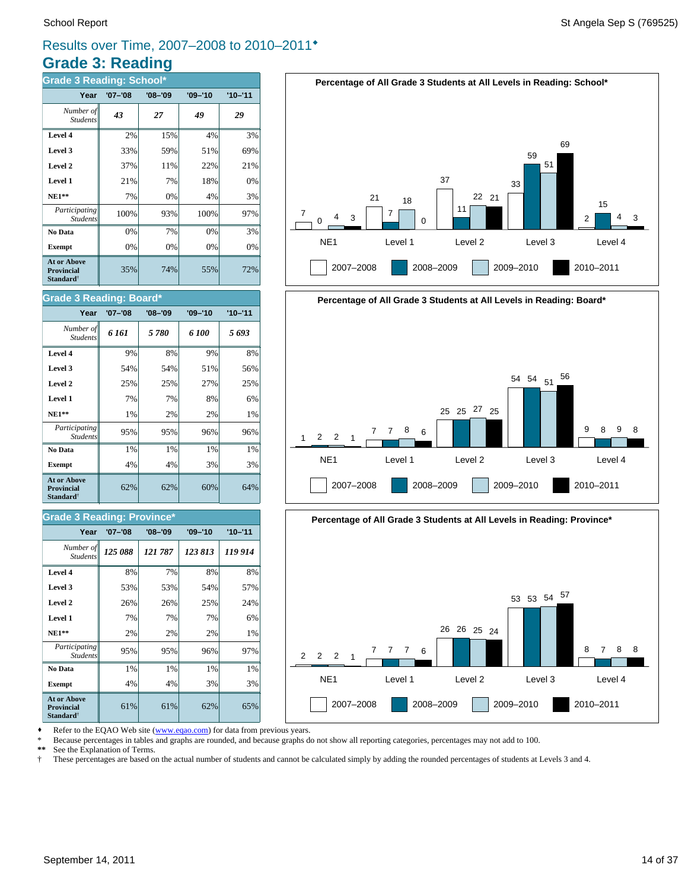School Report — St Angela Sep S (769525)

## Results over Time, 2007–2008 to 2010–2011♦

# Grade 3: Reading

### Grade 3 Reading: School*

| Year | '07–'08 | '08–'09 | '09–'10 | '10–'11 |
|---|---|---|---|---|
| *Number of Students* | ***43*** | ***27*** | ***49*** | ***29*** |
| **Level 4** | 2% | 15% | 4% | 3% |
| **Level 3** | 33% | 59% | 51% | 69% |
| **Level 2** | 37% | 11% | 22% | 21% |
| **Level 1** | 21% | 7% | 18% | 0% |
| **NE1**** | 7% | 0% | 4% | 3% |
| *Participating Students* | 100% | 93% | 100% | 97% |
| **No Data** | 0% | 7% | 0% | 3% |
| **Exempt** | 0% | 0% | 0% | 0% |
| **At or Above Provincial Standard†** | 35% | 74% | 55% | 72% |

### Grade 3 Reading: Board*

| Year | '07–'08 | '08–'09 | '09–'10 | '10–'11 |
|---|---|---|---|---|
| *Number of Students* | ***6 161*** | ***5 780*** | ***6 100*** | ***5 693*** |
| **Level 4** | 9% | 8% | 9% | 8% |
| **Level 3** | 54% | 54% | 51% | 56% |
| **Level 2** | 25% | 25% | 27% | 25% |
| **Level 1** | 7% | 7% | 8% | 6% |
| **NE1**** | 1% | 2% | 2% | 1% |
| *Participating Students* | 95% | 95% | 96% | 96% |
| **No Data** | 1% | 1% | 1% | 1% |
| **Exempt** | 4% | 4% | 3% | 3% |
| **At or Above Provincial Standard†** | 62% | 62% | 60% | 64% |

### Grade 3 Reading: Province*

| Year | '07–'08 | '08–'09 | '09–'10 | '10–'11 |
|---|---|---|---|---|
| *Number of Students* | ***125 088*** | ***121 787*** | ***123 813*** | ***119 914*** |
| **Level 4** | 8% | 7% | 8% | 8% |
| **Level 3** | 53% | 53% | 54% | 57% |
| **Level 2** | 26% | 26% | 25% | 24% |
| **Level 1** | 7% | 7% | 7% | 6% |
| **NE1**** | 2% | 2% | 2% | 1% |
| *Participating Students* | 95% | 95% | 96% | 97% |
| **No Data** | 1% | 1% | 1% | 1% |
| **Exempt** | 4% | 4% | 3% | 3% |
| **At or Above Provincial Standard†** | 61% | 61% | 62% | 65% |

**Percentage of All Grade 3 Students at All Levels in Reading: School***

| | NE1 | Level 1 | Level 2 | Level 3 | Level 4 |
|---|---|---|---|---|---|
| 2007–2008 | 7 | 21 | 37 | 33 | 2 |
| 2008–2009 | 0 | 7 | 11 | 59 | 15 |
| 2009–2010 | 4 | 18 | 22 | 51 | 4 |
| 2010–2011 | 3 | 0 | 21 | 69 | 3 |

**Percentage of All Grade 3 Students at All Levels in Reading: Board***

| | NE1 | Level 1 | Level 2 | Level 3 | Level 4 |
|---|---|---|---|---|---|
| 2007–2008 | 1 | 7 | 25 | 54 | 9 |
| 2008–2009 | 2 | 7 | 25 | 54 | 8 |
| 2009–2010 | 2 | 8 | 27 | 51 | 9 |
| 2010–2011 | 1 | 6 | 25 | 56 | 8 |

**Percentage of All Grade 3 Students at All Levels in Reading: Province***

| | NE1 | Level 1 | Level 2 | Level 3 | Level 4 |
|---|---|---|---|---|---|
| 2007–2008 | 2 | 7 | 26 | 53 | 8 |
| 2008–2009 | 2 | 7 | 26 | 53 | 7 |
| 2009–2010 | 2 | 7 | 25 | 54 | 8 |
| 2010–2011 | 1 | 6 | 24 | 57 | 8 |

♦ Refer to the EQAO Web site (www.eqao.com) for data from previous years.
* Because percentages in tables and graphs are rounded, and because graphs do not show all reporting categories, percentages may not add to 100.
** See the Explanation of Terms.
† These percentages are based on the actual number of students and cannot be calculated simply by adding the rounded percentages of students at Levels 3 and 4.

September 14, 2011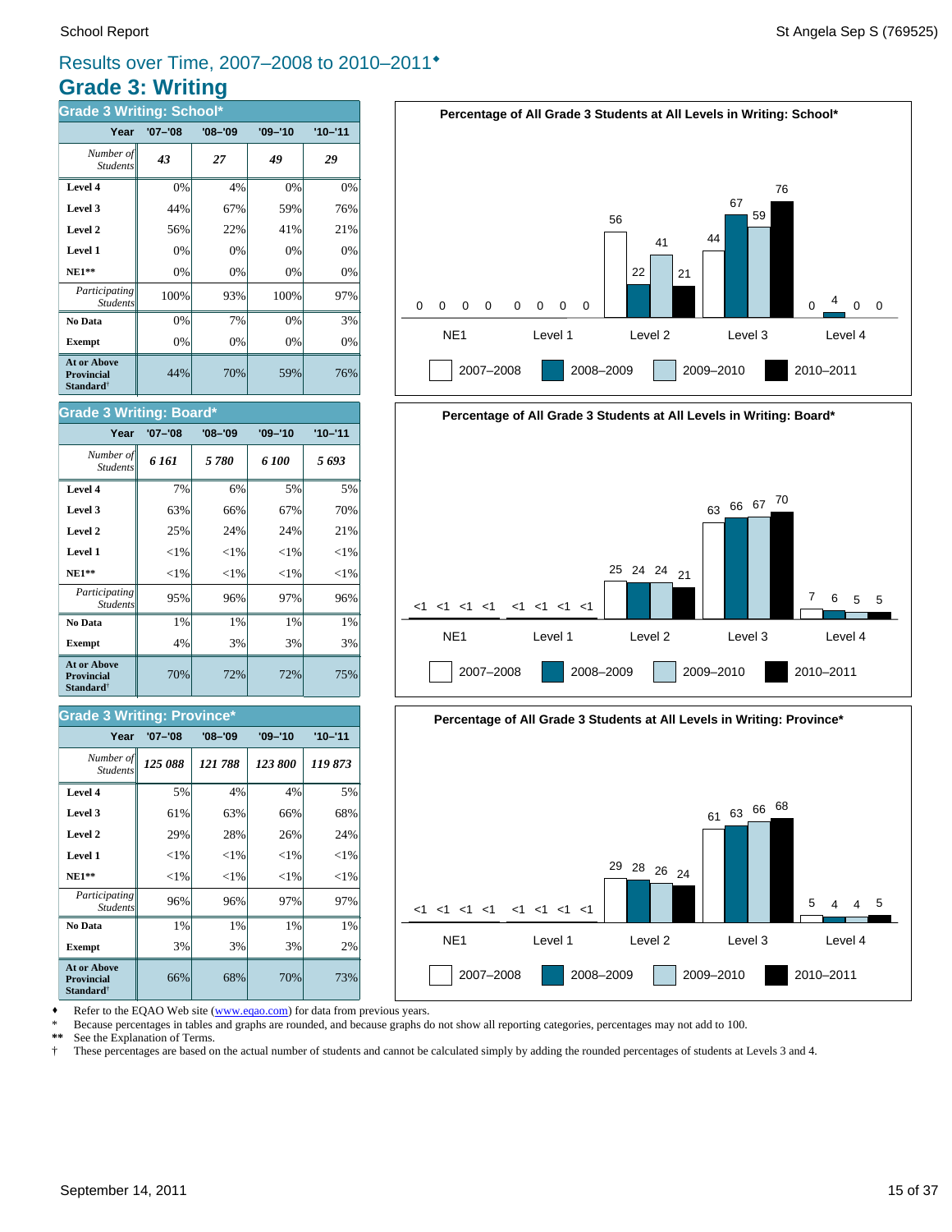Results over Time, 2007–2008 to 2010–2011♦

# Grade 3: Writing

### Grade 3 Writing: School*

| Year | '07–'08 | '08–'09 | '09–'10 | '10–'11 |
|---|---|---|---|---|
| *Number of Students* | *43* | *27* | *49* | *29* |
| **Level 4** | 0% | 4% | 0% | 0% |
| **Level 3** | 44% | 67% | 59% | 76% |
| **Level 2** | 56% | 22% | 41% | 21% |
| **Level 1** | 0% | 0% | 0% | 0% |
| **NE1**** | 0% | 0% | 0% | 0% |
| *Participating Students* | 100% | 93% | 100% | 97% |
| **No Data** | 0% | 7% | 0% | 3% |
| **Exempt** | 0% | 0% | 0% | 0% |
| **At or Above Provincial Standard†** | 44% | 70% | 59% | 76% |

**Percentage of All Grade 3 Students at All Levels in Writing: School***

| | NE1 | Level 1 | Level 2 | Level 3 | Level 4 |
|---|---|---|---|---|---|
| 2007–2008 | 0 | 0 | 56 | 44 | 0 |
| 2008–2009 | 0 | 0 | 22 | 67 | 4 |
| 2009–2010 | 0 | 0 | 41 | 59 | 0 |
| 2010–2011 | 0 | 0 | 21 | 76 | 0 |

### Grade 3 Writing: Board*

| Year | '07–'08 | '08–'09 | '09–'10 | '10–'11 |
|---|---|---|---|---|
| *Number of Students* | *6 161* | *5 780* | *6 100* | *5 693* |
| **Level 4** | 7% | 6% | 5% | 5% |
| **Level 3** | 63% | 66% | 67% | 70% |
| **Level 2** | 25% | 24% | 24% | 21% |
| **Level 1** | <1% | <1% | <1% | <1% |
| **NE1**** | <1% | <1% | <1% | <1% |
| *Participating Students* | 95% | 96% | 97% | 96% |
| **No Data** | 1% | 1% | 1% | 1% |
| **Exempt** | 4% | 3% | 3% | 3% |
| **At or Above Provincial Standard†** | 70% | 72% | 72% | 75% |

**Percentage of All Grade 3 Students at All Levels in Writing: Board***

| | NE1 | Level 1 | Level 2 | Level 3 | Level 4 |
|---|---|---|---|---|---|
| 2007–2008 | <1 | <1 | 25 | 63 | 7 |
| 2008–2009 | <1 | <1 | 24 | 66 | 6 |
| 2009–2010 | <1 | <1 | 24 | 67 | 5 |
| 2010–2011 | <1 | <1 | 21 | 70 | 5 |

### Grade 3 Writing: Province*

| Year | '07–'08 | '08–'09 | '09–'10 | '10–'11 |
|---|---|---|---|---|
| *Number of Students* | *125 088* | *121 788* | *123 800* | *119 873* |
| **Level 4** | 5% | 4% | 4% | 5% |
| **Level 3** | 61% | 63% | 66% | 68% |
| **Level 2** | 29% | 28% | 26% | 24% |
| **Level 1** | <1% | <1% | <1% | <1% |
| **NE1**** | <1% | <1% | <1% | <1% |
| *Participating Students* | 96% | 96% | 97% | 97% |
| **No Data** | 1% | 1% | 1% | 1% |
| **Exempt** | 3% | 3% | 3% | 2% |
| **At or Above Provincial Standard†** | 66% | 68% | 70% | 73% |

**Percentage of All Grade 3 Students at All Levels in Writing: Province***

| | NE1 | Level 1 | Level 2 | Level 3 | Level 4 |
|---|---|---|---|---|---|
| 2007–2008 | <1 | <1 | 29 | 61 | 5 |
| 2008–2009 | <1 | <1 | 28 | 63 | 4 |
| 2009–2010 | <1 | <1 | 26 | 66 | 4 |
| 2010–2011 | <1 | <1 | 24 | 68 | 5 |

♦ Refer to the EQAO Web site (www.eqao.com) for data from previous years.
\* Because percentages in tables and graphs are rounded, and because graphs do not show all reporting categories, percentages may not add to 100.
** See the Explanation of Terms.
† These percentages are based on the actual number of students and cannot be calculated simply by adding the rounded percentages of students at Levels 3 and 4.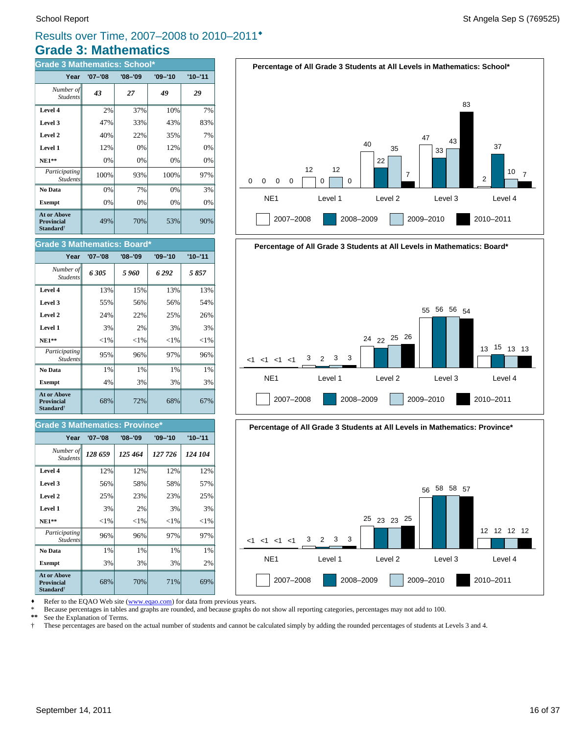## Results over Time, 2007–2008 to 2010–2011♦

# Grade 3: Mathematics

### Grade 3 Mathematics: School*

| Year | '07–'08 | '08–'09 | '09–'10 | '10–'11 |
|---|---|---|---|---|
| *Number of Students* | ***43*** | ***27*** | ***49*** | ***29*** |
| **Level 4** | 2% | 37% | 10% | 7% |
| **Level 3** | 47% | 33% | 43% | 83% |
| **Level 2** | 40% | 22% | 35% | 7% |
| **Level 1** | 12% | 0% | 12% | 0% |
| **NE1**** | 0% | 0% | 0% | 0% |
| *Participating Students* | 100% | 93% | 100% | 97% |
| **No Data** | 0% | 7% | 0% | 3% |
| **Exempt** | 0% | 0% | 0% | 0% |
| **At or Above Provincial Standard†** | 49% | 70% | 53% | 90% |

**Percentage of All Grade 3 Students at All Levels in Mathematics: School***

| | 2007–2008 | 2008–2009 | 2009–2010 | 2010–2011 |
|---|---|---|---|---|
| NE1 | 0 | 0 | 0 | 0 |
| Level 1 | 12 | 0 | 12 | 0 |
| Level 2 | 40 | 22 | 35 | 7 |
| Level 3 | 47 | 33 | 43 | 83 |
| Level 4 | 2 | 37 | 10 | 7 |

### Grade 3 Mathematics: Board*

| Year | '07–'08 | '08–'09 | '09–'10 | '10–'11 |
|---|---|---|---|---|
| *Number of Students* | ***6 305*** | ***5 960*** | ***6 292*** | ***5 857*** |
| **Level 4** | 13% | 15% | 13% | 13% |
| **Level 3** | 55% | 56% | 56% | 54% |
| **Level 2** | 24% | 22% | 25% | 26% |
| **Level 1** | 3% | 2% | 3% | 3% |
| **NE1**** | <1% | <1% | <1% | <1% |
| *Participating Students* | 95% | 96% | 97% | 96% |
| **No Data** | 1% | 1% | 1% | 1% |
| **Exempt** | 4% | 3% | 3% | 3% |
| **At or Above Provincial Standard†** | 68% | 72% | 68% | 67% |

**Percentage of All Grade 3 Students at All Levels in Mathematics: Board***

| | 2007–2008 | 2008–2009 | 2009–2010 | 2010–2011 |
|---|---|---|---|---|
| NE1 | <1 | <1 | <1 | <1 |
| Level 1 | 3 | 2 | 3 | 3 |
| Level 2 | 24 | 22 | 25 | 26 |
| Level 3 | 55 | 56 | 56 | 54 |
| Level 4 | 13 | 15 | 13 | 13 |

### Grade 3 Mathematics: Province*

| Year | '07–'08 | '08–'09 | '09–'10 | '10–'11 |
|---|---|---|---|---|
| *Number of Students* | ***128 659*** | ***125 464*** | ***127 726*** | ***124 104*** |
| **Level 4** | 12% | 12% | 12% | 12% |
| **Level 3** | 56% | 58% | 58% | 57% |
| **Level 2** | 25% | 23% | 23% | 25% |
| **Level 1** | 3% | 2% | 3% | 3% |
| **NE1**** | <1% | <1% | <1% | <1% |
| *Participating Students* | 96% | 96% | 97% | 97% |
| **No Data** | 1% | 1% | 1% | 1% |
| **Exempt** | 3% | 3% | 3% | 2% |
| **At or Above Provincial Standard†** | 68% | 70% | 71% | 69% |

**Percentage of All Grade 3 Students at All Levels in Mathematics: Province***

| | 2007–2008 | 2008–2009 | 2009–2010 | 2010–2011 |
|---|---|---|---|---|
| NE1 | <1 | <1 | <1 | <1 |
| Level 1 | 3 | 2 | 3 | 3 |
| Level 2 | 25 | 23 | 23 | 25 |
| Level 3 | 56 | 58 | 58 | 57 |
| Level 4 | 12 | 12 | 12 | 12 |

♦ Refer to the EQAO Web site (www.eqao.com) for data from previous years.

\* Because percentages in tables and graphs are rounded, and because graphs do not show all reporting categories, percentages may not add to 100.

** See the Explanation of Terms.

† These percentages are based on the actual number of students and cannot be calculated simply by adding the rounded percentages of students at Levels 3 and 4.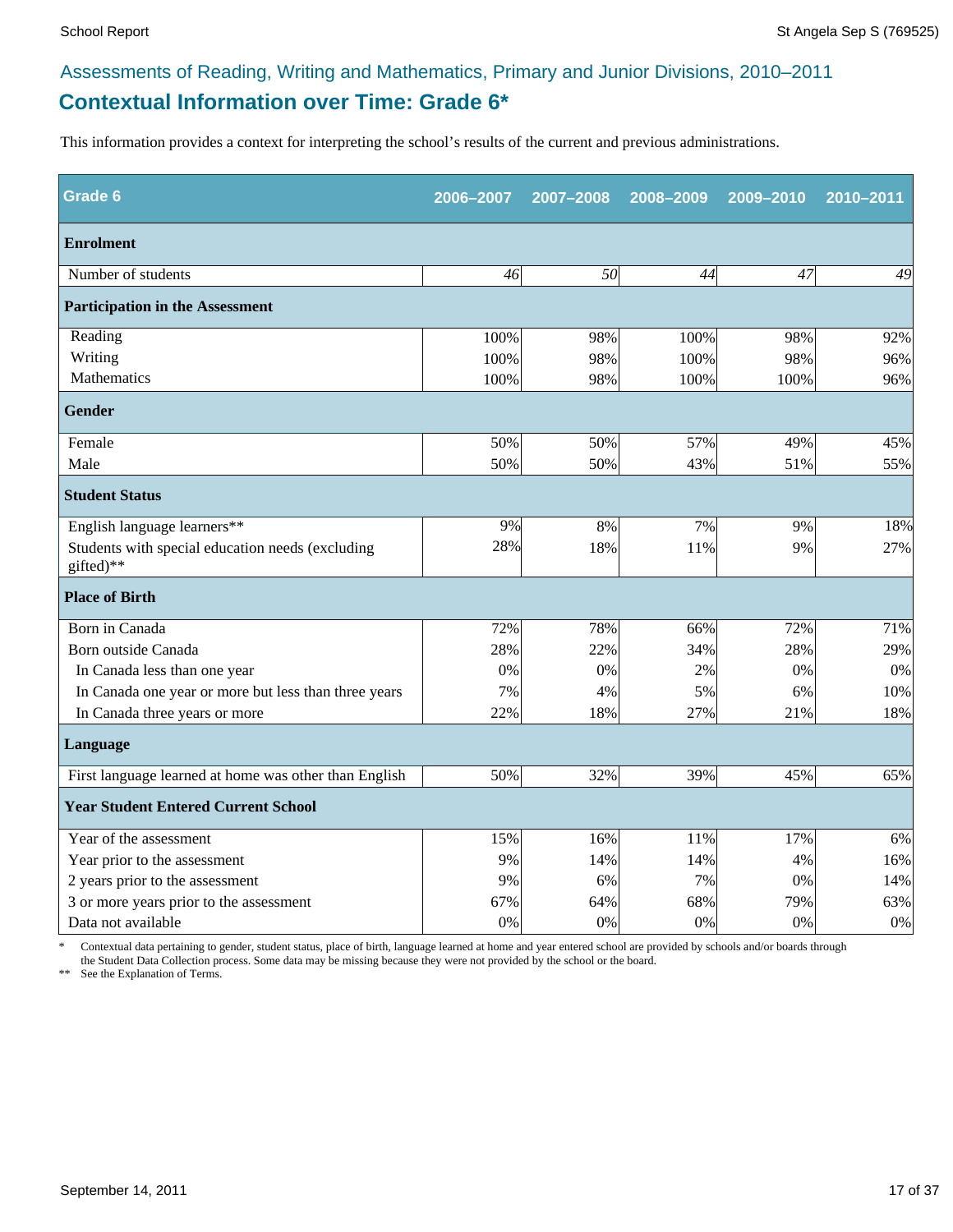Assessments of Reading, Writing and Mathematics, Primary and Junior Divisions, 2010–2011

## Contextual Information over Time: Grade 6*

This information provides a context for interpreting the school's results of the current and previous administrations.

| Grade 6 | 2006–2007 | 2007–2008 | 2008–2009 | 2009–2010 | 2010–2011 |
|---|---|---|---|---|---|
| **Enrolment** | | | | | |
| Number of students | *46* | *50* | *44* | *47* | *49* |
| **Participation in the Assessment** | | | | | |
| Reading | 100% | 98% | 100% | 98% | 92% |
| Writing | 100% | 98% | 100% | 98% | 96% |
| Mathematics | 100% | 98% | 100% | 100% | 96% |
| **Gender** | | | | | |
| Female | 50% | 50% | 57% | 49% | 45% |
| Male | 50% | 50% | 43% | 51% | 55% |
| **Student Status** | | | | | |
| English language learners** | 9% | 8% | 7% | 9% | 18% |
| Students with special education needs (excluding gifted)** | 28% | 18% | 11% | 9% | 27% |
| **Place of Birth** | | | | | |
| Born in Canada | 72% | 78% | 66% | 72% | 71% |
| Born outside Canada | 28% | 22% | 34% | 28% | 29% |
| In Canada less than one year | 0% | 0% | 2% | 0% | 0% |
| In Canada one year or more but less than three years | 7% | 4% | 5% | 6% | 10% |
| In Canada three years or more | 22% | 18% | 27% | 21% | 18% |
| **Language** | | | | | |
| First language learned at home was other than English | 50% | 32% | 39% | 45% | 65% |
| **Year Student Entered Current School** | | | | | |
| Year of the assessment | 15% | 16% | 11% | 17% | 6% |
| Year prior to the assessment | 9% | 14% | 14% | 4% | 16% |
| 2 years prior to the assessment | 9% | 6% | 7% | 0% | 14% |
| 3 or more years prior to the assessment | 67% | 64% | 68% | 79% | 63% |
| Data not available | 0% | 0% | 0% | 0% | 0% |

\* Contextual data pertaining to gender, student status, place of birth, language learned at home and year entered school are provided by schools and/or boards through the Student Data Collection process. Some data may be missing because they were not provided by the school or the board.

\*\* See the Explanation of Terms.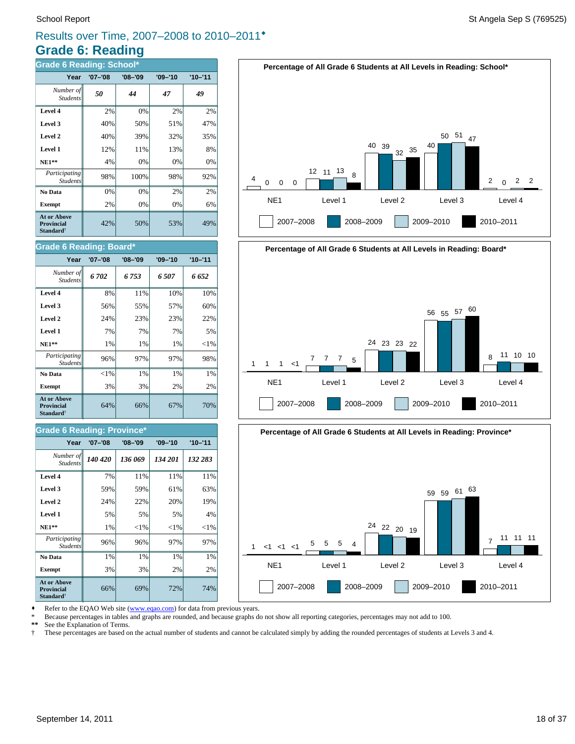School Report St Angela Sep S (769525)

# Results over Time, 2007–2008 to 2010–2011♦

## Grade 6: Reading

### Grade 6 Reading: School*

| Year | '07–'08 | '08–'09 | '09–'10 | '10–'11 |
|---|---|---|---|---|
| *Number of Students* | ***50*** | ***44*** | ***47*** | ***49*** |
| **Level 4** | 2% | 0% | 2% | 2% |
| **Level 3** | 40% | 50% | 51% | 47% |
| **Level 2** | 40% | 39% | 32% | 35% |
| **Level 1** | 12% | 11% | 13% | 8% |
| **NE1\*\*** | 4% | 0% | 0% | 0% |
| *Participating Students* | 98% | 100% | 98% | 92% |
| **No Data** | 0% | 0% | 2% | 2% |
| **Exempt** | 2% | 0% | 0% | 6% |
| **At or Above Provincial Standard†** | 42% | 50% | 53% | 49% |

**Percentage of All Grade 6 Students at All Levels in Reading: School***

| | NE1 | Level 1 | Level 2 | Level 3 | Level 4 |
|---|---|---|---|---|---|
| 2007–2008 | 4 | 12 | 40 | 40 | 2 |
| 2008–2009 | 0 | 11 | 39 | 50 | 0 |
| 2009–2010 | 0 | 13 | 32 | 51 | 2 |
| 2010–2011 | 0 | 8 | 35 | 47 | 2 |

### Grade 6 Reading: Board*

| Year | '07–'08 | '08–'09 | '09–'10 | '10–'11 |
|---|---|---|---|---|
| *Number of Students* | ***6 702*** | ***6 753*** | ***6 507*** | ***6 652*** |
| **Level 4** | 8% | 11% | 10% | 10% |
| **Level 3** | 56% | 55% | 57% | 60% |
| **Level 2** | 24% | 23% | 23% | 22% |
| **Level 1** | 7% | 7% | 7% | 5% |
| **NE1\*\*** | 1% | 1% | 1% | <1% |
| *Participating Students* | 96% | 97% | 97% | 98% |
| **No Data** | <1% | 1% | 1% | 1% |
| **Exempt** | 3% | 3% | 2% | 2% |
| **At or Above Provincial Standard†** | 64% | 66% | 67% | 70% |

**Percentage of All Grade 6 Students at All Levels in Reading: Board***

| | NE1 | Level 1 | Level 2 | Level 3 | Level 4 |
|---|---|---|---|---|---|
| 2007–2008 | 1 | 7 | 24 | 56 | 8 |
| 2008–2009 | 1 | 7 | 23 | 55 | 11 |
| 2009–2010 | 1 | 7 | 23 | 57 | 10 |
| 2010–2011 | <1 | 5 | 22 | 60 | 10 |

### Grade 6 Reading: Province*

| Year | '07–'08 | '08–'09 | '09–'10 | '10–'11 |
|---|---|---|---|---|
| *Number of Students* | ***140 420*** | ***136 069*** | ***134 201*** | ***132 283*** |
| **Level 4** | 7% | 11% | 11% | 11% |
| **Level 3** | 59% | 59% | 61% | 63% |
| **Level 2** | 24% | 22% | 20% | 19% |
| **Level 1** | 5% | 5% | 5% | 4% |
| **NE1\*\*** | 1% | <1% | <1% | <1% |
| *Participating Students* | 96% | 96% | 97% | 97% |
| **No Data** | 1% | 1% | 1% | 1% |
| **Exempt** | 3% | 3% | 2% | 2% |
| **At or Above Provincial Standard†** | 66% | 69% | 72% | 74% |

**Percentage of All Grade 6 Students at All Levels in Reading: Province***

| | NE1 | Level 1 | Level 2 | Level 3 | Level 4 |
|---|---|---|---|---|---|
| 2007–2008 | 1 | 5 | 24 | 59 | 7 |
| 2008–2009 | <1 | 5 | 22 | 59 | 11 |
| 2009–2010 | <1 | 5 | 20 | 61 | 11 |
| 2010–2011 | <1 | 4 | 19 | 63 | 11 |

♦ Refer to the EQAO Web site (www.eqao.com) for data from previous years.
\* Because percentages in tables and graphs are rounded, and because graphs do not show all reporting categories, percentages may not add to 100.
\*\* See the Explanation of Terms.
† These percentages are based on the actual number of students and cannot be calculated simply by adding the rounded percentages of students at Levels 3 and 4.

September 14, 2011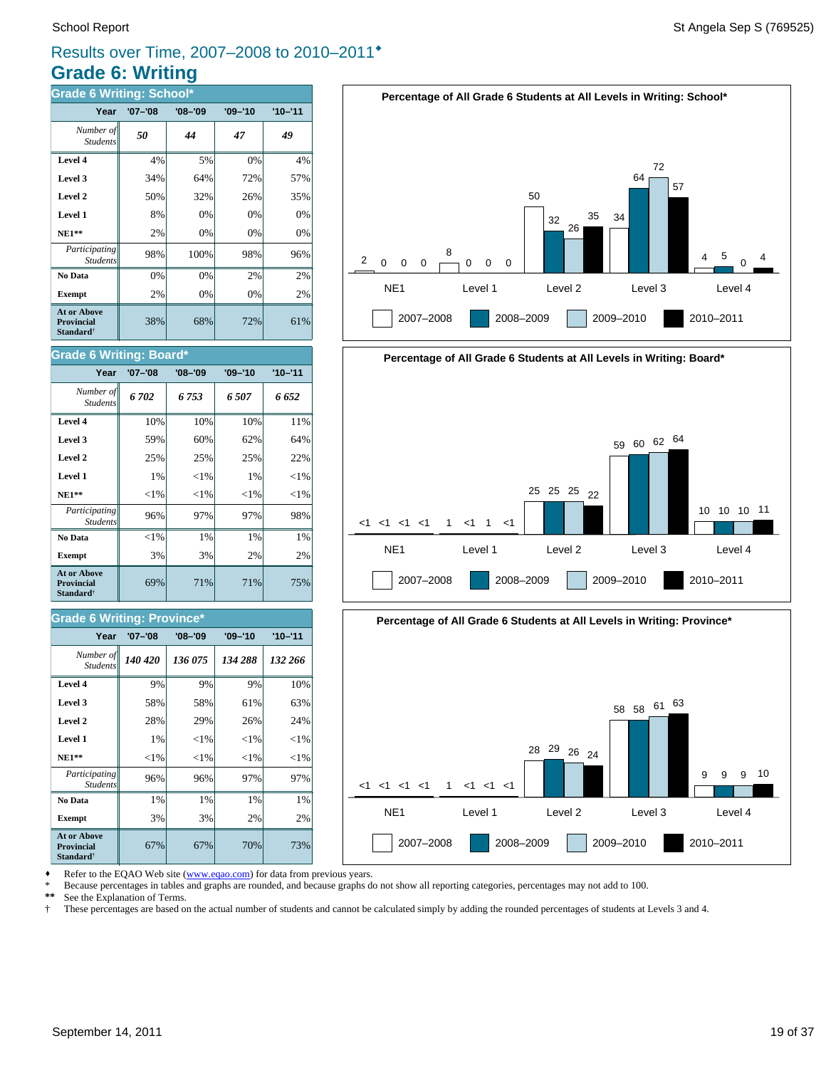# Results over Time, 2007–2008 to 2010–2011♦

## Grade 6: Writing

### Grade 6 Writing: School*

| Year | '07–'08 | '08–'09 | '09–'10 | '10–'11 |
|---|---|---|---|---|
| *Number of Students* | *50* | *44* | *47* | *49* |
| **Level 4** | 4% | 5% | 0% | 4% |
| **Level 3** | 34% | 64% | 72% | 57% |
| **Level 2** | 50% | 32% | 26% | 35% |
| **Level 1** | 8% | 0% | 0% | 0% |
| **NE1**** | 2% | 0% | 0% | 0% |
| *Participating Students* | 98% | 100% | 98% | 96% |
| **No Data** | 0% | 0% | 2% | 2% |
| **Exempt** | 2% | 0% | 0% | 2% |
| **At or Above Provincial Standard†** | 38% | 68% | 72% | 61% |

### Grade 6 Writing: Board*

| Year | '07–'08 | '08–'09 | '09–'10 | '10–'11 |
|---|---|---|---|---|
| *Number of Students* | *6 702* | *6 753* | *6 507* | *6 652* |
| **Level 4** | 10% | 10% | 10% | 11% |
| **Level 3** | 59% | 60% | 62% | 64% |
| **Level 2** | 25% | 25% | 25% | 22% |
| **Level 1** | 1% | <1% | 1% | <1% |
| **NE1**** | <1% | <1% | <1% | <1% |
| *Participating Students* | 96% | 97% | 97% | 98% |
| **No Data** | <1% | 1% | 1% | 1% |
| **Exempt** | 3% | 3% | 2% | 2% |
| **At or Above Provincial Standard†** | 69% | 71% | 71% | 75% |

### Grade 6 Writing: Province*

| Year | '07–'08 | '08–'09 | '09–'10 | '10–'11 |
|---|---|---|---|---|
| *Number of Students* | *140 420* | *136 075* | *134 288* | *132 266* |
| **Level 4** | 9% | 9% | 9% | 10% |
| **Level 3** | 58% | 58% | 61% | 63% |
| **Level 2** | 28% | 29% | 26% | 24% |
| **Level 1** | 1% | <1% | <1% | <1% |
| **NE1**** | <1% | <1% | <1% | <1% |
| *Participating Students* | 96% | 96% | 97% | 97% |
| **No Data** | 1% | 1% | 1% | 1% |
| **Exempt** | 3% | 3% | 2% | 2% |
| **At or Above Provincial Standard†** | 67% | 67% | 70% | 73% |

**Percentage of All Grade 6 Students at All Levels in Writing: School***

| | 2007–2008 | 2008–2009 | 2009–2010 | 2010–2011 |
|---|---|---|---|---|
| NE1 | 2 | 0 | 0 | 0 |
| Level 1 | 8 | 0 | 0 | 0 |
| Level 2 | 50 | 32 | 26 | 35 |
| Level 3 | 34 | 64 | 72 | 57 |
| Level 4 | 4 | 5 | 0 | 4 |

**Percentage of All Grade 6 Students at All Levels in Writing: Board***

| | 2007–2008 | 2008–2009 | 2009–2010 | 2010–2011 |
|---|---|---|---|---|
| NE1 | <1 | <1 | <1 | <1 |
| Level 1 | 1 | <1 | 1 | <1 |
| Level 2 | 25 | 25 | 25 | 22 |
| Level 3 | 59 | 60 | 62 | 64 |
| Level 4 | 10 | 10 | 10 | 11 |

**Percentage of All Grade 6 Students at All Levels in Writing: Province***

| | 2007–2008 | 2008–2009 | 2009–2010 | 2010–2011 |
|---|---|---|---|---|
| NE1 | <1 | <1 | <1 | <1 |
| Level 1 | 1 | <1 | <1 | <1 |
| Level 2 | 28 | 29 | 26 | 24 |
| Level 3 | 58 | 58 | 61 | 63 |
| Level 4 | 9 | 9 | 9 | 10 |

♦ Refer to the EQAO Web site (www.eqao.com) for data from previous years.
\* Because percentages in tables and graphs are rounded, and because graphs do not show all reporting categories, percentages may not add to 100.
** See the Explanation of Terms.
† These percentages are based on the actual number of students and cannot be calculated simply by adding the rounded percentages of students at Levels 3 and 4.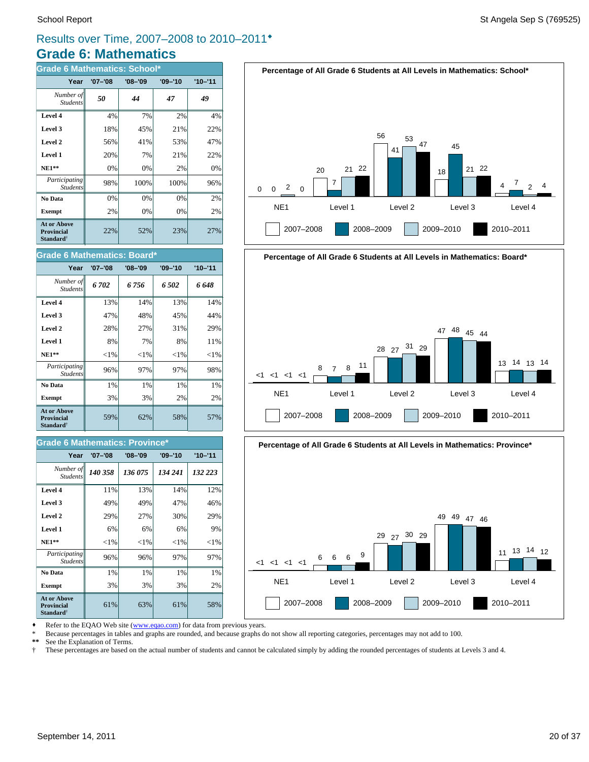## Results over Time, 2007–2008 to 2010–2011♦

# Grade 6: Mathematics

### Grade 6 Mathematics: School*

| Year | '07–'08 | '08–'09 | '09–'10 | '10–'11 |
|---|---|---|---|---|
| *Number of Students* | *50* | *44* | *47* | *49* |
| **Level 4** | 4% | 7% | 2% | 4% |
| **Level 3** | 18% | 45% | 21% | 22% |
| **Level 2** | 56% | 41% | 53% | 47% |
| **Level 1** | 20% | 7% | 21% | 22% |
| **NE1**** | 0% | 0% | 2% | 0% |
| *Participating Students* | 98% | 100% | 100% | 96% |
| **No Data** | 0% | 0% | 0% | 2% |
| **Exempt** | 2% | 0% | 0% | 2% |
| **At or Above Provincial Standard†** | 22% | 52% | 23% | 27% |

**Percentage of All Grade 6 Students at All Levels in Mathematics: School***

| | NE1 | Level 1 | Level 2 | Level 3 | Level 4 |
|---|---|---|---|---|---|
| 2007–2008 | 0 | 20 | 56 | 18 | 4 |
| 2008–2009 | 0 | 7 | 41 | 45 | 7 |
| 2009–2010 | 2 | 21 | 53 | 21 | 2 |
| 2010–2011 | 0 | 22 | 47 | 22 | 4 |

### Grade 6 Mathematics: Board*

| Year | '07–'08 | '08–'09 | '09–'10 | '10–'11 |
|---|---|---|---|---|
| *Number of Students* | *6 702* | *6 756* | *6 502* | *6 648* |
| **Level 4** | 13% | 14% | 13% | 14% |
| **Level 3** | 47% | 48% | 45% | 44% |
| **Level 2** | 28% | 27% | 31% | 29% |
| **Level 1** | 8% | 7% | 8% | 11% |
| **NE1**** | <1% | <1% | <1% | <1% |
| *Participating Students* | 96% | 97% | 97% | 98% |
| **No Data** | 1% | 1% | 1% | 1% |
| **Exempt** | 3% | 3% | 2% | 2% |
| **At or Above Provincial Standard†** | 59% | 62% | 58% | 57% |

**Percentage of All Grade 6 Students at All Levels in Mathematics: Board***

| | NE1 | Level 1 | Level 2 | Level 3 | Level 4 |
|---|---|---|---|---|---|
| 2007–2008 | <1 | 8 | 28 | 47 | 13 |
| 2008–2009 | <1 | 7 | 27 | 48 | 14 |
| 2009–2010 | <1 | 8 | 31 | 45 | 13 |
| 2010–2011 | <1 | 11 | 29 | 44 | 14 |

### Grade 6 Mathematics: Province*

| Year | '07–'08 | '08–'09 | '09–'10 | '10–'11 |
|---|---|---|---|---|
| *Number of Students* | *140 358* | *136 075* | *134 241* | *132 223* |
| **Level 4** | 11% | 13% | 14% | 12% |
| **Level 3** | 49% | 49% | 47% | 46% |
| **Level 2** | 29% | 27% | 30% | 29% |
| **Level 1** | 6% | 6% | 6% | 9% |
| **NE1**** | <1% | <1% | <1% | <1% |
| *Participating Students* | 96% | 96% | 97% | 97% |
| **No Data** | 1% | 1% | 1% | 1% |
| **Exempt** | 3% | 3% | 3% | 2% |
| **At or Above Provincial Standard†** | 61% | 63% | 61% | 58% |

**Percentage of All Grade 6 Students at All Levels in Mathematics: Province***

| | NE1 | Level 1 | Level 2 | Level 3 | Level 4 |
|---|---|---|---|---|---|
| 2007–2008 | <1 | 6 | 29 | 49 | 11 |
| 2008–2009 | <1 | 6 | 27 | 49 | 13 |
| 2009–2010 | <1 | 6 | 30 | 47 | 14 |
| 2010–2011 | <1 | 9 | 29 | 46 | 12 |

♦ Refer to the EQAO Web site (www.eqao.com) for data from previous years.
\* Because percentages in tables and graphs are rounded, and because graphs do not show all reporting categories, percentages may not add to 100.
** See the Explanation of Terms.
† These percentages are based on the actual number of students and cannot be calculated simply by adding the rounded percentages of students at Levels 3 and 4.

September 14, 2011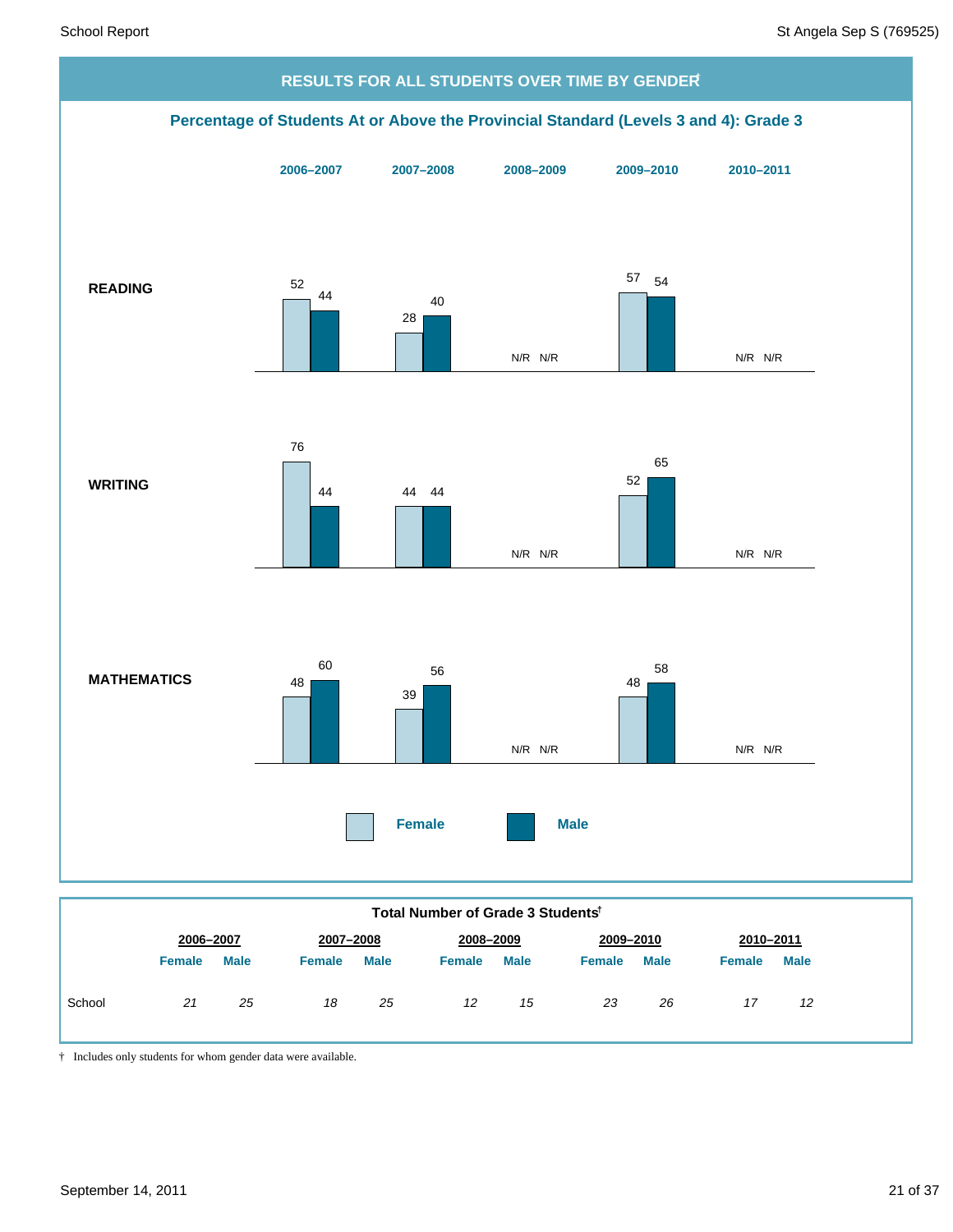## RESULTS FOR ALL STUDENTS OVER TIME BY GENDER†

### Percentage of Students At or Above the Provincial Standard (Levels 3 and 4): Grade 3

| | 2006–2007 | | 2007–2008 | | 2008–2009 | | 2009–2010 | | 2010–2011 | |
|---|---|---|---|---|---|---|---|---|---|---|
| | Female | Male | Female | Male | Female | Male | Female | Male | Female | Male |
| READING | 52 | 44 | 28 | 40 | N/R | N/R | 57 | 54 | N/R | N/R |
| WRITING | 76 | 44 | 44 | 44 | N/R | N/R | 52 | 65 | N/R | N/R |
| MATHEMATICS | 48 | 60 | 39 | 56 | N/R | N/R | 48 | 58 | N/R | N/R |

### Total Number of Grade 3 Students†

| | 2006–2007 | | 2007–2008 | | 2008–2009 | | 2009–2010 | | 2010–2011 | |
|---|---|---|---|---|---|---|---|---|---|---|
| | Female | Male | Female | Male | Female | Male | Female | Male | Female | Male |
| School | *21* | *25* | *18* | *25* | *12* | *15* | *23* | *26* | *17* | *12* |

† Includes only students for whom gender data were available.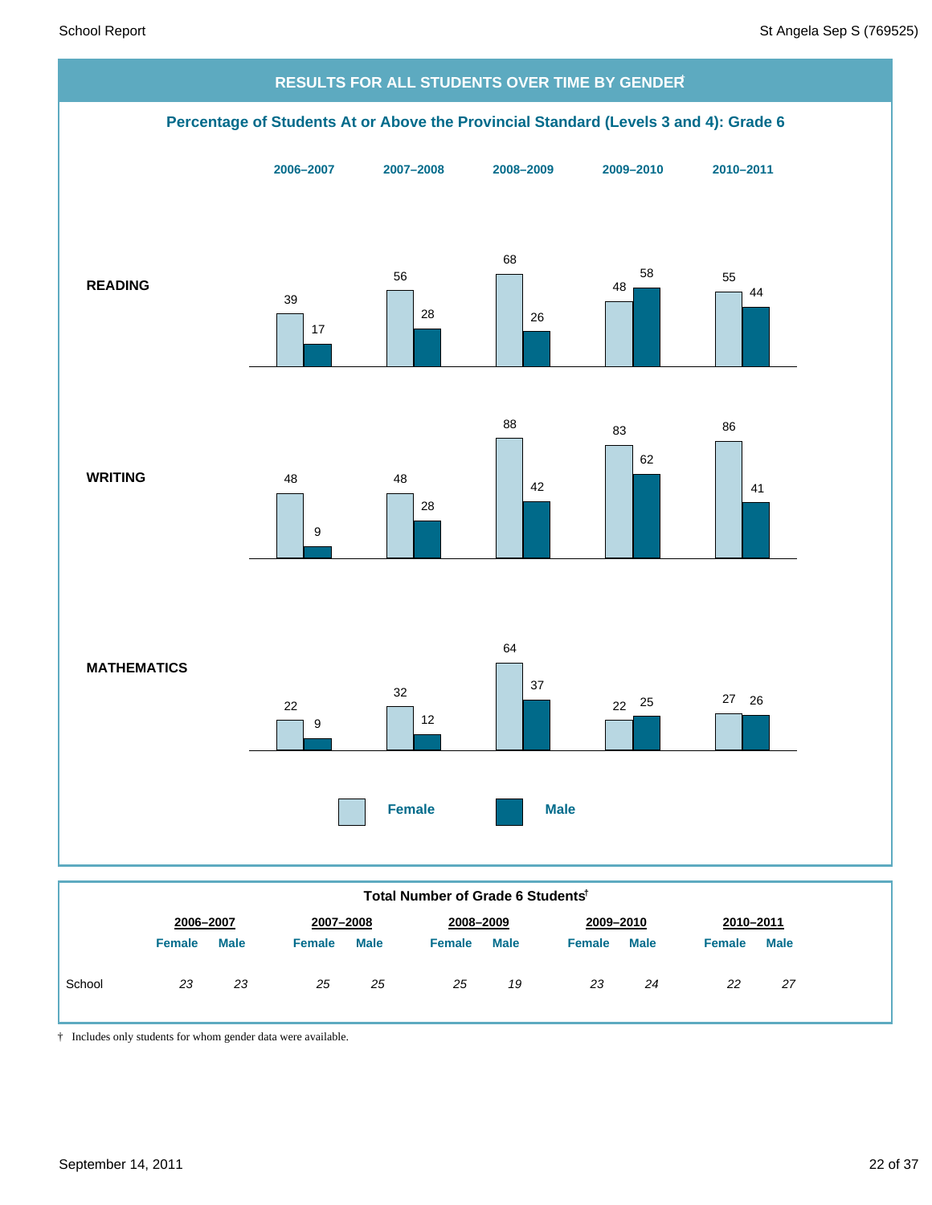## RESULTS FOR ALL STUDENTS OVER TIME BY GENDER†

### Percentage of Students At or Above the Provincial Standard (Levels 3 and 4): Grade 6

| | 2006–2007 Female | 2006–2007 Male | 2007–2008 Female | 2007–2008 Male | 2008–2009 Female | 2008–2009 Male | 2009–2010 Female | 2009–2010 Male | 2010–2011 Female | 2010–2011 Male |
|---|---|---|---|---|---|---|---|---|---|---|
| **READING** | 39 | 17 | 56 | 28 | 68 | 26 | 48 | 58 | 55 | 44 |
| **WRITING** | 48 | 9 | 48 | 28 | 88 | 42 | 83 | 62 | 86 | 41 |
| **MATHEMATICS** | 22 | 9 | 32 | 12 | 64 | 37 | 22 | 25 | 27 | 26 |

Female Male

### Total Number of Grade 6 Students†

| | 2006–2007 | | 2007–2008 | | 2008–2009 | | 2009–2010 | | 2010–2011 | |
|---|---|---|---|---|---|---|---|---|---|---|
| | Female | Male | Female | Male | Female | Male | Female | Male | Female | Male |
| School | *23* | *23* | *25* | *25* | *25* | *19* | *23* | *24* | *22* | *27* |

† Includes only students for whom gender data were available.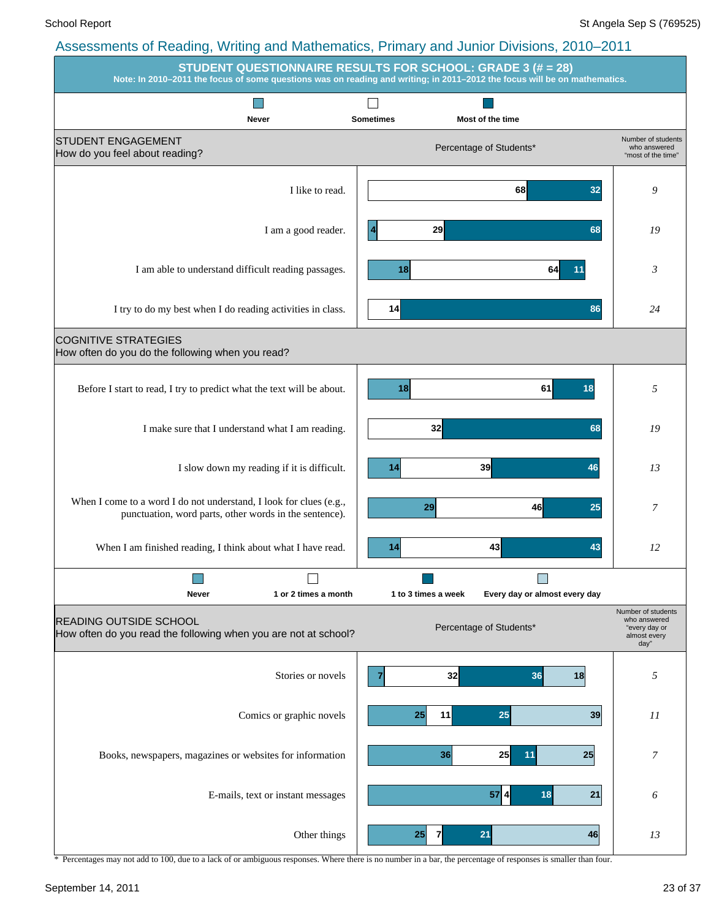## Assessments of Reading, Writing and Mathematics, Primary and Junior Divisions, 2010–2011

### STUDENT QUESTIONNAIRE RESULTS FOR SCHOOL: GRADE 3 (# = 28)

**Note: In 2010–2011 the focus of some questions was on reading and writing; in 2011–2012 the focus will be on mathematics.**

**STUDENT ENGAGEMENT**
How do you feel about reading?

Percentage of Students*

| Statement | Never | Sometimes | Most of the time | Number of students who answered "most of the time" |
|---|---|---|---|---|
| I like to read. | | 68 | 32 | 9 |
| I am a good reader. | 4 | 29 | 68 | 19 |
| I am able to understand difficult reading passages. | 18 | 64 | 11 | 3 |
| I try to do my best when I do reading activities in class. | | 14 | 86 | 24 |

**COGNITIVE STRATEGIES**
How often do you do the following when you read?

| Statement | Never | Sometimes | Most of the time | Number of students who answered "most of the time" |
|---|---|---|---|---|
| Before I start to read, I try to predict what the text will be about. | 18 | 61 | 18 | 5 |
| I make sure that I understand what I am reading. | | 32 | 68 | 19 |
| I slow down my reading if it is difficult. | 14 | 39 | 46 | 13 |
| When I come to a word I do not understand, I look for clues (e.g., punctuation, word parts, other words in the sentence). | 29 | 46 | 25 | 7 |
| When I am finished reading, I think about what I have read. | 14 | 43 | 43 | 12 |

**READING OUTSIDE SCHOOL**
How often do you read the following when you are not at school?

Percentage of Students*

| Item | Never | 1 or 2 times a month | 1 to 3 times a week | Every day or almost every day | Number of students who answered "every day or almost every day" |
|---|---|---|---|---|---|
| Stories or novels | 7 | 32 | 36 | 18 | 5 |
| Comics or graphic novels | 25 | 11 | 25 | 39 | 11 |
| Books, newspapers, magazines or websites for information | 36 | 25 | 11 | 25 | 7 |
| E-mails, text or instant messages | 57 | 4 | 18 | 21 | 6 |
| Other things | 25 | 7 | 21 | 46 | 13 |

\* Percentages may not add to 100, due to a lack of or ambiguous responses. Where there is no number in a bar, the percentage of responses is smaller than four.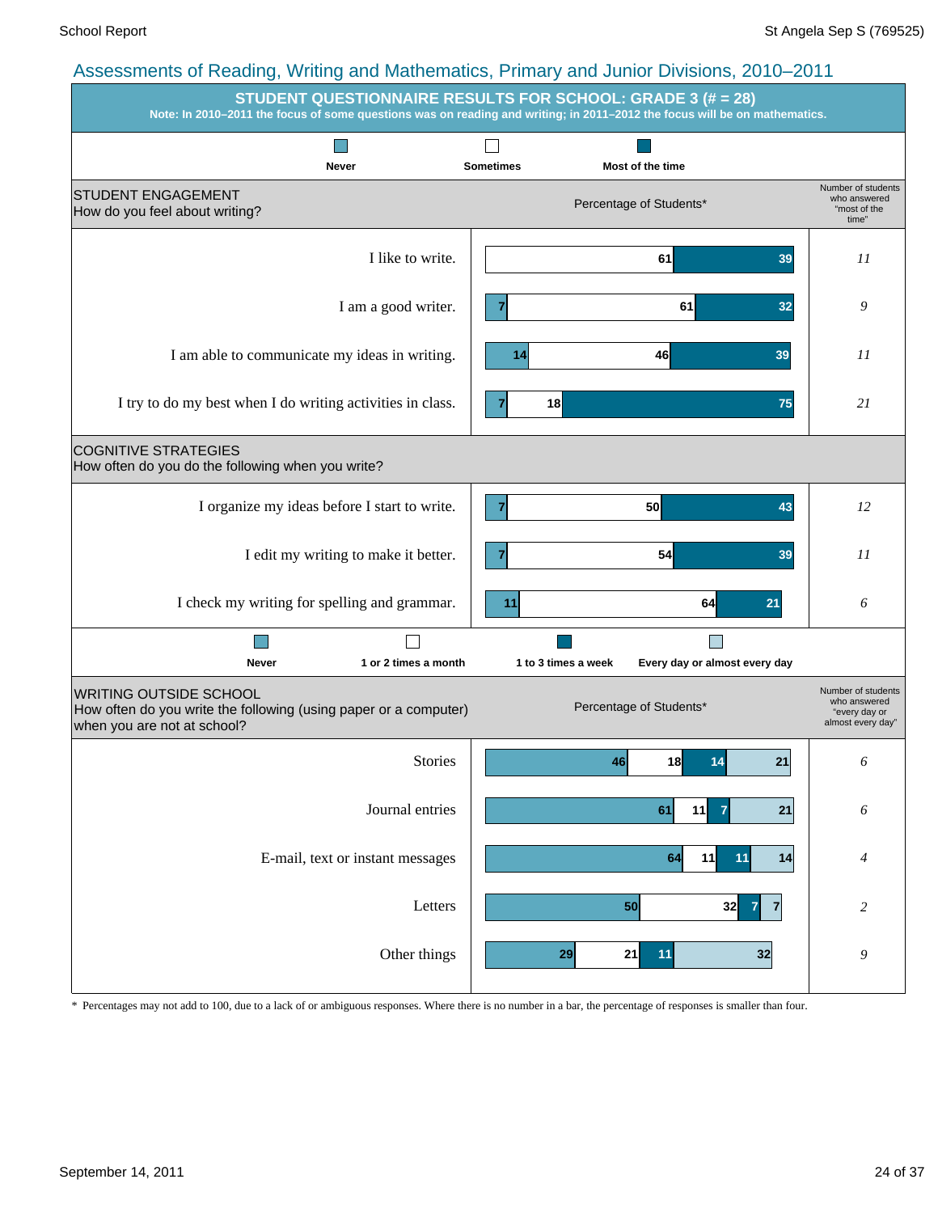## Assessments of Reading, Writing and Mathematics, Primary and Junior Divisions, 2010–2011

### STUDENT QUESTIONNAIRE RESULTS FOR SCHOOL: GRADE 3 (# = 28)

**Note: In 2010–2011 the focus of some questions was on reading and writing; in 2011–2012 the focus will be on mathematics.**

**STUDENT ENGAGEMENT**
How do you feel about writing?

Percentage of Students*

| Statement | Never | Sometimes | Most of the time | Number of students who answered "most of the time" |
|---|---|---|---|---|
| I like to write. | | 61 | 39 | 11 |
| I am a good writer. | 7 | 61 | 32 | 9 |
| I am able to communicate my ideas in writing. | 14 | 46 | 39 | 11 |
| I try to do my best when I do writing activities in class. | 7 | 18 | 75 | 21 |

**COGNITIVE STRATEGIES**
How often do you do the following when you write?

| Statement | Never | Sometimes | Most of the time | Number of students who answered "most of the time" |
|---|---|---|---|---|
| I organize my ideas before I start to write. | 7 | 50 | 43 | 12 |
| I edit my writing to make it better. | 7 | 54 | 39 | 11 |
| I check my writing for spelling and grammar. | 11 | 64 | 21 | 6 |

**WRITING OUTSIDE SCHOOL**
How often do you write the following (using paper or a computer) when you are not at school?

Percentage of Students*

| Type | Never | 1 or 2 times a month | 1 to 3 times a week | Every day or almost every day | Number of students who answered "every day or almost every day" |
|---|---|---|---|---|---|
| Stories | 46 | 18 | 14 | 21 | 6 |
| Journal entries | 61 | 11 | 7 | 21 | 6 |
| E-mail, text or instant messages | 64 | 11 | 11 | 14 | 4 |
| Letters | 50 | 32 | 7 | 7 | 2 |
| Other things | 29 | 21 | 11 | 32 | 9 |

\* Percentages may not add to 100, due to a lack of or ambiguous responses. Where there is no number in a bar, the percentage of responses is smaller than four.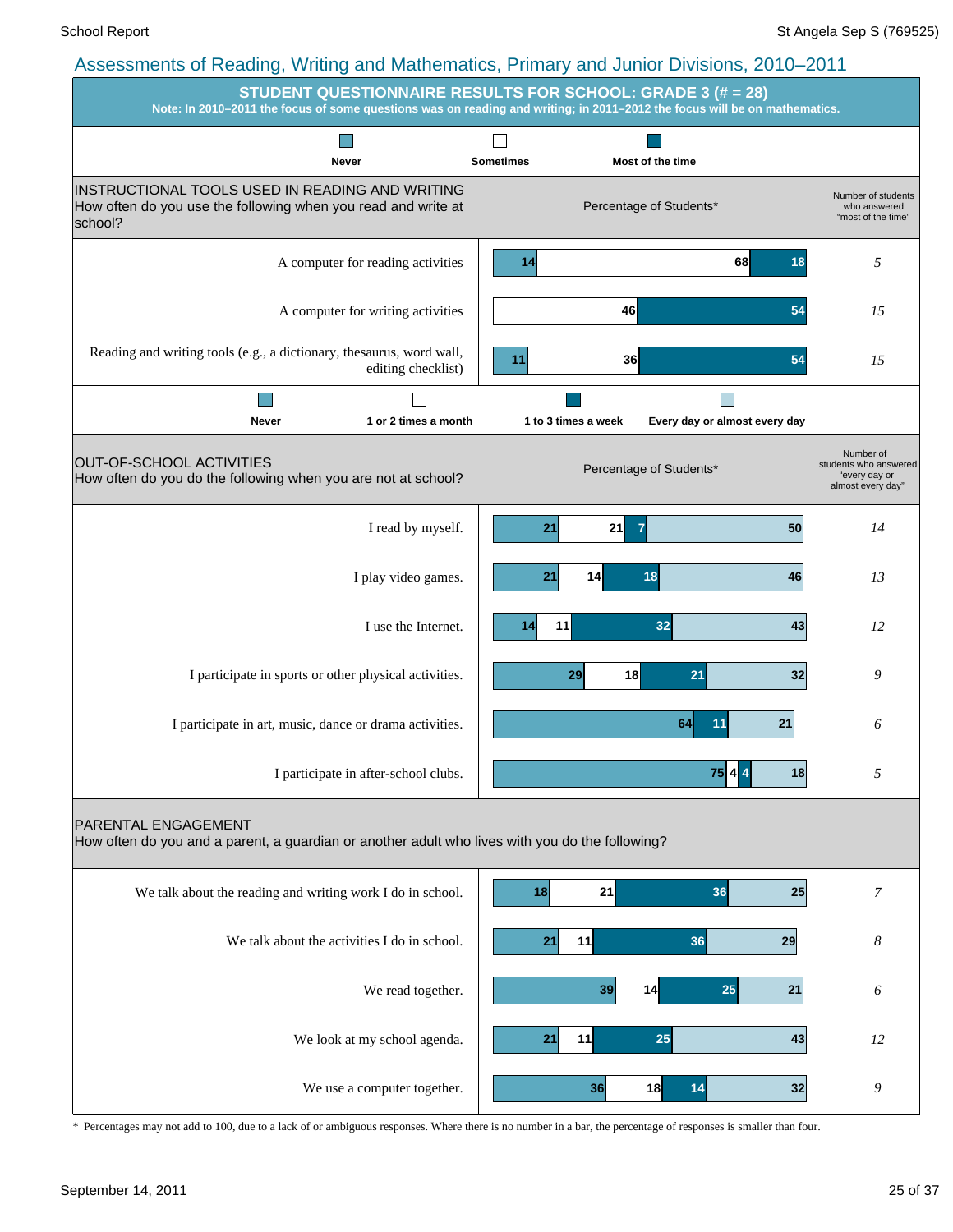## Assessments of Reading, Writing and Mathematics, Primary and Junior Divisions, 2010–2011

### STUDENT QUESTIONNAIRE RESULTS FOR SCHOOL: GRADE 3 (# = 28)

**Note: In 2010–2011 the focus of some questions was on reading and writing; in 2011–2012 the focus will be on mathematics.**

**INSTRUCTIONAL TOOLS USED IN READING AND WRITING**
How often do you use the following when you read and write at school?

Percentage of Students*

| | Never | Sometimes | Most of the time | Number of students who answered "most of the time" |
|---|---|---|---|---|
| A computer for reading activities | 14 | 68 | 18 | *5* |
| A computer for writing activities | | 46 | 54 | *15* |
| Reading and writing tools (e.g., a dictionary, thesaurus, word wall, editing checklist) | 11 | 36 | 54 | *15* |

**OUT-OF-SCHOOL ACTIVITIES**
How often do you do the following when you are not at school?

Percentage of Students*

| | Never | 1 or 2 times a month | 1 to 3 times a week | Every day or almost every day | Number of students who answered "every day or almost every day" |
|---|---|---|---|---|---|
| I read by myself. | 21 | 21 | 7 | 50 | *14* |
| I play video games. | 21 | 14 | 18 | 46 | *13* |
| I use the Internet. | 14 | 11 | 32 | 43 | *12* |
| I participate in sports or other physical activities. | 29 | 18 | 21 | 32 | *9* |
| I participate in art, music, dance or drama activities. | 64 | | 11 | 21 | *6* |
| I participate in after-school clubs. | 75 | 4 | 4 | 18 | *5* |

**PARENTAL ENGAGEMENT**
How often do you and a parent, a guardian or another adult who lives with you do the following?

| | Never | 1 or 2 times a month | 1 to 3 times a week | Every day or almost every day | Number of students who answered "every day or almost every day" |
|---|---|---|---|---|---|
| We talk about the reading and writing work I do in school. | 18 | 21 | 36 | 25 | *7* |
| We talk about the activities I do in school. | 21 | 11 | 36 | 29 | *8* |
| We read together. | 39 | 14 | 25 | 21 | *6* |
| We look at my school agenda. | 21 | 11 | 25 | 43 | *12* |
| We use a computer together. | 36 | 18 | 14 | 32 | *9* |

\* Percentages may not add to 100, due to a lack of or ambiguous responses. Where there is no number in a bar, the percentage of responses is smaller than four.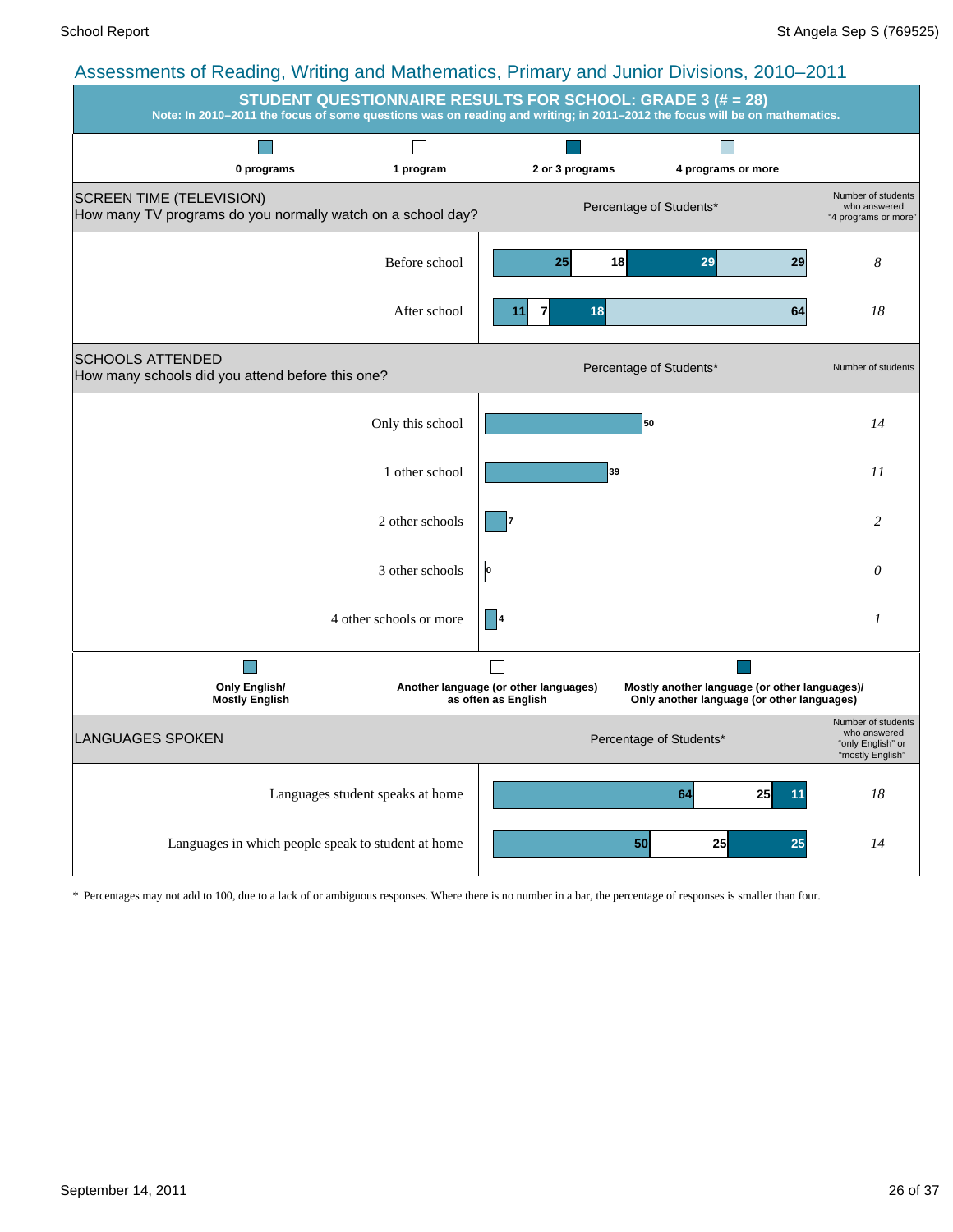## Assessments of Reading, Writing and Mathematics, Primary and Junior Divisions, 2010–2011

### STUDENT QUESTIONNAIRE RESULTS FOR SCHOOL: GRADE 3 (# = 28)

**Note: In 2010–2011 the focus of some questions was on reading and writing; in 2011–2012 the focus will be on mathematics.**

**SCREEN TIME (TELEVISION)**
How many TV programs do you normally watch on a school day?

| | 0 programs | 1 program | 2 or 3 programs | 4 programs or more | Number of students who answered "4 programs or more" |
|---|---|---|---|---|---|
| Before school | 25 | 18 | 29 | 29 | *8* |
| After school | 11 | 7 | 18 | 64 | *18* |

**SCHOOLS ATTENDED**
How many schools did you attend before this one?

| | Percentage of Students* | Number of students |
|---|---|---|
| Only this school | 50 | *14* |
| 1 other school | 39 | *11* |
| 2 other schools | 7 | *2* |
| 3 other schools | 0 | *0* |
| 4 other schools or more | 4 | *1* |

**LANGUAGES SPOKEN**

| | Only English/ Mostly English | Another language (or other languages) as often as English | Mostly another language (or other languages)/ Only another language (or other languages) | Number of students who answered "only English" or "mostly English" |
|---|---|---|---|---|
| Languages student speaks at home | 64 | 25 | 11 | *18* |
| Languages in which people speak to student at home | 50 | 25 | 25 | *14* |

\* Percentages may not add to 100, due to a lack of or ambiguous responses. Where there is no number in a bar, the percentage of responses is smaller than four.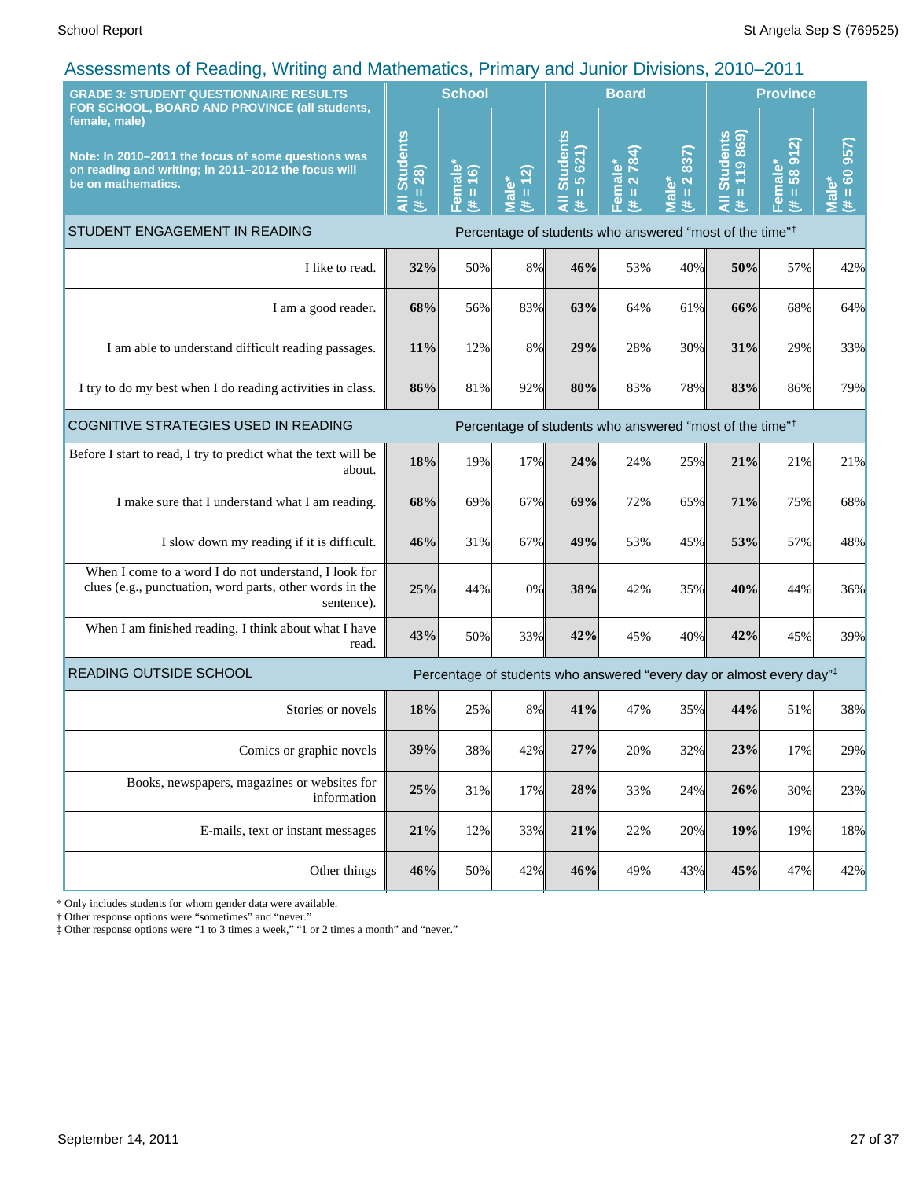## Assessments of Reading, Writing and Mathematics, Primary and Junior Divisions, 2010–2011

| GRADE 3: STUDENT QUESTIONNAIRE RESULTS FOR SCHOOL, BOARD AND PROVINCE (all students, female, male) Note: In 2010–2011 the focus of some questions was on reading and writing; in 2011–2012 the focus will be on mathematics. | School | | | Board | | | Province | | |
|---|---|---|---|---|---|---|---|---|---|
| | All Students (# = 28) | Female* (# = 16) | Male* (# = 12) | All Students (# = 5 621) | Female* (# = 2 784) | Male* (# = 2 837) | All Students (# = 119 869) | Female* (# = 58 912) | Male* (# = 60 957) |
| **STUDENT ENGAGEMENT IN READING** | Percentage of students who answered "most of the time"† | | | | | | | | |
| I like to read. | **32%** | 50% | 8% | **46%** | 53% | 40% | **50%** | 57% | 42% |
| I am a good reader. | **68%** | 56% | 83% | **63%** | 64% | 61% | **66%** | 68% | 64% |
| I am able to understand difficult reading passages. | **11%** | 12% | 8% | **29%** | 28% | 30% | **31%** | 29% | 33% |
| I try to do my best when I do reading activities in class. | **86%** | 81% | 92% | **80%** | 83% | 78% | **83%** | 86% | 79% |
| **COGNITIVE STRATEGIES USED IN READING** | Percentage of students who answered "most of the time"† | | | | | | | | |
| Before I start to read, I try to predict what the text will be about. | **18%** | 19% | 17% | **24%** | 24% | 25% | **21%** | 21% | 21% |
| I make sure that I understand what I am reading. | **68%** | 69% | 67% | **69%** | 72% | 65% | **71%** | 75% | 68% |
| I slow down my reading if it is difficult. | **46%** | 31% | 67% | **49%** | 53% | 45% | **53%** | 57% | 48% |
| When I come to a word I do not understand, I look for clues (e.g., punctuation, word parts, other words in the sentence). | **25%** | 44% | 0% | **38%** | 42% | 35% | **40%** | 44% | 36% |
| When I am finished reading, I think about what I have read. | **43%** | 50% | 33% | **42%** | 45% | 40% | **42%** | 45% | 39% |
| **READING OUTSIDE SCHOOL** | Percentage of students who answered "every day or almost every day"‡ | | | | | | | | |
| Stories or novels | **18%** | 25% | 8% | **41%** | 47% | 35% | **44%** | 51% | 38% |
| Comics or graphic novels | **39%** | 38% | 42% | **27%** | 20% | 32% | **23%** | 17% | 29% |
| Books, newspapers, magazines or websites for information | **25%** | 31% | 17% | **28%** | 33% | 24% | **26%** | 30% | 23% |
| E-mails, text or instant messages | **21%** | 12% | 33% | **21%** | 22% | 20% | **19%** | 19% | 18% |
| Other things | **46%** | 50% | 42% | **46%** | 49% | 43% | **45%** | 47% | 42% |

\* Only includes students for whom gender data were available.
† Other response options were "sometimes" and "never."
‡ Other response options were "1 to 3 times a week," "1 or 2 times a month" and "never."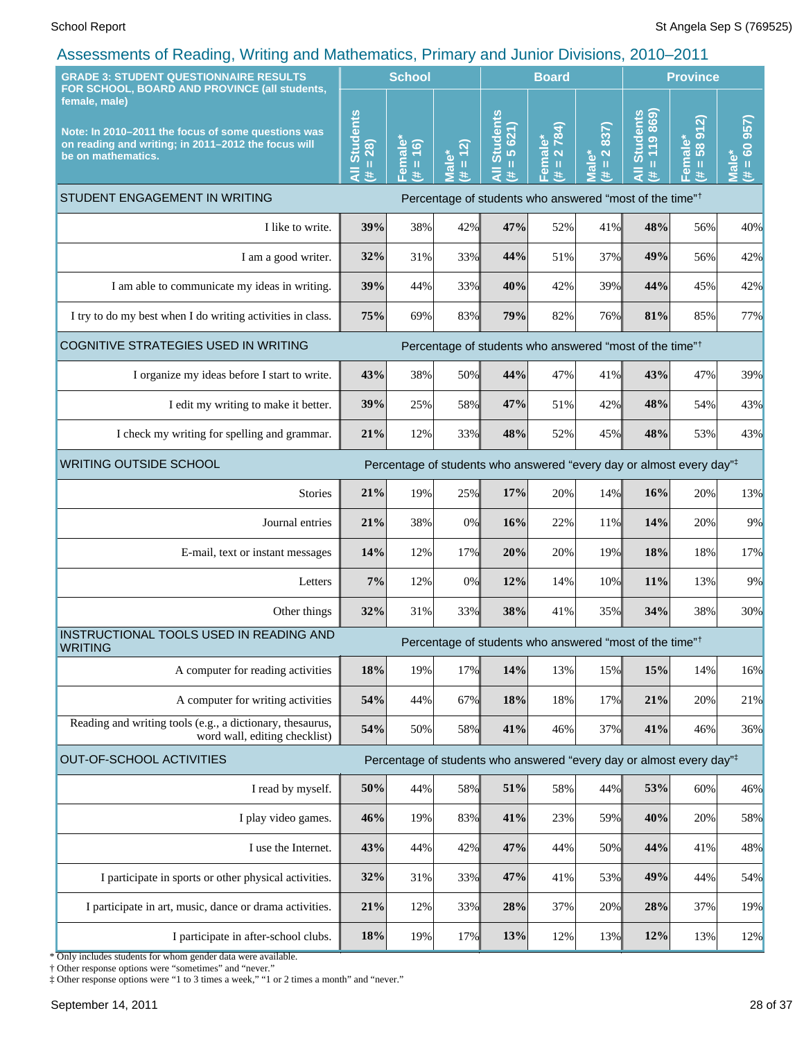## Assessments of Reading, Writing and Mathematics, Primary and Junior Divisions, 2010–2011

| GRADE 3: STUDENT QUESTIONNAIRE RESULTS FOR SCHOOL, BOARD AND PROVINCE (all students, female, male) Note: In 2010–2011 the focus of some questions was on reading and writing; in 2011–2012 the focus will be on mathematics. | School | | | Board | | | Province | | |
|---|---|---|---|---|---|---|---|---|---|
| | All Students (# = 28) | Female* (# = 16) | Male* (# = 12) | All Students (# = 5 621) | Female* (# = 2 784) | Male* (# = 2 837) | All Students (# = 119 869) | Female* (# = 58 912) | Male* (# = 60 957) |
| **STUDENT ENGAGEMENT IN WRITING** — Percentage of students who answered "most of the time"† | | | | | | | | | |
| I like to write. | **39%** | 38% | 42% | **47%** | 52% | 41% | **48%** | 56% | 40% |
| I am a good writer. | **32%** | 31% | 33% | **44%** | 51% | 37% | **49%** | 56% | 42% |
| I am able to communicate my ideas in writing. | **39%** | 44% | 33% | **40%** | 42% | 39% | **44%** | 45% | 42% |
| I try to do my best when I do writing activities in class. | **75%** | 69% | 83% | **79%** | 82% | 76% | **81%** | 85% | 77% |
| **COGNITIVE STRATEGIES USED IN WRITING** — Percentage of students who answered "most of the time"† | | | | | | | | | |
| I organize my ideas before I start to write. | **43%** | 38% | 50% | **44%** | 47% | 41% | **43%** | 47% | 39% |
| I edit my writing to make it better. | **39%** | 25% | 58% | **47%** | 51% | 42% | **48%** | 54% | 43% |
| I check my writing for spelling and grammar. | **21%** | 12% | 33% | **48%** | 52% | 45% | **48%** | 53% | 43% |
| **WRITING OUTSIDE SCHOOL** — Percentage of students who answered "every day or almost every day"‡ | | | | | | | | | |
| Stories | **21%** | 19% | 25% | **17%** | 20% | 14% | **16%** | 20% | 13% |
| Journal entries | **21%** | 38% | 0% | **16%** | 22% | 11% | **14%** | 20% | 9% |
| E-mail, text or instant messages | **14%** | 12% | 17% | **20%** | 20% | 19% | **18%** | 18% | 17% |
| Letters | **7%** | 12% | 0% | **12%** | 14% | 10% | **11%** | 13% | 9% |
| Other things | **32%** | 31% | 33% | **38%** | 41% | 35% | **34%** | 38% | 30% |
| **INSTRUCTIONAL TOOLS USED IN READING AND WRITING** — Percentage of students who answered "most of the time"† | | | | | | | | | |
| A computer for reading activities | **18%** | 19% | 17% | **14%** | 13% | 15% | **15%** | 14% | 16% |
| A computer for writing activities | **54%** | 44% | 67% | **18%** | 18% | 17% | **21%** | 20% | 21% |
| Reading and writing tools (e.g., a dictionary, thesaurus, word wall, editing checklist) | **54%** | 50% | 58% | **41%** | 46% | 37% | **41%** | 46% | 36% |
| **OUT-OF-SCHOOL ACTIVITIES** — Percentage of students who answered "every day or almost every day"‡ | | | | | | | | | |
| I read by myself. | **50%** | 44% | 58% | **51%** | 58% | 44% | **53%** | 60% | 46% |
| I play video games. | **46%** | 19% | 83% | **41%** | 23% | 59% | **40%** | 20% | 58% |
| I use the Internet. | **43%** | 44% | 42% | **47%** | 44% | 50% | **44%** | 41% | 48% |
| I participate in sports or other physical activities. | **32%** | 31% | 33% | **47%** | 41% | 53% | **49%** | 44% | 54% |
| I participate in art, music, dance or drama activities. | **21%** | 12% | 33% | **28%** | 37% | 20% | **28%** | 37% | 19% |
| I participate in after-school clubs. | **18%** | 19% | 17% | **13%** | 12% | 13% | **12%** | 13% | 12% |

* Only includes students for whom gender data were available.
† Other response options were "sometimes" and "never."
‡ Other response options were "1 to 3 times a week," "1 or 2 times a month" and "never."

September 14, 2011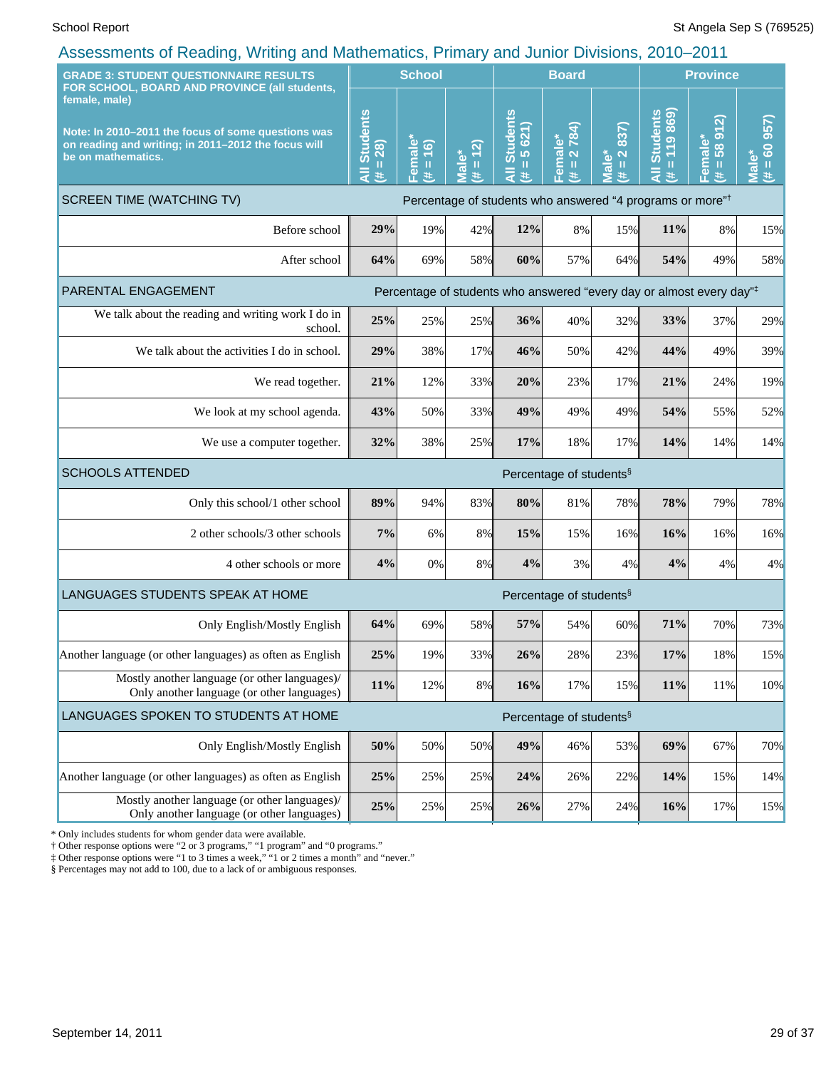## Assessments of Reading, Writing and Mathematics, Primary and Junior Divisions, 2010–2011

| GRADE 3: STUDENT QUESTIONNAIRE RESULTS FOR SCHOOL, BOARD AND PROVINCE (all students, female, male)<br><br>Note: In 2010–2011 the focus of some questions was on reading and writing; in 2011–2012 the focus will be on mathematics. | School | | | Board | | | Province | | |
|---|---|---|---|---|---|---|---|---|---|
| | All Students (# = 28) | Female* (# = 16) | Male* (# = 12) | All Students (# = 5 621) | Female* (# = 2 784) | Male* (# = 2 837) | All Students (# = 119 869) | Female* (# = 58 912) | Male* (# = 60 957) |
| **SCREEN TIME (WATCHING TV)** — Percentage of students who answered "4 programs or more"† | | | | | | | | | |
| Before school | **29%** | 19% | 42% | **12%** | 8% | 15% | **11%** | 8% | 15% |
| After school | **64%** | 69% | 58% | **60%** | 57% | 64% | **54%** | 49% | 58% |
| **PARENTAL ENGAGEMENT** — Percentage of students who answered "every day or almost every day"‡ | | | | | | | | | |
| We talk about the reading and writing work I do in school. | **25%** | 25% | 25% | **36%** | 40% | 32% | **33%** | 37% | 29% |
| We talk about the activities I do in school. | **29%** | 38% | 17% | **46%** | 50% | 42% | **44%** | 49% | 39% |
| We read together. | **21%** | 12% | 33% | **20%** | 23% | 17% | **21%** | 24% | 19% |
| We look at my school agenda. | **43%** | 50% | 33% | **49%** | 49% | 49% | **54%** | 55% | 52% |
| We use a computer together. | **32%** | 38% | 25% | **17%** | 18% | 17% | **14%** | 14% | 14% |
| **SCHOOLS ATTENDED** — Percentage of students§ | | | | | | | | | |
| Only this school/1 other school | **89%** | 94% | 83% | **80%** | 81% | 78% | **78%** | 79% | 78% |
| 2 other schools/3 other schools | **7%** | 6% | 8% | **15%** | 15% | 16% | **16%** | 16% | 16% |
| 4 other schools or more | **4%** | 0% | 8% | **4%** | 3% | 4% | **4%** | 4% | 4% |
| **LANGUAGES STUDENTS SPEAK AT HOME** — Percentage of students§ | | | | | | | | | |
| Only English/Mostly English | **64%** | 69% | 58% | **57%** | 54% | 60% | **71%** | 70% | 73% |
| Another language (or other languages) as often as English | **25%** | 19% | 33% | **26%** | 28% | 23% | **17%** | 18% | 15% |
| Mostly another language (or other languages)/ Only another language (or other languages) | **11%** | 12% | 8% | **16%** | 17% | 15% | **11%** | 11% | 10% |
| **LANGUAGES SPOKEN TO STUDENTS AT HOME** — Percentage of students§ | | | | | | | | | |
| Only English/Mostly English | **50%** | 50% | 50% | **49%** | 46% | 53% | **69%** | 67% | 70% |
| Another language (or other languages) as often as English | **25%** | 25% | 25% | **24%** | 26% | 22% | **14%** | 15% | 14% |
| Mostly another language (or other languages)/ Only another language (or other languages) | **25%** | 25% | 25% | **26%** | 27% | 24% | **16%** | 17% | 15% |

\* Only includes students for whom gender data were available.
† Other response options were "2 or 3 programs," "1 program" and "0 programs."
‡ Other response options were "1 to 3 times a week," "1 or 2 times a month" and "never."
§ Percentages may not add to 100, due to a lack of or ambiguous responses.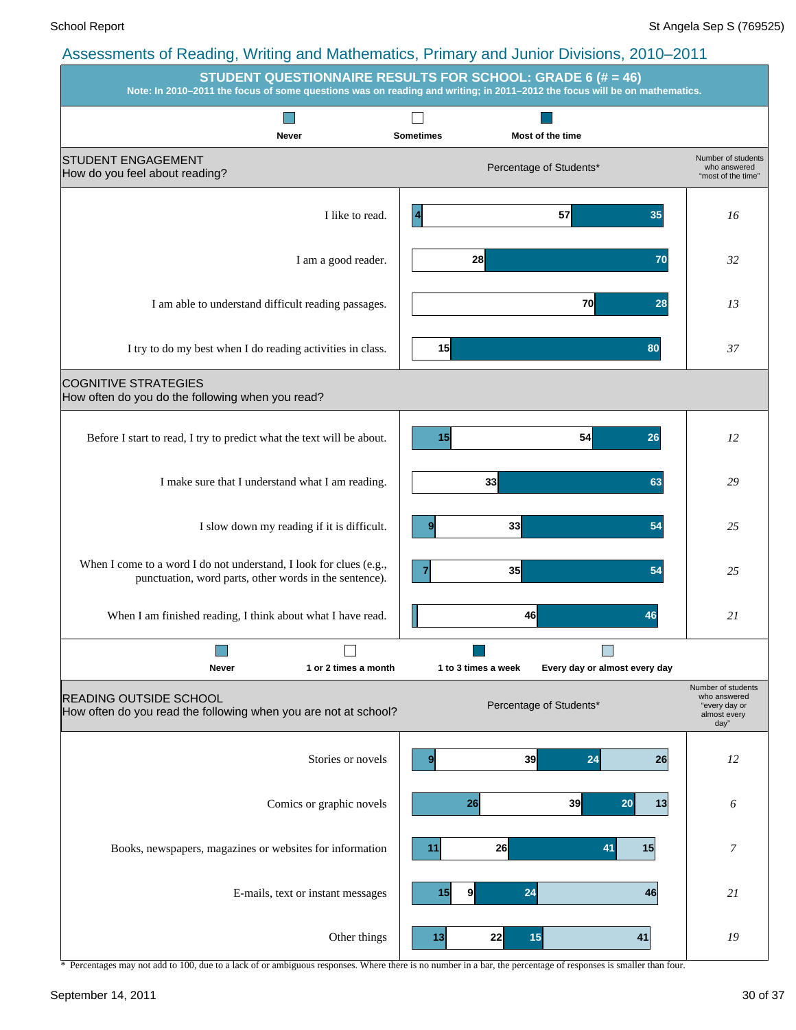## Assessments of Reading, Writing and Mathematics, Primary and Junior Divisions, 2010–2011

### STUDENT QUESTIONNAIRE RESULTS FOR SCHOOL: GRADE 6 (# = 46)

**Note: In 2010–2011 the focus of some questions was on reading and writing; in 2011–2012 the focus will be on mathematics.**

#### STUDENT ENGAGEMENT
How do you feel about reading?

| Statement | Never | Sometimes | Most of the time | Number of students who answered "most of the time" |
|---|---|---|---|---|
| I like to read. | 4 | 57 | 35 | 16 |
| I am a good reader. | | 28 | 70 | 32 |
| I am able to understand difficult reading passages. | | 70 | 28 | 13 |
| I try to do my best when I do reading activities in class. | | 15 | 80 | 37 |

#### COGNITIVE STRATEGIES
How often do you do the following when you read?

| Statement | Never | Sometimes | Most of the time | Number of students who answered "most of the time" |
|---|---|---|---|---|
| Before I start to read, I try to predict what the text will be about. | 15 | 54 | 26 | 12 |
| I make sure that I understand what I am reading. | | 33 | 63 | 29 |
| I slow down my reading if it is difficult. | 9 | 33 | 54 | 25 |
| When I come to a word I do not understand, I look for clues (e.g., punctuation, word parts, other words in the sentence). | 7 | 35 | 54 | 25 |
| When I am finished reading, I think about what I have read. | | 46 | 46 | 21 |

#### READING OUTSIDE SCHOOL
How often do you read the following when you are not at school?

| Item | Never | 1 or 2 times a month | 1 to 3 times a week | Every day or almost every day | Number of students who answered "every day or almost every day" |
|---|---|---|---|---|---|
| Stories or novels | 9 | 39 | 24 | 26 | 12 |
| Comics or graphic novels | 26 | 39 | 20 | 13 | 6 |
| Books, newspapers, magazines or websites for information | 11 | 26 | 41 | 15 | 7 |
| E-mails, text or instant messages | 15 | 9 | 24 | 46 | 21 |
| Other things | 13 | 22 | 15 | 41 | 19 |

\* Percentages may not add to 100, due to a lack of or ambiguous responses. Where there is no number in a bar, the percentage of responses is smaller than four.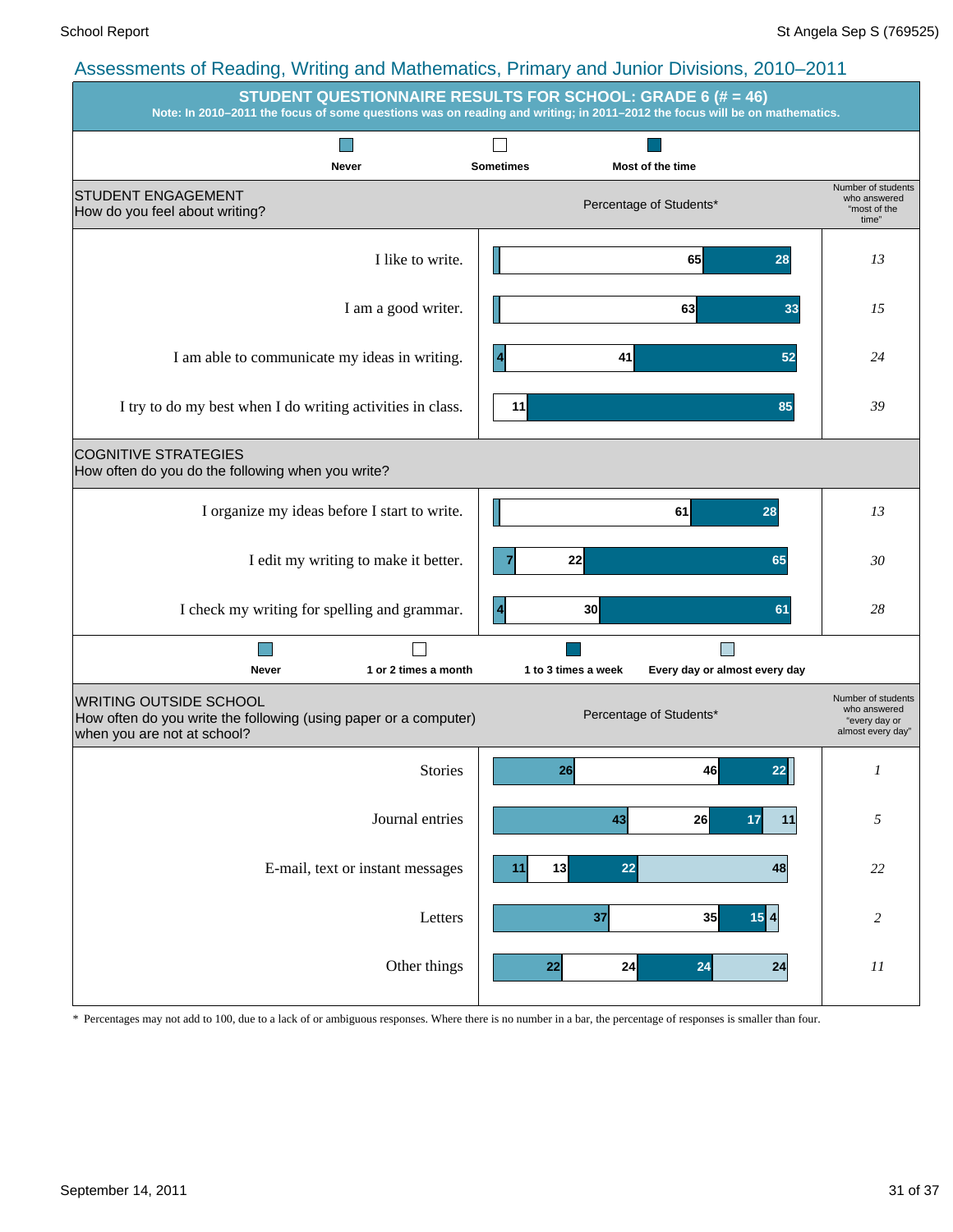## Assessments of Reading, Writing and Mathematics, Primary and Junior Divisions, 2010–2011

### STUDENT QUESTIONNAIRE RESULTS FOR SCHOOL: GRADE 6 (# = 46)

**Note: In 2010–2011 the focus of some questions was on reading and writing; in 2011–2012 the focus will be on mathematics.**

**STUDENT ENGAGEMENT**
How do you feel about writing?

| Statement | Never | Sometimes | Most of the time | Number of students who answered "most of the time" |
|---|---|---|---|---|
| I like to write. | | 65 | 28 | *13* |
| I am a good writer. | | 63 | 33 | *15* |
| I am able to communicate my ideas in writing. | 4 | 41 | 52 | *24* |
| I try to do my best when I do writing activities in class. | | 11 | 85 | *39* |

**COGNITIVE STRATEGIES**
How often do you do the following when you write?

| Statement | Never | Sometimes | Most of the time | Number of students who answered "most of the time" |
|---|---|---|---|---|
| I organize my ideas before I start to write. | | 61 | 28 | *13* |
| I edit my writing to make it better. | 7 | 22 | 65 | *30* |
| I check my writing for spelling and grammar. | 4 | 30 | 61 | *28* |

**WRITING OUTSIDE SCHOOL**
How often do you write the following (using paper or a computer) when you are not at school?

| Item | Never | 1 or 2 times a month | 1 to 3 times a week | Every day or almost every day | Number of students who answered "every day or almost every day" |
|---|---|---|---|---|---|
| Stories | 26 | 46 | 22 | | *1* |
| Journal entries | 43 | 26 | 17 | 11 | *5* |
| E-mail, text or instant messages | 11 | 13 | 22 | 48 | *22* |
| Letters | 37 | 35 | 15 | 4 | *2* |
| Other things | 22 | 24 | 24 | 24 | *11* |

Percentage of Students*

\* Percentages may not add to 100, due to a lack of or ambiguous responses. Where there is no number in a bar, the percentage of responses is smaller than four.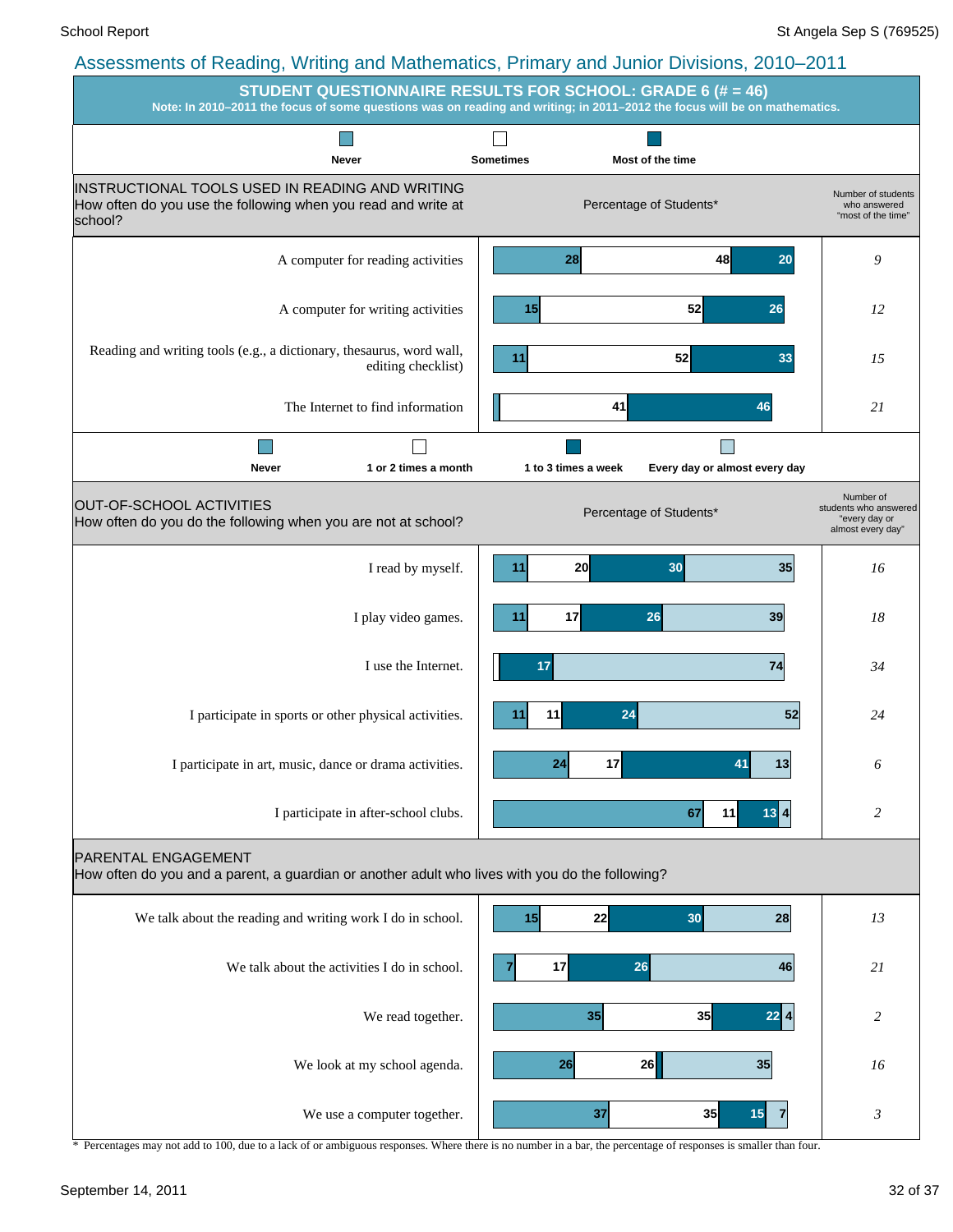## Assessments of Reading, Writing and Mathematics, Primary and Junior Divisions, 2010–2011

### STUDENT QUESTIONNAIRE RESULTS FOR SCHOOL: GRADE 6 (# = 46)

**Note: In 2010–2011 the focus of some questions was on reading and writing; in 2011–2012 the focus will be on mathematics.**

#### INSTRUCTIONAL TOOLS USED IN READING AND WRITING

How often do you use the following when you read and write at school?

Percentage of Students*

| | Never | Sometimes | Most of the time | Number of students who answered "most of the time" |
|---|---|---|---|---|
| A computer for reading activities | 28 | 48 | 20 | 9 |
| A computer for writing activities | 15 | 52 | 26 | 12 |
| Reading and writing tools (e.g., a dictionary, thesaurus, word wall, editing checklist) | 11 | 52 | 33 | 15 |
| The Internet to find information | | 41 | 46 | 21 |

#### OUT-OF-SCHOOL ACTIVITIES

How often do you do the following when you are not at school?

Percentage of Students*

| | Never | 1 or 2 times a month | 1 to 3 times a week | Every day or almost every day | Number of students who answered "every day or almost every day" |
|---|---|---|---|---|---|
| I read by myself. | 11 | 20 | 30 | 35 | 16 |
| I play video games. | 11 | 17 | 26 | 39 | 18 |
| I use the Internet. | | | 17 | 74 | 34 |
| I participate in sports or other physical activities. | 11 | 11 | 24 | 52 | 24 |
| I participate in art, music, dance or drama activities. | 24 | 17 | 41 | 13 | 6 |
| I participate in after-school clubs. | 67 | 11 | 13 | 4 | 2 |

#### PARENTAL ENGAGEMENT

How often do you and a parent, a guardian or another adult who lives with you do the following?

| | Never | 1 or 2 times a month | 1 to 3 times a week | Every day or almost every day | Number of students who answered "every day or almost every day" |
|---|---|---|---|---|---|
| We talk about the reading and writing work I do in school. | 15 | 22 | 30 | 28 | 13 |
| We talk about the activities I do in school. | 7 | 17 | 26 | 46 | 21 |
| We read together. | 35 | 35 | 22 | 4 | 2 |
| We look at my school agenda. | 26 | 26 | | 35 | 16 |
| We use a computer together. | 37 | 35 | 15 | 7 | 3 |

\* Percentages may not add to 100, due to a lack of or ambiguous responses. Where there is no number in a bar, the percentage of responses is smaller than four.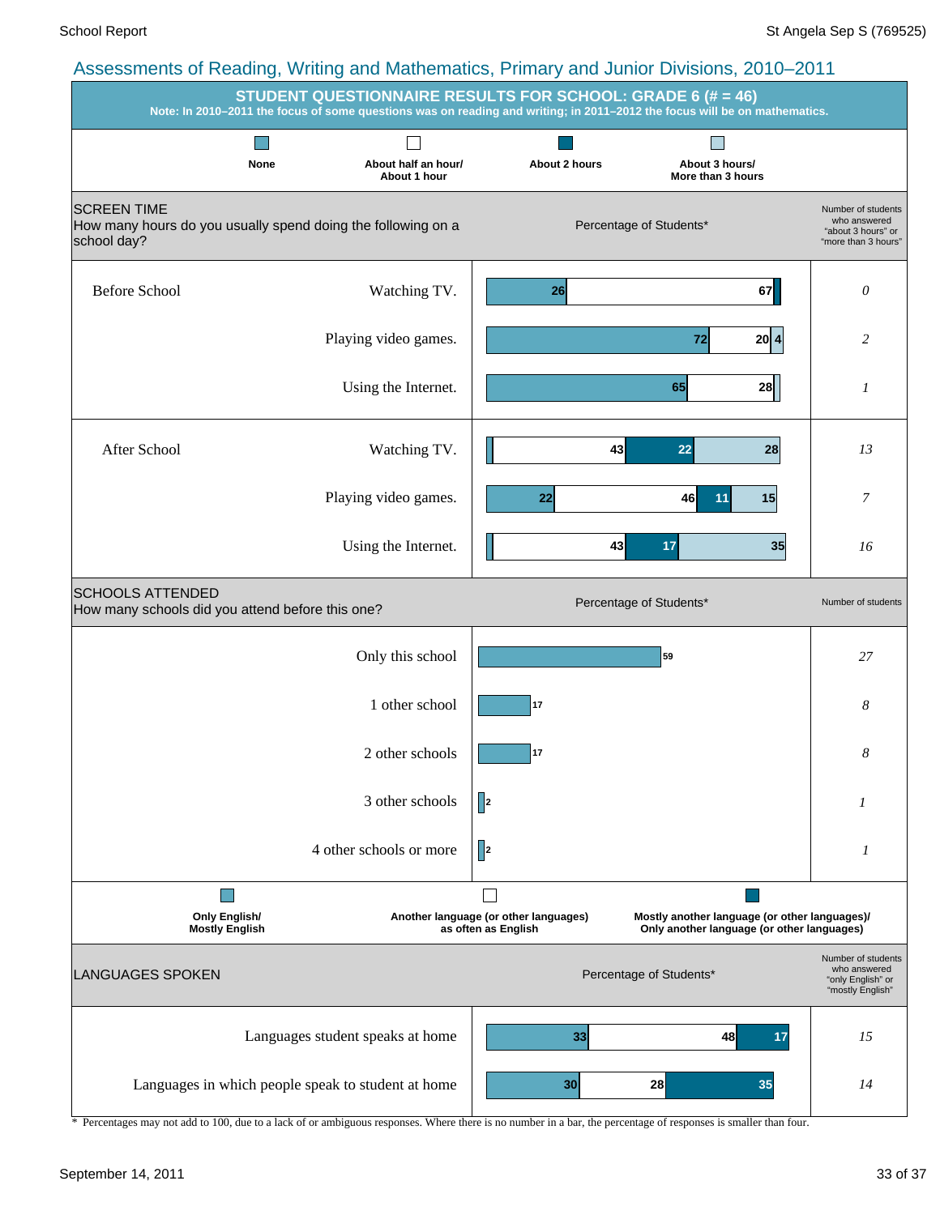## Assessments of Reading, Writing and Mathematics, Primary and Junior Divisions, 2010–2011

### STUDENT QUESTIONNAIRE RESULTS FOR SCHOOL: GRADE 6 (# = 46)

**Note: In 2010–2011 the focus of some questions was on reading and writing; in 2011–2012 the focus will be on mathematics.**

**SCREEN TIME**
How many hours do you usually spend doing the following on a school day?

Percentage of Students*

| | | None | About half an hour/ About 1 hour | About 2 hours | About 3 hours/ More than 3 hours | Number of students who answered "about 3 hours" or "more than 3 hours" |
|---|---|---|---|---|---|---|
| Before School | Watching TV. | 26 | 67 | | | *0* |
| | Playing video games. | 72 | 20 | 4 | | *2* |
| | Using the Internet. | 65 | 28 | | | *1* |
| After School | Watching TV. | | 43 | 22 | 28 | *13* |
| | Playing video games. | 22 | 46 | 11 | 15 | *7* |
| | Using the Internet. | | 43 | 17 | 35 | *16* |

**SCHOOLS ATTENDED**
How many schools did you attend before this one?

| | Percentage of Students* | Number of students |
|---|---|---|
| Only this school | 59 | *27* |
| 1 other school | 17 | *8* |
| 2 other schools | 17 | *8* |
| 3 other schools | 2 | *1* |
| 4 other schools or more | 2 | *1* |

**LANGUAGES SPOKEN**

Percentage of Students*

| | Only English/ Mostly English | Another language (or other languages) as often as English | Mostly another language (or other languages)/ Only another language (or other languages) | Number of students who answered "only English" or "mostly English" |
|---|---|---|---|---|
| Languages student speaks at home | 33 | 48 | 17 | *15* |
| Languages in which people speak to student at home | 30 | 28 | 35 | *14* |

\* Percentages may not add to 100, due to a lack of or ambiguous responses. Where there is no number in a bar, the percentage of responses is smaller than four.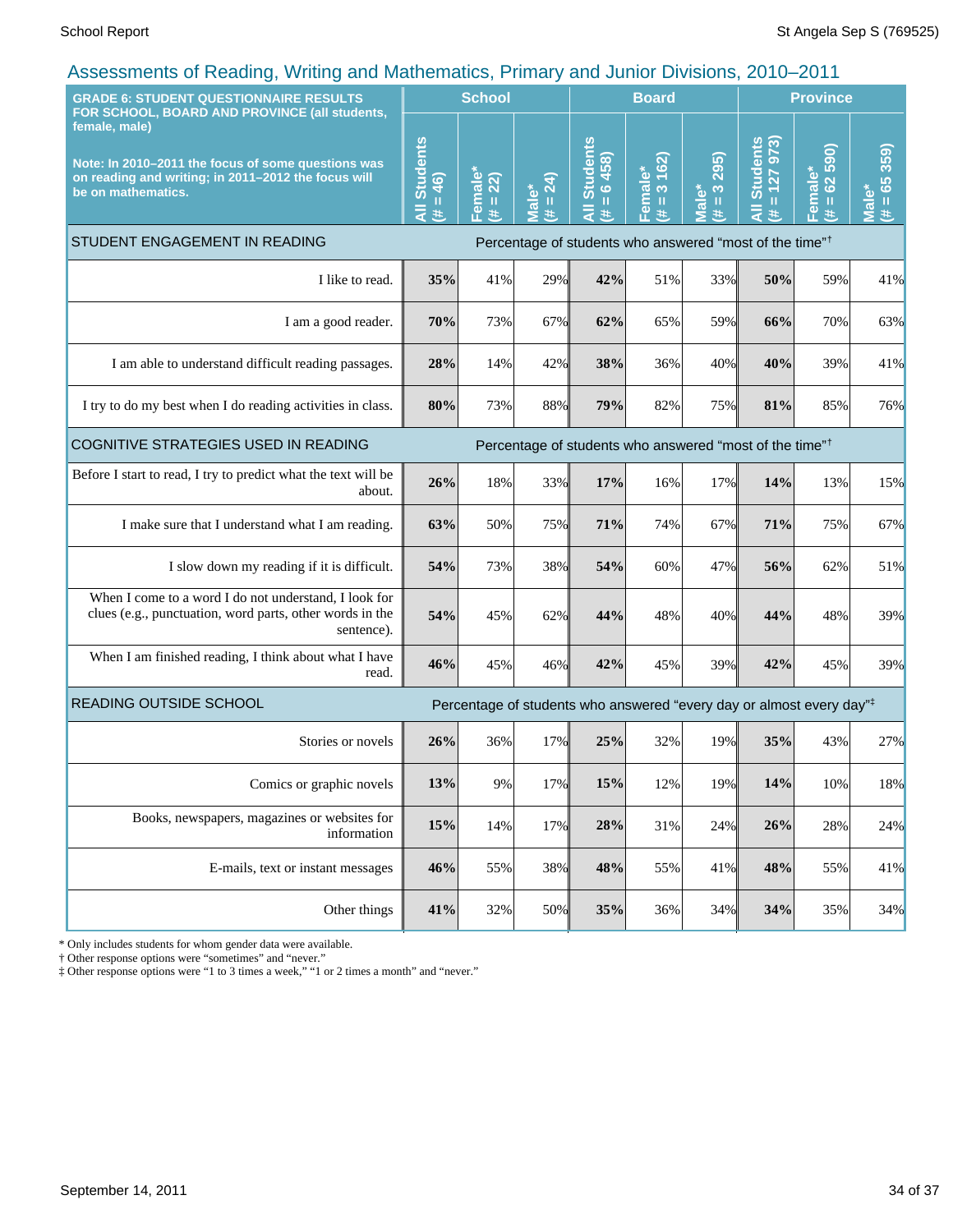## Assessments of Reading, Writing and Mathematics, Primary and Junior Divisions, 2010–2011

| GRADE 6: STUDENT QUESTIONNAIRE RESULTS FOR SCHOOL, BOARD AND PROVINCE (all students, female, male)<br><br>Note: In 2010–2011 the focus of some questions was on reading and writing; in 2011–2012 the focus will be on mathematics. | School | | | Board | | | Province | | |
|---|---|---|---|---|---|---|---|---|---|
| | All Students (# = 46) | Female* (# = 22) | Male* (# = 24) | All Students (# = 6 458) | Female* (# = 3 162) | Male* (# = 3 295) | All Students (# = 127 973) | Female* (# = 62 590) | Male* (# = 65 359) |
| **STUDENT ENGAGEMENT IN READING** | Percentage of students who answered "most of the time"† | | | | | | | | |
| I like to read. | **35%** | 41% | 29% | **42%** | 51% | 33% | **50%** | 59% | 41% |
| I am a good reader. | **70%** | 73% | 67% | **62%** | 65% | 59% | **66%** | 70% | 63% |
| I am able to understand difficult reading passages. | **28%** | 14% | 42% | **38%** | 36% | 40% | **40%** | 39% | 41% |
| I try to do my best when I do reading activities in class. | **80%** | 73% | 88% | **79%** | 82% | 75% | **81%** | 85% | 76% |
| **COGNITIVE STRATEGIES USED IN READING** | Percentage of students who answered "most of the time"† | | | | | | | | |
| Before I start to read, I try to predict what the text will be about. | **26%** | 18% | 33% | **17%** | 16% | 17% | **14%** | 13% | 15% |
| I make sure that I understand what I am reading. | **63%** | 50% | 75% | **71%** | 74% | 67% | **71%** | 75% | 67% |
| I slow down my reading if it is difficult. | **54%** | 73% | 38% | **54%** | 60% | 47% | **56%** | 62% | 51% |
| When I come to a word I do not understand, I look for clues (e.g., punctuation, word parts, other words in the sentence). | **54%** | 45% | 62% | **44%** | 48% | 40% | **44%** | 48% | 39% |
| When I am finished reading, I think about what I have read. | **46%** | 45% | 46% | **42%** | 45% | 39% | **42%** | 45% | 39% |
| **READING OUTSIDE SCHOOL** | Percentage of students who answered "every day or almost every day"‡ | | | | | | | | |
| Stories or novels | **26%** | 36% | 17% | **25%** | 32% | 19% | **35%** | 43% | 27% |
| Comics or graphic novels | **13%** | 9% | 17% | **15%** | 12% | 19% | **14%** | 10% | 18% |
| Books, newspapers, magazines or websites for information | **15%** | 14% | 17% | **28%** | 31% | 24% | **26%** | 28% | 24% |
| E-mails, text or instant messages | **46%** | 55% | 38% | **48%** | 55% | 41% | **48%** | 55% | 41% |
| Other things | **41%** | 32% | 50% | **35%** | 36% | 34% | **34%** | 35% | 34% |

* Only includes students for whom gender data were available.
† Other response options were "sometimes" and "never."
‡ Other response options were "1 to 3 times a week," "1 or 2 times a month" and "never."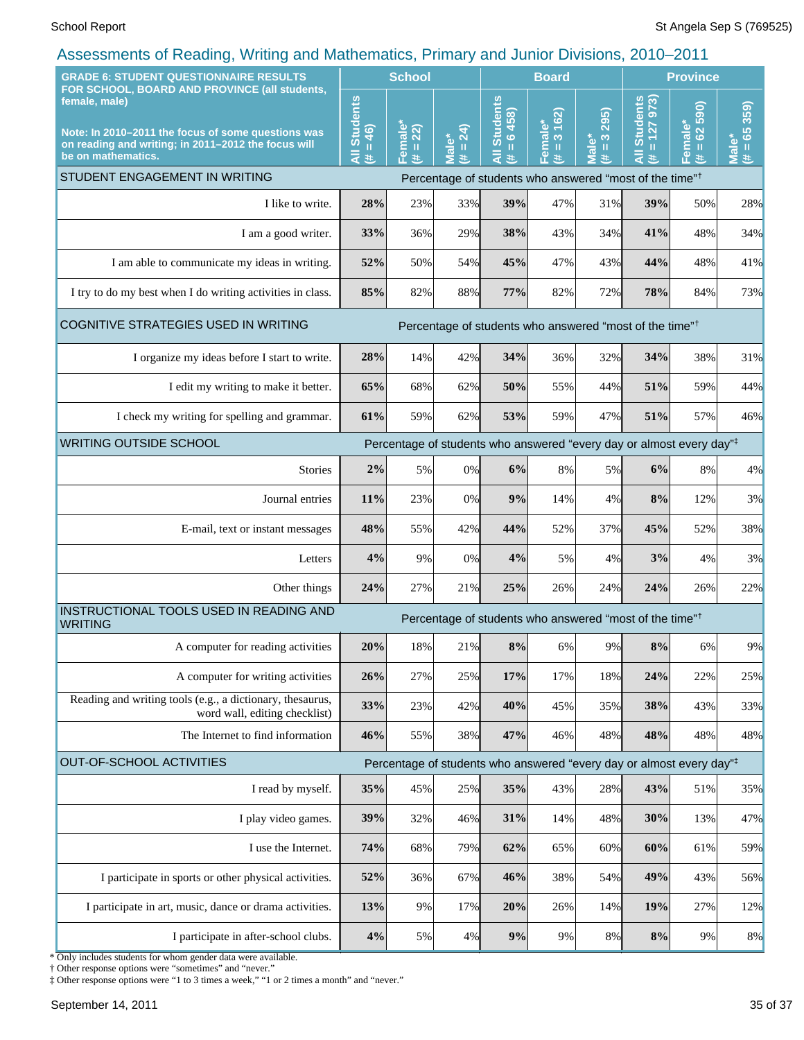School Report — St Angela Sep S (769525)

## Assessments of Reading, Writing and Mathematics, Primary and Junior Divisions, 2010–2011

| GRADE 6: STUDENT QUESTIONNAIRE RESULTS FOR SCHOOL, BOARD AND PROVINCE (all students, female, male)<br><br>Note: In 2010–2011 the focus of some questions was on reading and writing; in 2011–2012 the focus will be on mathematics. | School | | | Board | | | Province | | |
|---|---|---|---|---|---|---|---|---|---|
| | All Students (# = 46) | Female* (# = 22) | Male* (# = 24) | All Students (# = 6 458) | Female* (# = 3 162) | Male* (# = 3 295) | All Students (# = 127 973) | Female* (# = 62 590) | Male* (# = 65 359) |
| **STUDENT ENGAGEMENT IN WRITING** | Percentage of students who answered "most of the time"† | | | | | | | | |
| I like to write. | **28%** | 23% | 33% | **39%** | 47% | 31% | **39%** | 50% | 28% |
| I am a good writer. | **33%** | 36% | 29% | **38%** | 43% | 34% | **41%** | 48% | 34% |
| I am able to communicate my ideas in writing. | **52%** | 50% | 54% | **45%** | 47% | 43% | **44%** | 48% | 41% |
| I try to do my best when I do writing activities in class. | **85%** | 82% | 88% | **77%** | 82% | 72% | **78%** | 84% | 73% |
| **COGNITIVE STRATEGIES USED IN WRITING** | Percentage of students who answered "most of the time"† | | | | | | | | |
| I organize my ideas before I start to write. | **28%** | 14% | 42% | **34%** | 36% | 32% | **34%** | 38% | 31% |
| I edit my writing to make it better. | **65%** | 68% | 62% | **50%** | 55% | 44% | **51%** | 59% | 44% |
| I check my writing for spelling and grammar. | **61%** | 59% | 62% | **53%** | 59% | 47% | **51%** | 57% | 46% |
| **WRITING OUTSIDE SCHOOL** | Percentage of students who answered "every day or almost every day"‡ | | | | | | | | |
| Stories | **2%** | 5% | 0% | **6%** | 8% | 5% | **6%** | 8% | 4% |
| Journal entries | **11%** | 23% | 0% | **9%** | 14% | 4% | **8%** | 12% | 3% |
| E-mail, text or instant messages | **48%** | 55% | 42% | **44%** | 52% | 37% | **45%** | 52% | 38% |
| Letters | **4%** | 9% | 0% | **4%** | 5% | 4% | **3%** | 4% | 3% |
| Other things | **24%** | 27% | 21% | **25%** | 26% | 24% | **24%** | 26% | 22% |
| **INSTRUCTIONAL TOOLS USED IN READING AND WRITING** | Percentage of students who answered "most of the time"† | | | | | | | | |
| A computer for reading activities | **20%** | 18% | 21% | **8%** | 6% | 9% | **8%** | 6% | 9% |
| A computer for writing activities | **26%** | 27% | 25% | **17%** | 17% | 18% | **24%** | 22% | 25% |
| Reading and writing tools (e.g., a dictionary, thesaurus, word wall, editing checklist) | **33%** | 23% | 42% | **40%** | 45% | 35% | **38%** | 43% | 33% |
| The Internet to find information | **46%** | 55% | 38% | **47%** | 46% | 48% | **48%** | 48% | 48% |
| **OUT-OF-SCHOOL ACTIVITIES** | Percentage of students who answered "every day or almost every day"‡ | | | | | | | | |
| I read by myself. | **35%** | 45% | 25% | **35%** | 43% | 28% | **43%** | 51% | 35% |
| I play video games. | **39%** | 32% | 46% | **31%** | 14% | 48% | **30%** | 13% | 47% |
| I use the Internet. | **74%** | 68% | 79% | **62%** | 65% | 60% | **60%** | 61% | 59% |
| I participate in sports or other physical activities. | **52%** | 36% | 67% | **46%** | 38% | 54% | **49%** | 43% | 56% |
| I participate in art, music, dance or drama activities. | **13%** | 9% | 17% | **20%** | 26% | 14% | **19%** | 27% | 12% |
| I participate in after-school clubs. | **4%** | 5% | 4% | **9%** | 9% | 8% | **8%** | 9% | 8% |

* Only includes students for whom gender data were available.
† Other response options were "sometimes" and "never."
‡ Other response options were "1 to 3 times a week," "1 or 2 times a month" and "never."

September 14, 2011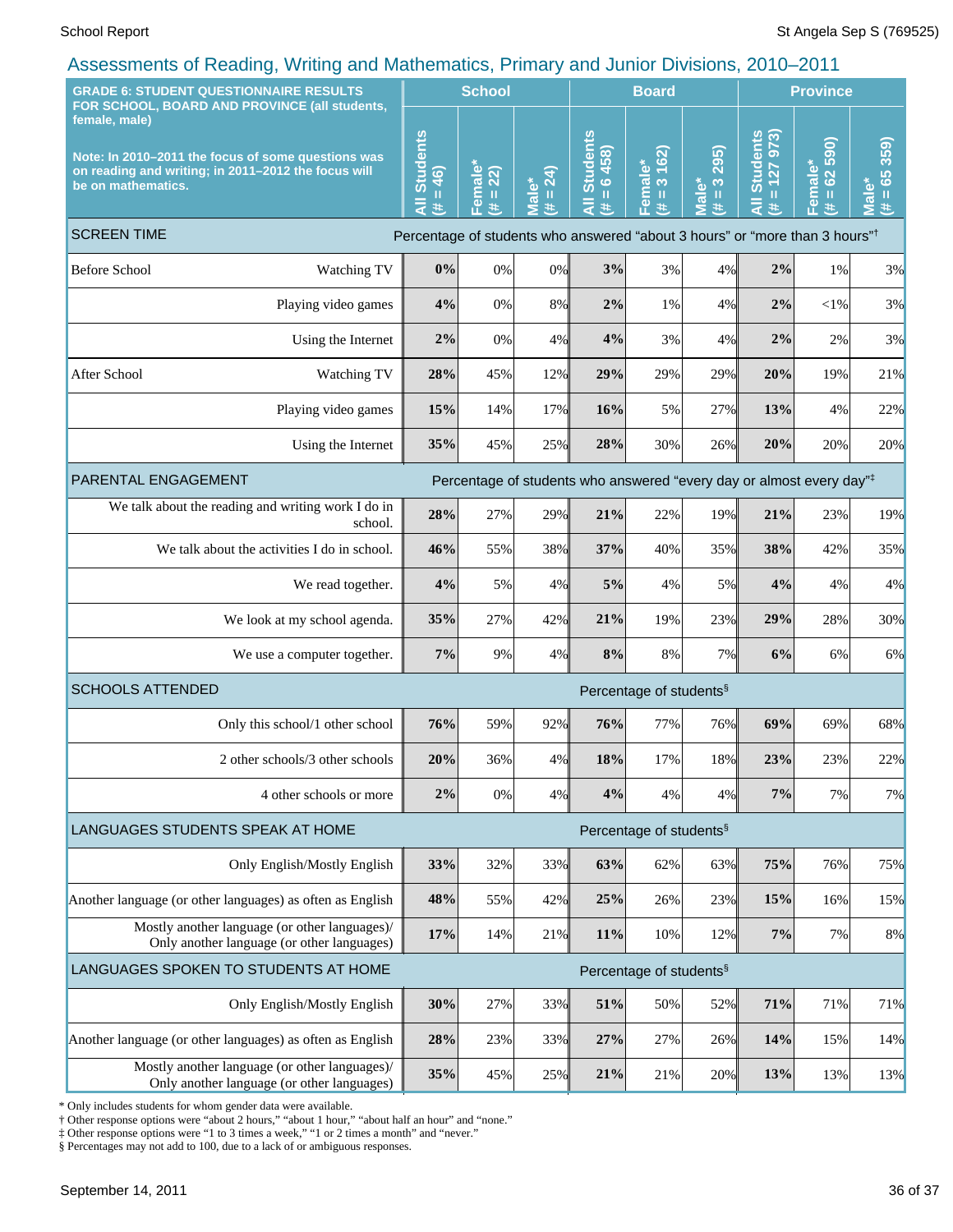## Assessments of Reading, Writing and Mathematics, Primary and Junior Divisions, 2010–2011

| GRADE 6: STUDENT QUESTIONNAIRE RESULTS FOR SCHOOL, BOARD AND PROVINCE (all students, female, male)<br><br>Note: In 2010–2011 the focus of some questions was on reading and writing; in 2011–2012 the focus will be on mathematics. | | School | | | Board | | | Province | | |
|---|---|---|---|---|---|---|---|---|---|---|
| | | All Students (# = 46) | Female* (# = 22) | Male* (# = 24) | All Students (# = 6 458) | Female* (# = 3 162) | Male* (# = 3 295) | All Students (# = 127 973) | Female* (# = 62 590) | Male* (# = 65 359) |
| **SCREEN TIME** | Percentage of students who answered "about 3 hours" or "more than 3 hours"† | | | | | | | | | |
| Before School | Watching TV | **0%** | 0% | 0% | **3%** | 3% | 4% | **2%** | 1% | 3% |
| | Playing video games | **4%** | 0% | 8% | **2%** | 1% | 4% | **2%** | <1% | 3% |
| | Using the Internet | **2%** | 0% | 4% | **4%** | 3% | 4% | **2%** | 2% | 3% |
| After School | Watching TV | **28%** | 45% | 12% | **29%** | 29% | 29% | **20%** | 19% | 21% |
| | Playing video games | **15%** | 14% | 17% | **16%** | 5% | 27% | **13%** | 4% | 22% |
| | Using the Internet | **35%** | 45% | 25% | **28%** | 30% | 26% | **20%** | 20% | 20% |
| **PARENTAL ENGAGEMENT** | Percentage of students who answered "every day or almost every day"‡ | | | | | | | | | |
| | We talk about the reading and writing work I do in school. | **28%** | 27% | 29% | **21%** | 22% | 19% | **21%** | 23% | 19% |
| | We talk about the activities I do in school. | **46%** | 55% | 38% | **37%** | 40% | 35% | **38%** | 42% | 35% |
| | We read together. | **4%** | 5% | 4% | **5%** | 4% | 5% | **4%** | 4% | 4% |
| | We look at my school agenda. | **35%** | 27% | 42% | **21%** | 19% | 23% | **29%** | 28% | 30% |
| | We use a computer together. | **7%** | 9% | 4% | **8%** | 8% | 7% | **6%** | 6% | 6% |
| **SCHOOLS ATTENDED** | Percentage of students§ | | | | | | | | | |
| | Only this school/1 other school | **76%** | 59% | 92% | **76%** | 77% | 76% | **69%** | 69% | 68% |
| | 2 other schools/3 other schools | **20%** | 36% | 4% | **18%** | 17% | 18% | **23%** | 23% | 22% |
| | 4 other schools or more | **2%** | 0% | 4% | **4%** | 4% | 4% | **7%** | 7% | 7% |
| **LANGUAGES STUDENTS SPEAK AT HOME** | Percentage of students§ | | | | | | | | | |
| | Only English/Mostly English | **33%** | 32% | 33% | **63%** | 62% | 63% | **75%** | 76% | 75% |
| | Another language (or other languages) as often as English | **48%** | 55% | 42% | **25%** | 26% | 23% | **15%** | 16% | 15% |
| | Mostly another language (or other languages)/ Only another language (or other languages) | **17%** | 14% | 21% | **11%** | 10% | 12% | **7%** | 7% | 8% |
| **LANGUAGES SPOKEN TO STUDENTS AT HOME** | Percentage of students§ | | | | | | | | | |
| | Only English/Mostly English | **30%** | 27% | 33% | **51%** | 50% | 52% | **71%** | 71% | 71% |
| | Another language (or other languages) as often as English | **28%** | 23% | 33% | **27%** | 27% | 26% | **14%** | 15% | 14% |
| | Mostly another language (or other languages)/ Only another language (or other languages) | **35%** | 45% | 25% | **21%** | 21% | 20% | **13%** | 13% | 13% |

\* Only includes students for whom gender data were available.
† Other response options were "about 2 hours," "about 1 hour," "about half an hour" and "none."
‡ Other response options were "1 to 3 times a week," "1 or 2 times a month" and "never."
§ Percentages may not add to 100, due to a lack of or ambiguous responses.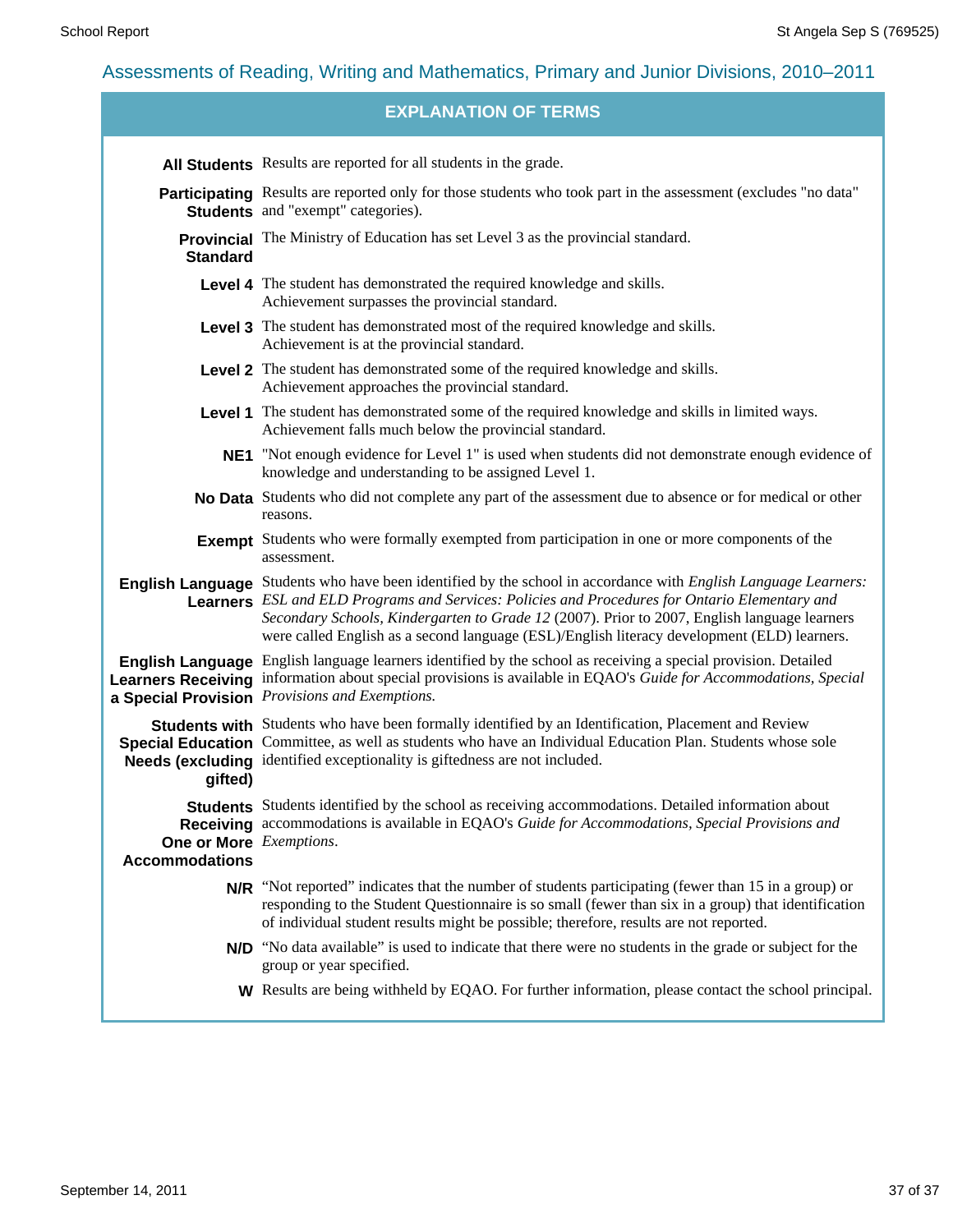## Assessments of Reading, Writing and Mathematics, Primary and Junior Divisions, 2010–2011

### EXPLANATION OF TERMS

**All Students** Results are reported for all students in the grade.

**Participating Students** Results are reported only for those students who took part in the assessment (excludes "no data" and "exempt" categories).

**Provincial Standard** The Ministry of Education has set Level 3 as the provincial standard.

**Level 4** The student has demonstrated the required knowledge and skills. Achievement surpasses the provincial standard.

**Level 3** The student has demonstrated most of the required knowledge and skills. Achievement is at the provincial standard.

**Level 2** The student has demonstrated some of the required knowledge and skills. Achievement approaches the provincial standard.

**Level 1** The student has demonstrated some of the required knowledge and skills in limited ways. Achievement falls much below the provincial standard.

**NE1** "Not enough evidence for Level 1" is used when students did not demonstrate enough evidence of knowledge and understanding to be assigned Level 1.

**No Data** Students who did not complete any part of the assessment due to absence or for medical or other reasons.

**Exempt** Students who were formally exempted from participation in one or more components of the assessment.

**English Language Learners** Students who have been identified by the school in accordance with *English Language Learners: ESL and ELD Programs and Services: Policies and Procedures for Ontario Elementary and Secondary Schools, Kindergarten to Grade 12* (2007). Prior to 2007, English language learners were called English as a second language (ESL)/English literacy development (ELD) learners.

**English Language Learners Receiving a Special Provision** English language learners identified by the school as receiving a special provision. Detailed information about special provisions is available in EQAO's *Guide for Accommodations, Special Provisions and Exemptions.*

**Students with Special Education Needs (excluding gifted)** Students who have been formally identified by an Identification, Placement and Review Committee, as well as students who have an Individual Education Plan. Students whose sole identified exceptionality is giftedness are not included.

**Students Receiving One or More Accommodations** Students identified by the school as receiving accommodations. Detailed information about accommodations is available in EQAO's *Guide for Accommodations, Special Provisions and Exemptions*.

**N/R** "Not reported" indicates that the number of students participating (fewer than 15 in a group) or responding to the Student Questionnaire is so small (fewer than six in a group) that identification of individual student results might be possible; therefore, results are not reported.

**N/D** "No data available" is used to indicate that there were no students in the grade or subject for the group or year specified.

**W** Results are being withheld by EQAO. For further information, please contact the school principal.